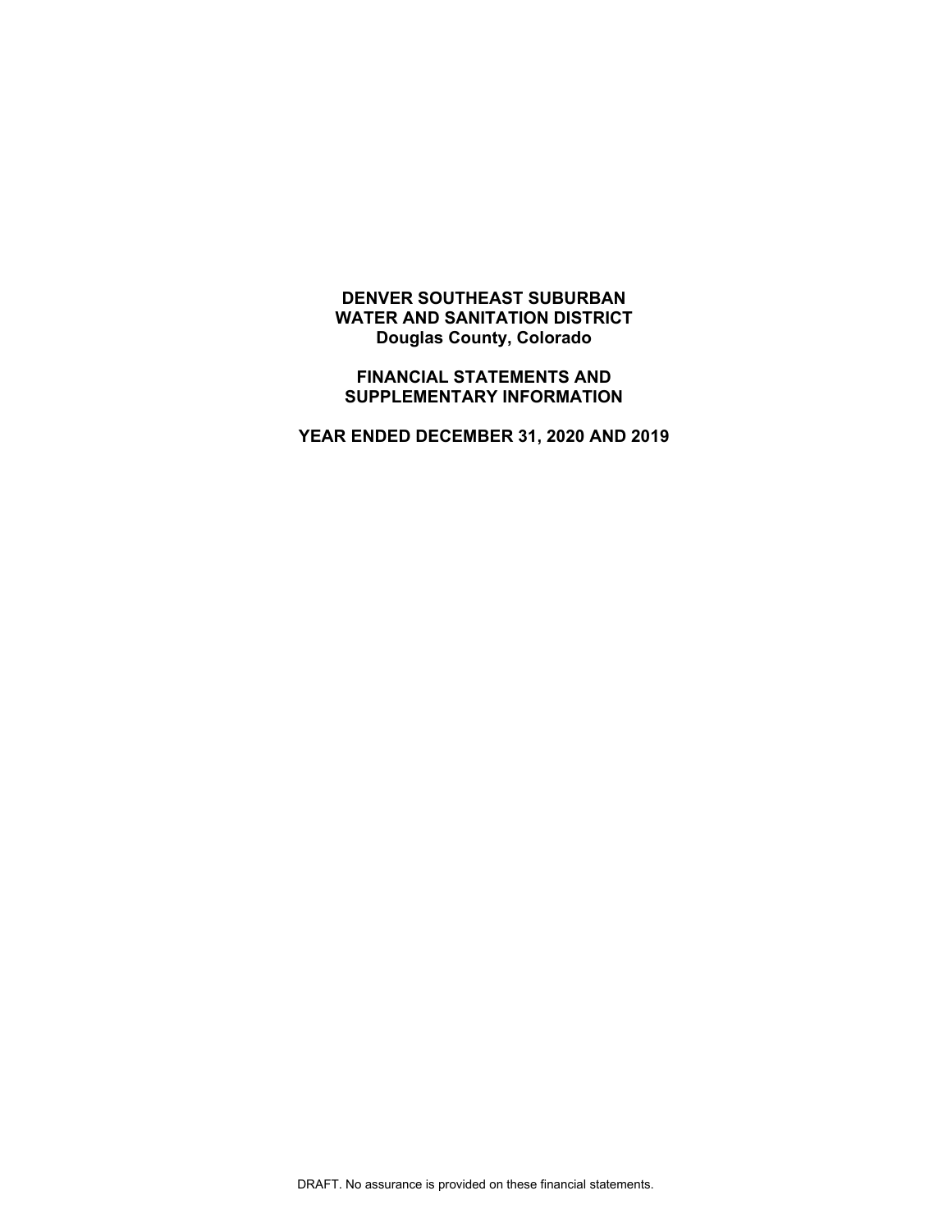# DENVER SOUTHEAST SUBURBAN WATER AND SANITATION DISTRICT
## Douglas County, Colorado

## FINANCIAL STATEMENTS AND SUPPLEMENTARY INFORMATION

## YEAR ENDED DECEMBER 31, 2020 AND 2019

DRAFT. No assurance is provided on these financial statements.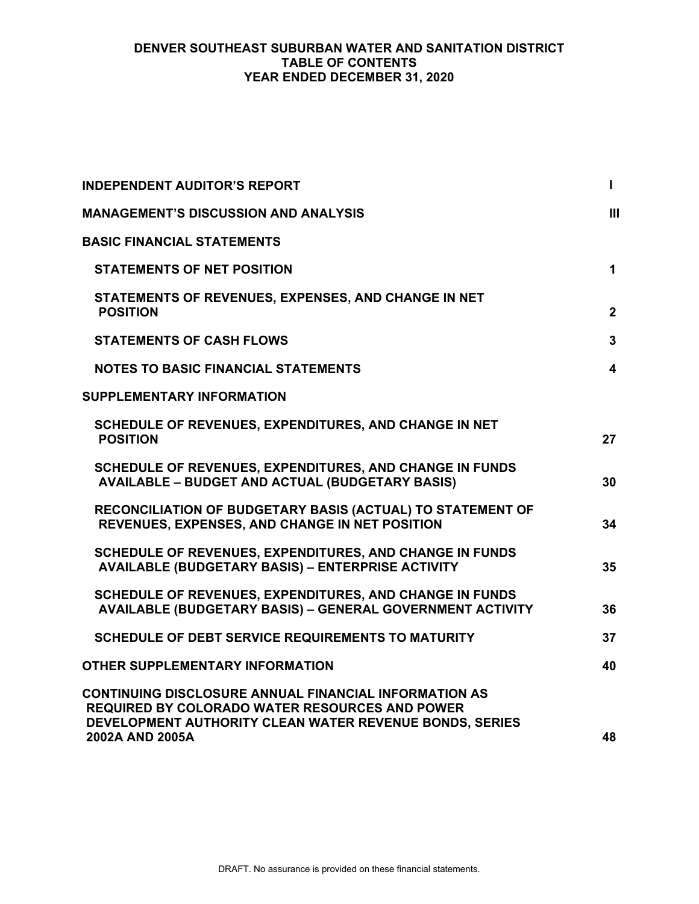**DENVER SOUTHEAST SUBURBAN WATER AND SANITATION DISTRICT**
**TABLE OF CONTENTS**
**YEAR ENDED DECEMBER 31, 2020**

| | |
|---|---|
| **INDEPENDENT AUDITOR'S REPORT** | **I** |
| **MANAGEMENT'S DISCUSSION AND ANALYSIS** | **III** |
| **BASIC FINANCIAL STATEMENTS** | |
| **STATEMENTS OF NET POSITION** | **1** |
| **STATEMENTS OF REVENUES, EXPENSES, AND CHANGE IN NET POSITION** | **2** |
| **STATEMENTS OF CASH FLOWS** | **3** |
| **NOTES TO BASIC FINANCIAL STATEMENTS** | **4** |
| **SUPPLEMENTARY INFORMATION** | |
| **SCHEDULE OF REVENUES, EXPENDITURES, AND CHANGE IN NET POSITION** | **27** |
| **SCHEDULE OF REVENUES, EXPENDITURES, AND CHANGE IN FUNDS AVAILABLE – BUDGET AND ACTUAL (BUDGETARY BASIS)** | **30** |
| **RECONCILIATION OF BUDGETARY BASIS (ACTUAL) TO STATEMENT OF REVENUES, EXPENSES, AND CHANGE IN NET POSITION** | **34** |
| **SCHEDULE OF REVENUES, EXPENDITURES, AND CHANGE IN FUNDS AVAILABLE (BUDGETARY BASIS) – ENTERPRISE ACTIVITY** | **35** |
| **SCHEDULE OF REVENUES, EXPENDITURES, AND CHANGE IN FUNDS AVAILABLE (BUDGETARY BASIS) – GENERAL GOVERNMENT ACTIVITY** | **36** |
| **SCHEDULE OF DEBT SERVICE REQUIREMENTS TO MATURITY** | **37** |
| **OTHER SUPPLEMENTARY INFORMATION** | **40** |
| **CONTINUING DISCLOSURE ANNUAL FINANCIAL INFORMATION AS REQUIRED BY COLORADO WATER RESOURCES AND POWER DEVELOPMENT AUTHORITY CLEAN WATER REVENUE BONDS, SERIES 2002A AND 2005A** | **48** |

DRAFT. No assurance is provided on these financial statements.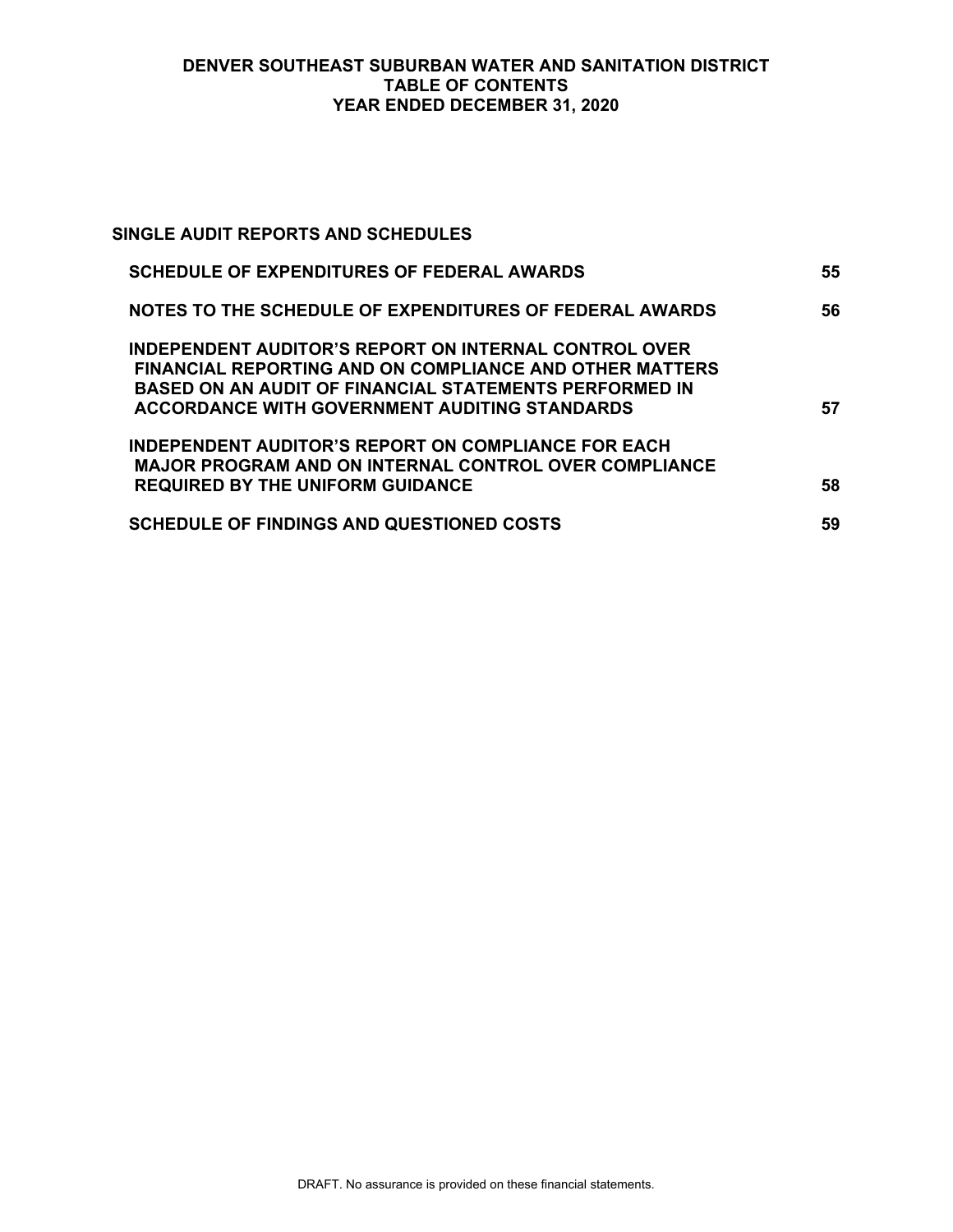# DENVER SOUTHEAST SUBURBAN WATER AND SANITATION DISTRICT
## TABLE OF CONTENTS
## YEAR ENDED DECEMBER 31, 2020

**SINGLE AUDIT REPORTS AND SCHEDULES**

| | |
|---|---|
| **SCHEDULE OF EXPENDITURES OF FEDERAL AWARDS** | **55** |
| **NOTES TO THE SCHEDULE OF EXPENDITURES OF FEDERAL AWARDS** | **56** |
| **INDEPENDENT AUDITOR'S REPORT ON INTERNAL CONTROL OVER FINANCIAL REPORTING AND ON COMPLIANCE AND OTHER MATTERS BASED ON AN AUDIT OF FINANCIAL STATEMENTS PERFORMED IN ACCORDANCE WITH GOVERNMENT AUDITING STANDARDS** | **57** |
| **INDEPENDENT AUDITOR'S REPORT ON COMPLIANCE FOR EACH MAJOR PROGRAM AND ON INTERNAL CONTROL OVER COMPLIANCE REQUIRED BY THE UNIFORM GUIDANCE** | **58** |
| **SCHEDULE OF FINDINGS AND QUESTIONED COSTS** | **59** |

DRAFT. No assurance is provided on these financial statements.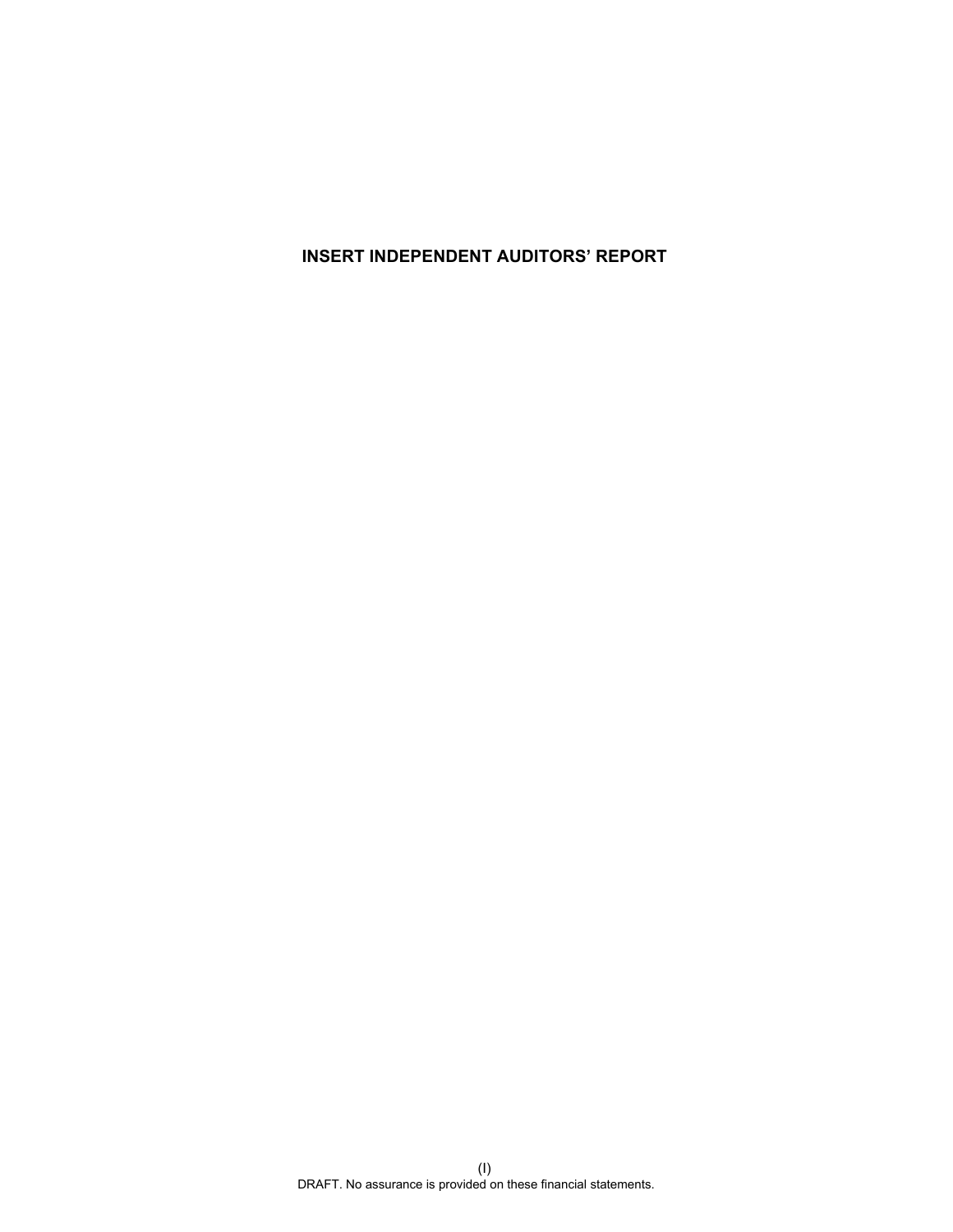**INSERT INDEPENDENT AUDITORS' REPORT**

DRAFT. No assurance is provided on these financial statements.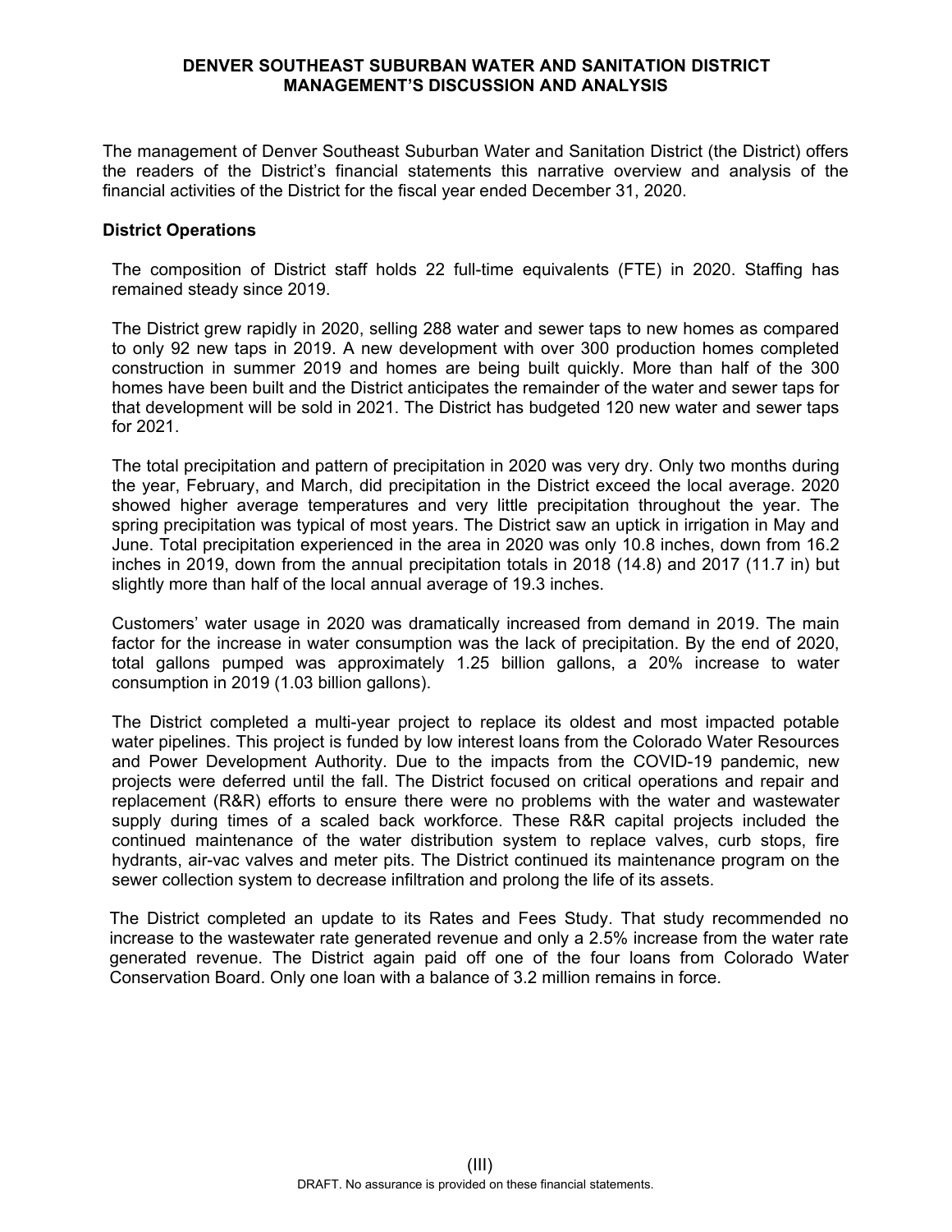# DENVER SOUTHEAST SUBURBAN WATER AND SANITATION DISTRICT
## MANAGEMENT'S DISCUSSION AND ANALYSIS

The management of Denver Southeast Suburban Water and Sanitation District (the District) offers the readers of the District's financial statements this narrative overview and analysis of the financial activities of the District for the fiscal year ended December 31, 2020.

### District Operations

The composition of District staff holds 22 full-time equivalents (FTE) in 2020. Staffing has remained steady since 2019.

The District grew rapidly in 2020, selling 288 water and sewer taps to new homes as compared to only 92 new taps in 2019. A new development with over 300 production homes completed construction in summer 2019 and homes are being built quickly. More than half of the 300 homes have been built and the District anticipates the remainder of the water and sewer taps for that development will be sold in 2021. The District has budgeted 120 new water and sewer taps for 2021.

The total precipitation and pattern of precipitation in 2020 was very dry. Only two months during the year, February, and March, did precipitation in the District exceed the local average. 2020 showed higher average temperatures and very little precipitation throughout the year. The spring precipitation was typical of most years. The District saw an uptick in irrigation in May and June. Total precipitation experienced in the area in 2020 was only 10.8 inches, down from 16.2 inches in 2019, down from the annual precipitation totals in 2018 (14.8) and 2017 (11.7 in) but slightly more than half of the local annual average of 19.3 inches.

Customers' water usage in 2020 was dramatically increased from demand in 2019. The main factor for the increase in water consumption was the lack of precipitation. By the end of 2020, total gallons pumped was approximately 1.25 billion gallons, a 20% increase to water consumption in 2019 (1.03 billion gallons).

The District completed a multi-year project to replace its oldest and most impacted potable water pipelines. This project is funded by low interest loans from the Colorado Water Resources and Power Development Authority. Due to the impacts from the COVID-19 pandemic, new projects were deferred until the fall. The District focused on critical operations and repair and replacement (R&R) efforts to ensure there were no problems with the water and wastewater supply during times of a scaled back workforce. These R&R capital projects included the continued maintenance of the water distribution system to replace valves, curb stops, fire hydrants, air-vac valves and meter pits. The District continued its maintenance program on the sewer collection system to decrease infiltration and prolong the life of its assets.

The District completed an update to its Rates and Fees Study. That study recommended no increase to the wastewater rate generated revenue and only a 2.5% increase from the water rate generated revenue. The District again paid off one of the four loans from Colorado Water Conservation Board. Only one loan with a balance of 3.2 million remains in force.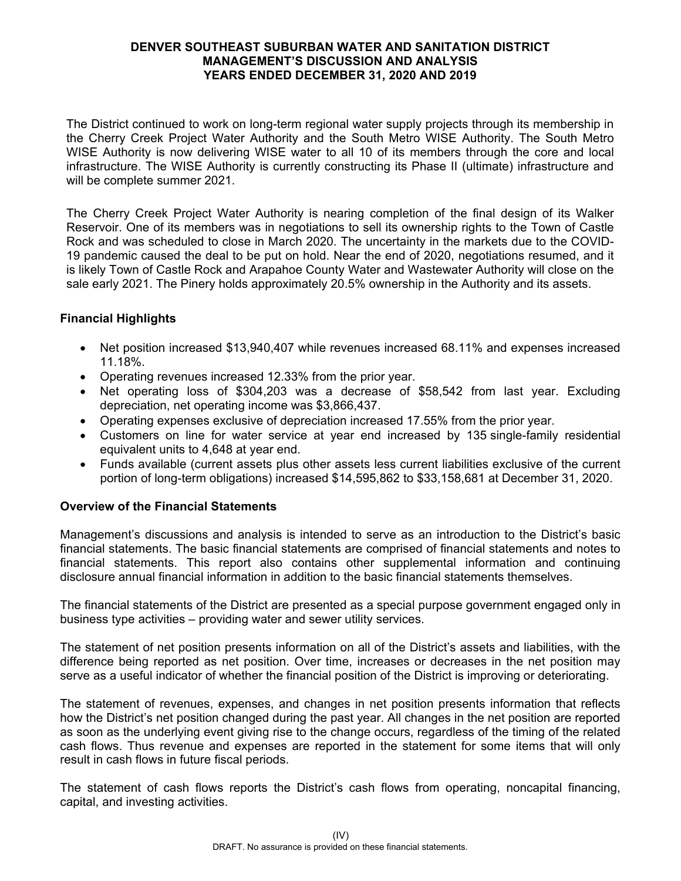The District continued to work on long-term regional water supply projects through its membership in the Cherry Creek Project Water Authority and the South Metro WISE Authority. The South Metro WISE Authority is now delivering WISE water to all 10 of its members through the core and local infrastructure. The WISE Authority is currently constructing its Phase II (ultimate) infrastructure and will be complete summer 2021.

The Cherry Creek Project Water Authority is nearing completion of the final design of its Walker Reservoir. One of its members was in negotiations to sell its ownership rights to the Town of Castle Rock and was scheduled to close in March 2020. The uncertainty in the markets due to the COVID-19 pandemic caused the deal to be put on hold. Near the end of 2020, negotiations resumed, and it is likely Town of Castle Rock and Arapahoe County Water and Wastewater Authority will close on the sale early 2021. The Pinery holds approximately 20.5% ownership in the Authority and its assets.

### Financial Highlights

- Net position increased $13,940,407 while revenues increased 68.11% and expenses increased 11.18%.
- Operating revenues increased 12.33% from the prior year.
- Net operating loss of $304,203 was a decrease of $58,542 from last year. Excluding depreciation, net operating income was $3,866,437.
- Operating expenses exclusive of depreciation increased 17.55% from the prior year.
- Customers on line for water service at year end increased by 135 single-family residential equivalent units to 4,648 at year end.
- Funds available (current assets plus other assets less current liabilities exclusive of the current portion of long-term obligations) increased $14,595,862 to $33,158,681 at December 31, 2020.

### Overview of the Financial Statements

Management's discussions and analysis is intended to serve as an introduction to the District's basic financial statements. The basic financial statements are comprised of financial statements and notes to financial statements. This report also contains other supplemental information and continuing disclosure annual financial information in addition to the basic financial statements themselves.

The financial statements of the District are presented as a special purpose government engaged only in business type activities – providing water and sewer utility services.

The statement of net position presents information on all of the District's assets and liabilities, with the difference being reported as net position. Over time, increases or decreases in the net position may serve as a useful indicator of whether the financial position of the District is improving or deteriorating.

The statement of revenues, expenses, and changes in net position presents information that reflects how the District's net position changed during the past year. All changes in the net position are reported as soon as the underlying event giving rise to the change occurs, regardless of the timing of the related cash flows. Thus revenue and expenses are reported in the statement for some items that will only result in cash flows in future fiscal periods.

The statement of cash flows reports the District's cash flows from operating, noncapital financing, capital, and investing activities.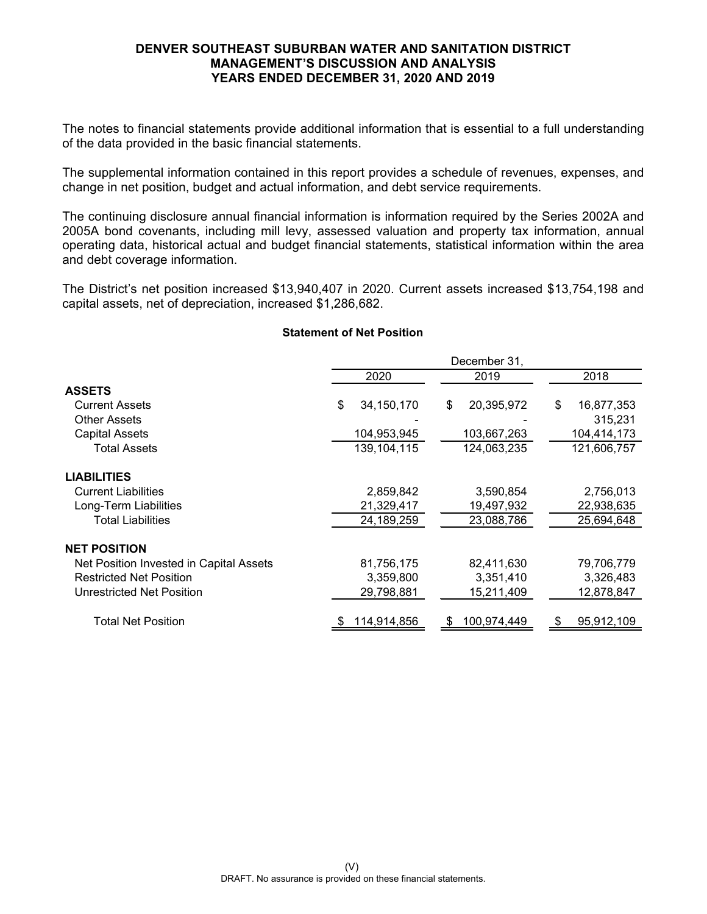# DENVER SOUTHEAST SUBURBAN WATER AND SANITATION DISTRICT
## MANAGEMENT'S DISCUSSION AND ANALYSIS
## YEARS ENDED DECEMBER 31, 2020 AND 2019

The notes to financial statements provide additional information that is essential to a full understanding of the data provided in the basic financial statements.

The supplemental information contained in this report provides a schedule of revenues, expenses, and change in net position, budget and actual information, and debt service requirements.

The continuing disclosure annual financial information is information required by the Series 2002A and 2005A bond covenants, including mill levy, assessed valuation and property tax information, annual operating data, historical actual and budget financial statements, statistical information within the area and debt coverage information.

The District's net position increased $13,940,407 in 2020. Current assets increased $13,754,198 and capital assets, net of depreciation, increased $1,286,682.

**Statement of Net Position**

| | December 31, | | |
|---|---|---|---|
| | 2020 | 2019 | 2018 |
| **ASSETS** | | | |
| Current Assets | $ 34,150,170 | $ 20,395,972 | $ 16,877,353 |
| Other Assets | - | - | 315,231 |
| Capital Assets | 104,953,945 | 103,667,263 | 104,414,173 |
| Total Assets | 139,104,115 | 124,063,235 | 121,606,757 |
| **LIABILITIES** | | | |
| Current Liabilities | 2,859,842 | 3,590,854 | 2,756,013 |
| Long-Term Liabilities | 21,329,417 | 19,497,932 | 22,938,635 |
| Total Liabilities | 24,189,259 | 23,088,786 | 25,694,648 |
| **NET POSITION** | | | |
| Net Position Invested in Capital Assets | 81,756,175 | 82,411,630 | 79,706,779 |
| Restricted Net Position | 3,359,800 | 3,351,410 | 3,326,483 |
| Unrestricted Net Position | 29,798,881 | 15,211,409 | 12,878,847 |
| Total Net Position | $ 114,914,856 | $ 100,974,449 | $ 95,912,109 |

DRAFT. No assurance is provided on these financial statements.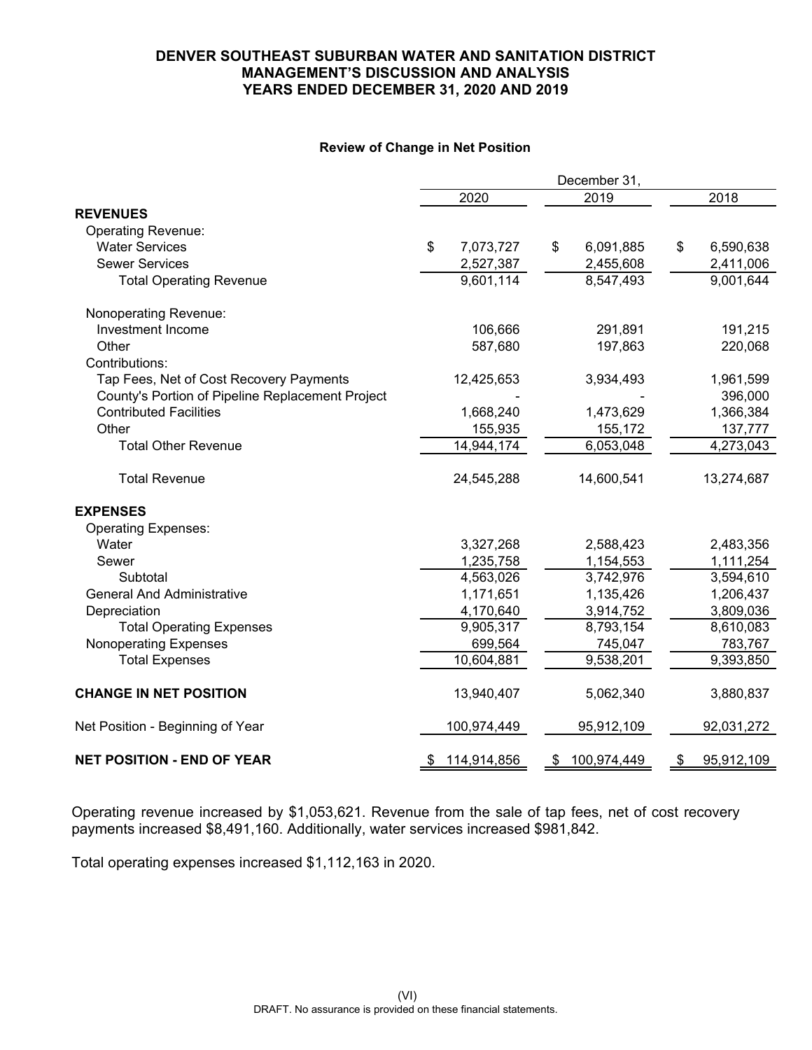**DENVER SOUTHEAST SUBURBAN WATER AND SANITATION DISTRICT**
**MANAGEMENT'S DISCUSSION AND ANALYSIS**
**YEARS ENDED DECEMBER 31, 2020 AND 2019**

**Review of Change in Net Position**

| | December 31, 2020 | 2019 | 2018 |
|---|---|---|---|
| **REVENUES** | | | |
| Operating Revenue: | | | |
| Water Services | $ 7,073,727 | $ 6,091,885 | $ 6,590,638 |
| Sewer Services | 2,527,387 | 2,455,608 | 2,411,006 |
| Total Operating Revenue | 9,601,114 | 8,547,493 | 9,001,644 |
| Nonoperating Revenue: | | | |
| Investment Income | 106,666 | 291,891 | 191,215 |
| Other | 587,680 | 197,863 | 220,068 |
| Contributions: | | | |
| Tap Fees, Net of Cost Recovery Payments | 12,425,653 | 3,934,493 | 1,961,599 |
| County's Portion of Pipeline Replacement Project | - | - | 396,000 |
| Contributed Facilities | 1,668,240 | 1,473,629 | 1,366,384 |
| Other | 155,935 | 155,172 | 137,777 |
| Total Other Revenue | 14,944,174 | 6,053,048 | 4,273,043 |
| Total Revenue | 24,545,288 | 14,600,541 | 13,274,687 |
| **EXPENSES** | | | |
| Operating Expenses: | | | |
| Water | 3,327,268 | 2,588,423 | 2,483,356 |
| Sewer | 1,235,758 | 1,154,553 | 1,111,254 |
| Subtotal | 4,563,026 | 3,742,976 | 3,594,610 |
| General And Administrative | 1,171,651 | 1,135,426 | 1,206,437 |
| Depreciation | 4,170,640 | 3,914,752 | 3,809,036 |
| Total Operating Expenses | 9,905,317 | 8,793,154 | 8,610,083 |
| Nonoperating Expenses | 699,564 | 745,047 | 783,767 |
| Total Expenses | 10,604,881 | 9,538,201 | 9,393,850 |
| **CHANGE IN NET POSITION** | 13,940,407 | 5,062,340 | 3,880,837 |
| Net Position - Beginning of Year | 100,974,449 | 95,912,109 | 92,031,272 |
| **NET POSITION - END OF YEAR** | $ 114,914,856 | $ 100,974,449 | $ 95,912,109 |

Operating revenue increased by $1,053,621. Revenue from the sale of tap fees, net of cost recovery payments increased $8,491,160. Additionally, water services increased $981,842.

Total operating expenses increased $1,112,163 in 2020.

DRAFT. No assurance is provided on these financial statements.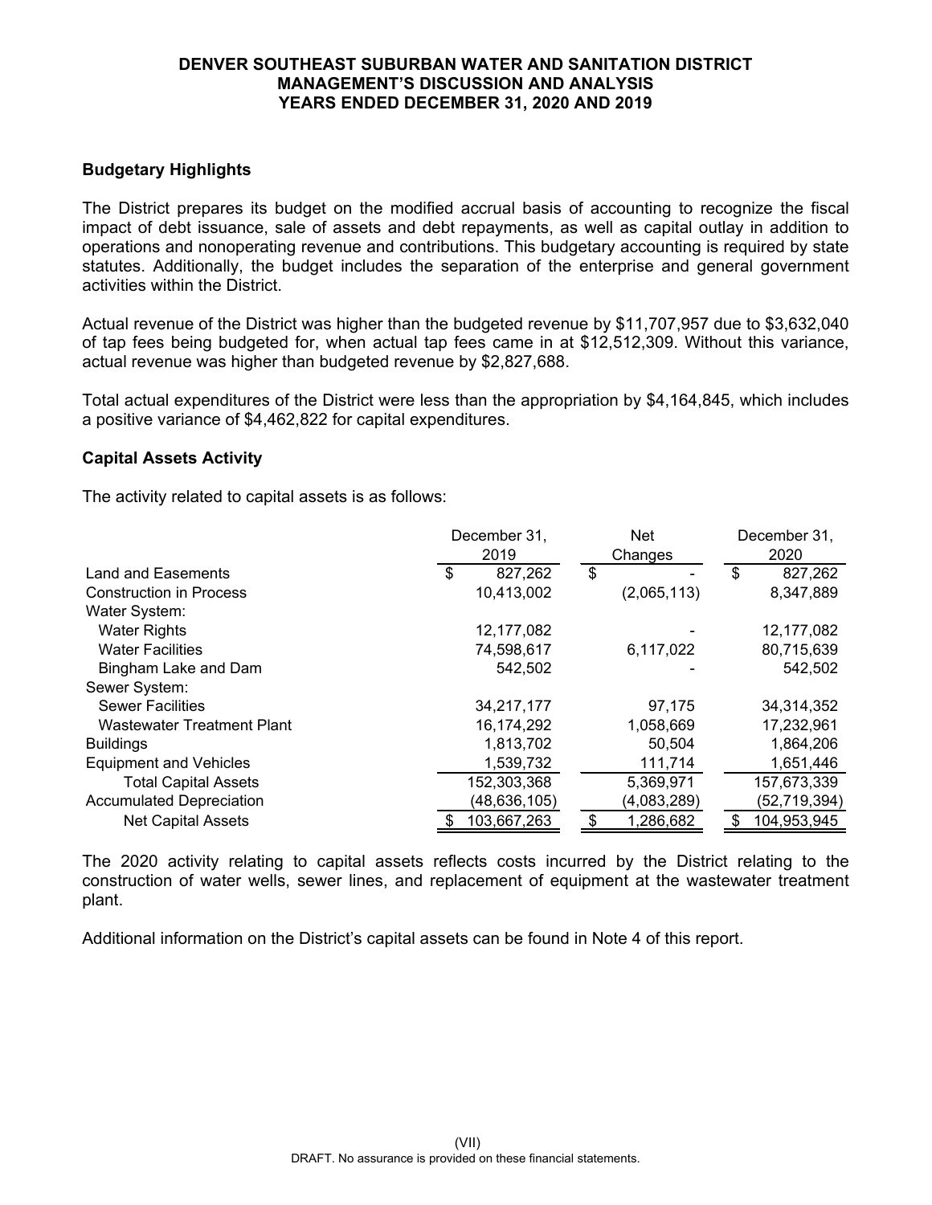## Budgetary Highlights

The District prepares its budget on the modified accrual basis of accounting to recognize the fiscal impact of debt issuance, sale of assets and debt repayments, as well as capital outlay in addition to operations and nonoperating revenue and contributions. This budgetary accounting is required by state statutes. Additionally, the budget includes the separation of the enterprise and general government activities within the District.

Actual revenue of the District was higher than the budgeted revenue by $11,707,957 due to $3,632,040 of tap fees being budgeted for, when actual tap fees came in at $12,512,309. Without this variance, actual revenue was higher than budgeted revenue by $2,827,688.

Total actual expenditures of the District were less than the appropriation by $4,164,845, which includes a positive variance of $4,462,822 for capital expenditures.

## Capital Assets Activity

The activity related to capital assets is as follows:

| | December 31, 2019 | Net Changes | December 31, 2020 |
|---|---|---|---|
| Land and Easements | $ 827,262 | $ - | $ 827,262 |
| Construction in Process | 10,413,002 | (2,065,113) | 8,347,889 |
| Water System: | | | |
| Water Rights | 12,177,082 | - | 12,177,082 |
| Water Facilities | 74,598,617 | 6,117,022 | 80,715,639 |
| Bingham Lake and Dam | 542,502 | - | 542,502 |
| Sewer System: | | | |
| Sewer Facilities | 34,217,177 | 97,175 | 34,314,352 |
| Wastewater Treatment Plant | 16,174,292 | 1,058,669 | 17,232,961 |
| Buildings | 1,813,702 | 50,504 | 1,864,206 |
| Equipment and Vehicles | 1,539,732 | 111,714 | 1,651,446 |
| Total Capital Assets | 152,303,368 | 5,369,971 | 157,673,339 |
| Accumulated Depreciation | (48,636,105) | (4,083,289) | (52,719,394) |
| Net Capital Assets | $ 103,667,263 | $ 1,286,682 | $ 104,953,945 |

The 2020 activity relating to capital assets reflects costs incurred by the District relating to the construction of water wells, sewer lines, and replacement of equipment at the wastewater treatment plant.

Additional information on the District's capital assets can be found in Note 4 of this report.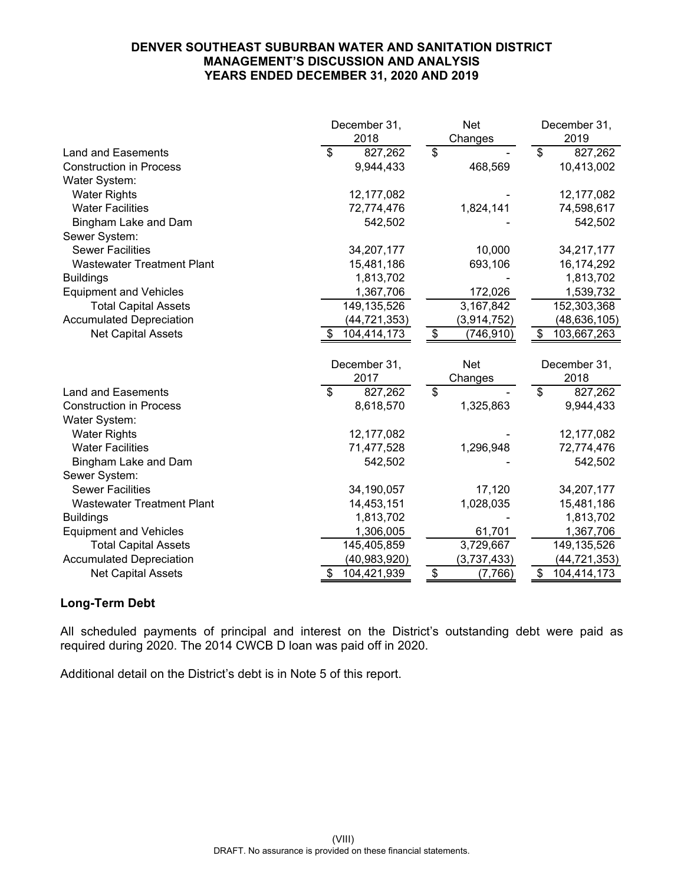| | December 31, 2018 | Net Changes | December 31, 2019 |
|---|---|---|---|
| Land and Easements | $ 827,262 | $ - | $ 827,262 |
| Construction in Process | 9,944,433 | 468,569 | 10,413,002 |
| Water System: | | | |
| Water Rights | 12,177,082 | - | 12,177,082 |
| Water Facilities | 72,774,476 | 1,824,141 | 74,598,617 |
| Bingham Lake and Dam | 542,502 | - | 542,502 |
| Sewer System: | | | |
| Sewer Facilities | 34,207,177 | 10,000 | 34,217,177 |
| Wastewater Treatment Plant | 15,481,186 | 693,106 | 16,174,292 |
| Buildings | 1,813,702 | - | 1,813,702 |
| Equipment and Vehicles | 1,367,706 | 172,026 | 1,539,732 |
| Total Capital Assets | 149,135,526 | 3,167,842 | 152,303,368 |
| Accumulated Depreciation | (44,721,353) | (3,914,752) | (48,636,105) |
| Net Capital Assets | $ 104,414,173 | $ (746,910) | $ 103,667,263 |

| | December 31, 2017 | Net Changes | December 31, 2018 |
|---|---|---|---|
| Land and Easements | $ 827,262 | $ - | $ 827,262 |
| Construction in Process | 8,618,570 | 1,325,863 | 9,944,433 |
| Water System: | | | |
| Water Rights | 12,177,082 | - | 12,177,082 |
| Water Facilities | 71,477,528 | 1,296,948 | 72,774,476 |
| Bingham Lake and Dam | 542,502 | - | 542,502 |
| Sewer System: | | | |
| Sewer Facilities | 34,190,057 | 17,120 | 34,207,177 |
| Wastewater Treatment Plant | 14,453,151 | 1,028,035 | 15,481,186 |
| Buildings | 1,813,702 | - | 1,813,702 |
| Equipment and Vehicles | 1,306,005 | 61,701 | 1,367,706 |
| Total Capital Assets | 145,405,859 | 3,729,667 | 149,135,526 |
| Accumulated Depreciation | (40,983,920) | (3,737,433) | (44,721,353) |
| Net Capital Assets | $ 104,421,939 | $ (7,766) | $ 104,414,173 |

## Long-Term Debt

All scheduled payments of principal and interest on the District's outstanding debt were paid as required during 2020. The 2014 CWCB D loan was paid off in 2020.

Additional detail on the District's debt is in Note 5 of this report.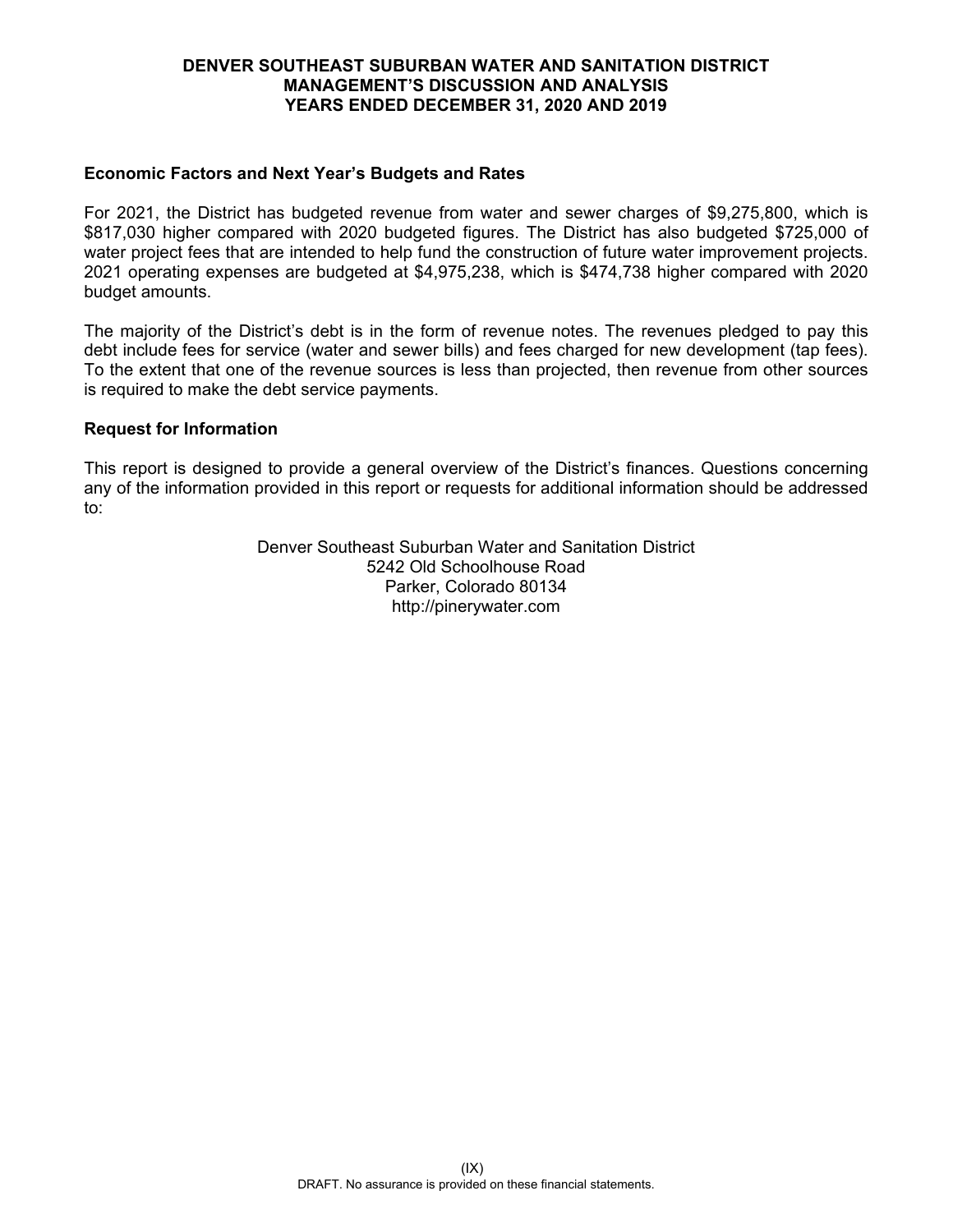**Economic Factors and Next Year's Budgets and Rates**

For 2021, the District has budgeted revenue from water and sewer charges of $9,275,800, which is $817,030 higher compared with 2020 budgeted figures. The District has also budgeted $725,000 of water project fees that are intended to help fund the construction of future water improvement projects. 2021 operating expenses are budgeted at $4,975,238, which is $474,738 higher compared with 2020 budget amounts.

The majority of the District's debt is in the form of revenue notes. The revenues pledged to pay this debt include fees for service (water and sewer bills) and fees charged for new development (tap fees). To the extent that one of the revenue sources is less than projected, then revenue from other sources is required to make the debt service payments.

**Request for Information**

This report is designed to provide a general overview of the District's finances. Questions concerning any of the information provided in this report or requests for additional information should be addressed to:

Denver Southeast Suburban Water and Sanitation District
5242 Old Schoolhouse Road
Parker, Colorado 80134
http://pinerywater.com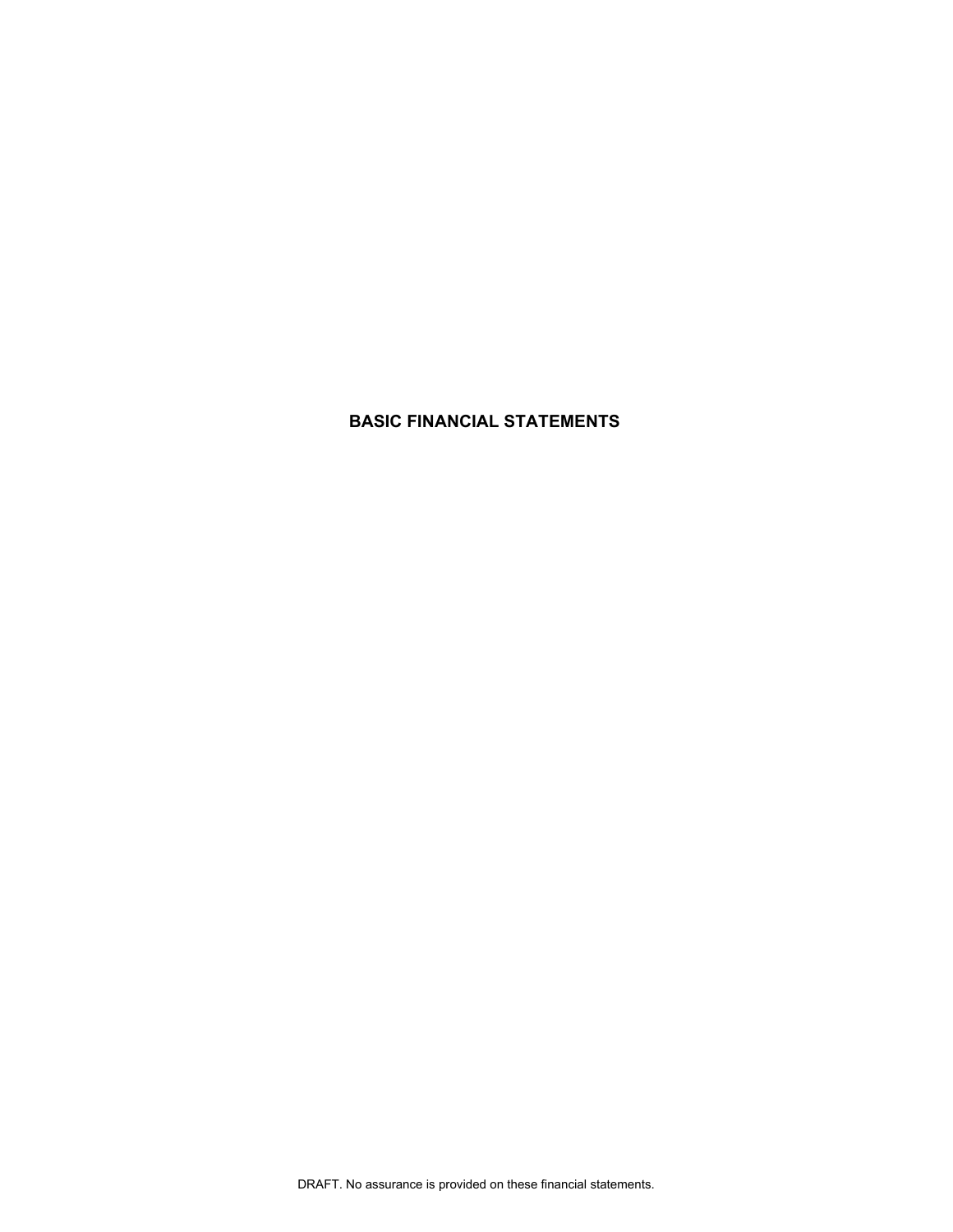# BASIC FINANCIAL STATEMENTS

DRAFT. No assurance is provided on these financial statements.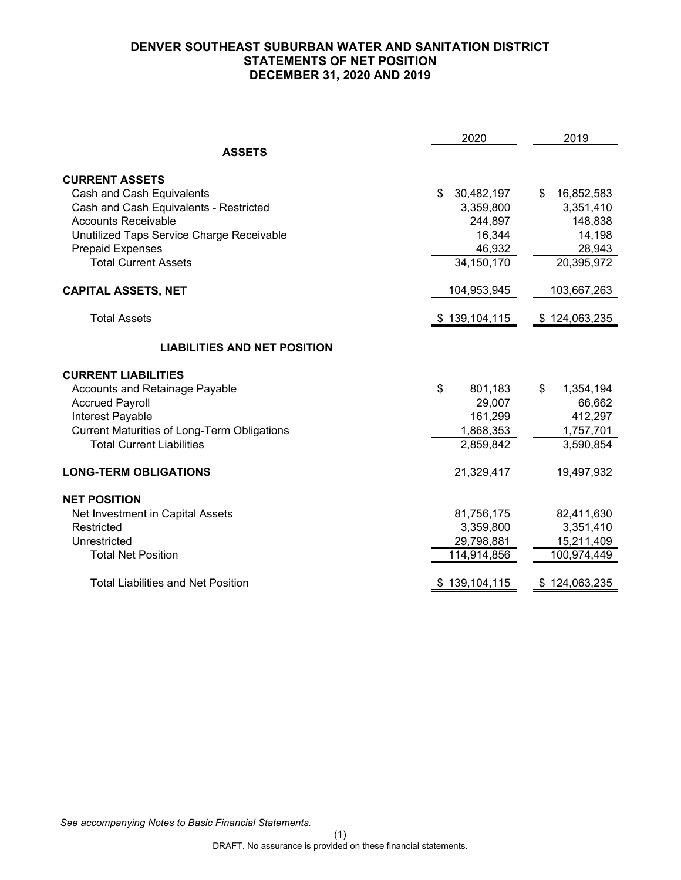# DENVER SOUTHEAST SUBURBAN WATER AND SANITATION DISTRICT
## STATEMENTS OF NET POSITION
## DECEMBER 31, 2020 AND 2019

| | 2020 | 2019 |
|---|---|---|
| **ASSETS** | | |
| **CURRENT ASSETS** | | |
| Cash and Cash Equivalents | $ 30,482,197 | $ 16,852,583 |
| Cash and Cash Equivalents - Restricted | 3,359,800 | 3,351,410 |
| Accounts Receivable | 244,897 | 148,838 |
| Unutilized Taps Service Charge Receivable | 16,344 | 14,198 |
| Prepaid Expenses | 46,932 | 28,943 |
| Total Current Assets | 34,150,170 | 20,395,972 |
| **CAPITAL ASSETS, NET** | 104,953,945 | 103,667,263 |
| Total Assets | $ 139,104,115 | $ 124,063,235 |
| **LIABILITIES AND NET POSITION** | | |
| **CURRENT LIABILITIES** | | |
| Accounts and Retainage Payable | $ 801,183 | $ 1,354,194 |
| Accrued Payroll | 29,007 | 66,662 |
| Interest Payable | 161,299 | 412,297 |
| Current Maturities of Long-Term Obligations | 1,868,353 | 1,757,701 |
| Total Current Liabilities | 2,859,842 | 3,590,854 |
| **LONG-TERM OBLIGATIONS** | 21,329,417 | 19,497,932 |
| **NET POSITION** | | |
| Net Investment in Capital Assets | 81,756,175 | 82,411,630 |
| Restricted | 3,359,800 | 3,351,410 |
| Unrestricted | 29,798,881 | 15,211,409 |
| Total Net Position | 114,914,856 | 100,974,449 |
| Total Liabilities and Net Position | $ 139,104,115 | $ 124,063,235 |

*See accompanying Notes to Basic Financial Statements.*

DRAFT. No assurance is provided on these financial statements.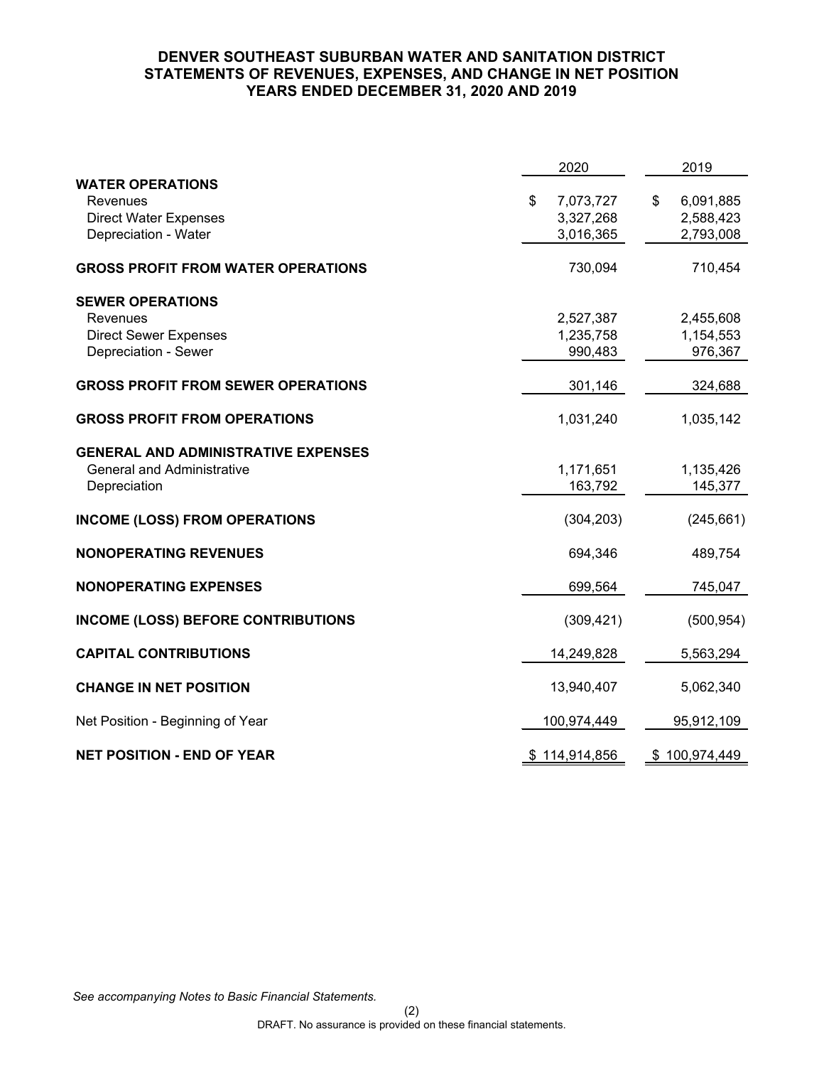# DENVER SOUTHEAST SUBURBAN WATER AND SANITATION DISTRICT
## STATEMENTS OF REVENUES, EXPENSES, AND CHANGE IN NET POSITION
## YEARS ENDED DECEMBER 31, 2020 AND 2019

| | 2020 | 2019 |
|---|---|---|
| **WATER OPERATIONS** | | |
| Revenues | $ 7,073,727 | $ 6,091,885 |
| Direct Water Expenses | 3,327,268 | 2,588,423 |
| Depreciation - Water | 3,016,365 | 2,793,008 |
| **GROSS PROFIT FROM WATER OPERATIONS** | 730,094 | 710,454 |
| **SEWER OPERATIONS** | | |
| Revenues | 2,527,387 | 2,455,608 |
| Direct Sewer Expenses | 1,235,758 | 1,154,553 |
| Depreciation - Sewer | 990,483 | 976,367 |
| **GROSS PROFIT FROM SEWER OPERATIONS** | 301,146 | 324,688 |
| **GROSS PROFIT FROM OPERATIONS** | 1,031,240 | 1,035,142 |
| **GENERAL AND ADMINISTRATIVE EXPENSES** | | |
| General and Administrative | 1,171,651 | 1,135,426 |
| Depreciation | 163,792 | 145,377 |
| **INCOME (LOSS) FROM OPERATIONS** | (304,203) | (245,661) |
| **NONOPERATING REVENUES** | 694,346 | 489,754 |
| **NONOPERATING EXPENSES** | 699,564 | 745,047 |
| **INCOME (LOSS) BEFORE CONTRIBUTIONS** | (309,421) | (500,954) |
| **CAPITAL CONTRIBUTIONS** | 14,249,828 | 5,563,294 |
| **CHANGE IN NET POSITION** | 13,940,407 | 5,062,340 |
| Net Position - Beginning of Year | 100,974,449 | 95,912,109 |
| **NET POSITION - END OF YEAR** | $ 114,914,856 | $ 100,974,449 |

*See accompanying Notes to Basic Financial Statements.*

DRAFT. No assurance is provided on these financial statements.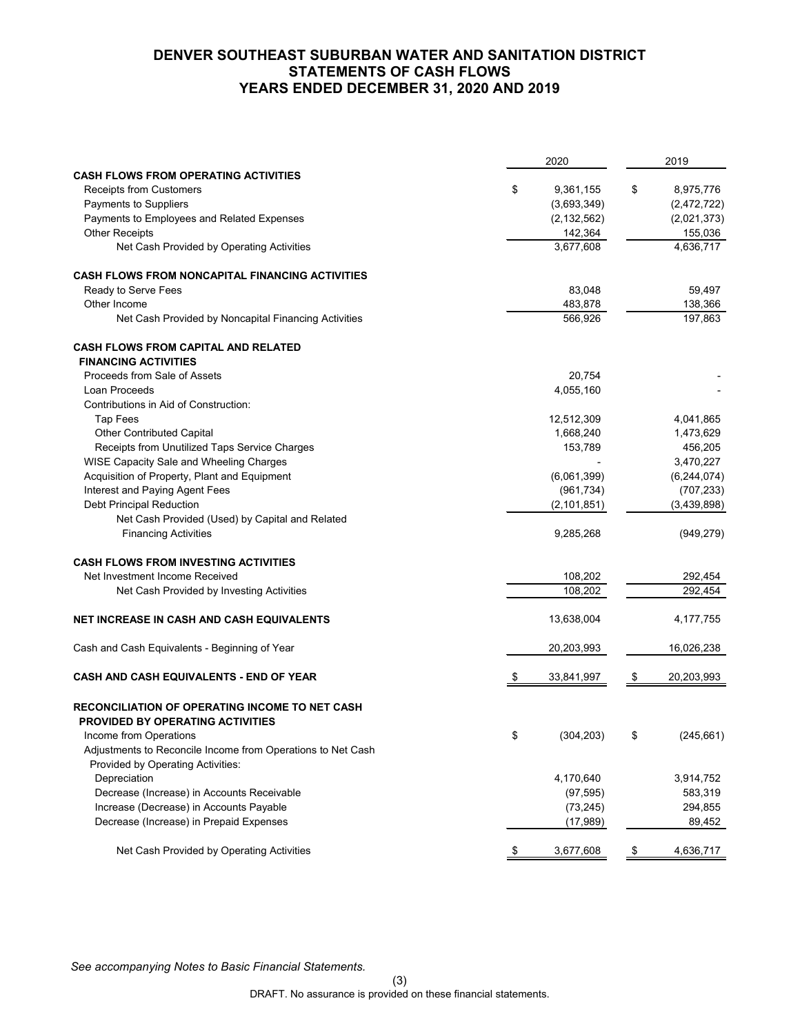# DENVER SOUTHEAST SUBURBAN WATER AND SANITATION DISTRICT
## STATEMENTS OF CASH FLOWS
## YEARS ENDED DECEMBER 31, 2020 AND 2019

| | 2020 | 2019 |
|---|---|---|
| **CASH FLOWS FROM OPERATING ACTIVITIES** | | |
| Receipts from Customers | $ 9,361,155 | $ 8,975,776 |
| Payments to Suppliers | (3,693,349) | (2,472,722) |
| Payments to Employees and Related Expenses | (2,132,562) | (2,021,373) |
| Other Receipts | 142,364 | 155,036 |
| Net Cash Provided by Operating Activities | 3,677,608 | 4,636,717 |
| | | |
| **CASH FLOWS FROM NONCAPITAL FINANCING ACTIVITIES** | | |
| Ready to Serve Fees | 83,048 | 59,497 |
| Other Income | 483,878 | 138,366 |
| Net Cash Provided by Noncapital Financing Activities | 566,926 | 197,863 |
| | | |
| **CASH FLOWS FROM CAPITAL AND RELATED FINANCING ACTIVITIES** | | |
| Proceeds from Sale of Assets | 20,754 | - |
| Loan Proceeds | 4,055,160 | - |
| Contributions in Aid of Construction: | | |
| Tap Fees | 12,512,309 | 4,041,865 |
| Other Contributed Capital | 1,668,240 | 1,473,629 |
| Receipts from Unutilized Taps Service Charges | 153,789 | 456,205 |
| WISE Capacity Sale and Wheeling Charges | - | 3,470,227 |
| Acquisition of Property, Plant and Equipment | (6,061,399) | (6,244,074) |
| Interest and Paying Agent Fees | (961,734) | (707,233) |
| Debt Principal Reduction | (2,101,851) | (3,439,898) |
| Net Cash Provided (Used) by Capital and Related Financing Activities | 9,285,268 | (949,279) |
| | | |
| **CASH FLOWS FROM INVESTING ACTIVITIES** | | |
| Net Investment Income Received | 108,202 | 292,454 |
| Net Cash Provided by Investing Activities | 108,202 | 292,454 |
| | | |
| **NET INCREASE IN CASH AND CASH EQUIVALENTS** | 13,638,004 | 4,177,755 |
| | | |
| Cash and Cash Equivalents - Beginning of Year | 20,203,993 | 16,026,238 |
| | | |
| **CASH AND CASH EQUIVALENTS - END OF YEAR** | $ 33,841,997 | $ 20,203,993 |
| | | |
| **RECONCILIATION OF OPERATING INCOME TO NET CASH PROVIDED BY OPERATING ACTIVITIES** | | |
| Income from Operations | $ (304,203) | $ (245,661) |
| Adjustments to Reconcile Income from Operations to Net Cash Provided by Operating Activities: | | |
| Depreciation | 4,170,640 | 3,914,752 |
| Decrease (Increase) in Accounts Receivable | (97,595) | 583,319 |
| Increase (Decrease) in Accounts Payable | (73,245) | 294,855 |
| Decrease (Increase) in Prepaid Expenses | (17,989) | 89,452 |
| | | |
| Net Cash Provided by Operating Activities | $ 3,677,608 | $ 4,636,717 |

*See accompanying Notes to Basic Financial Statements.*

DRAFT. No assurance is provided on these financial statements.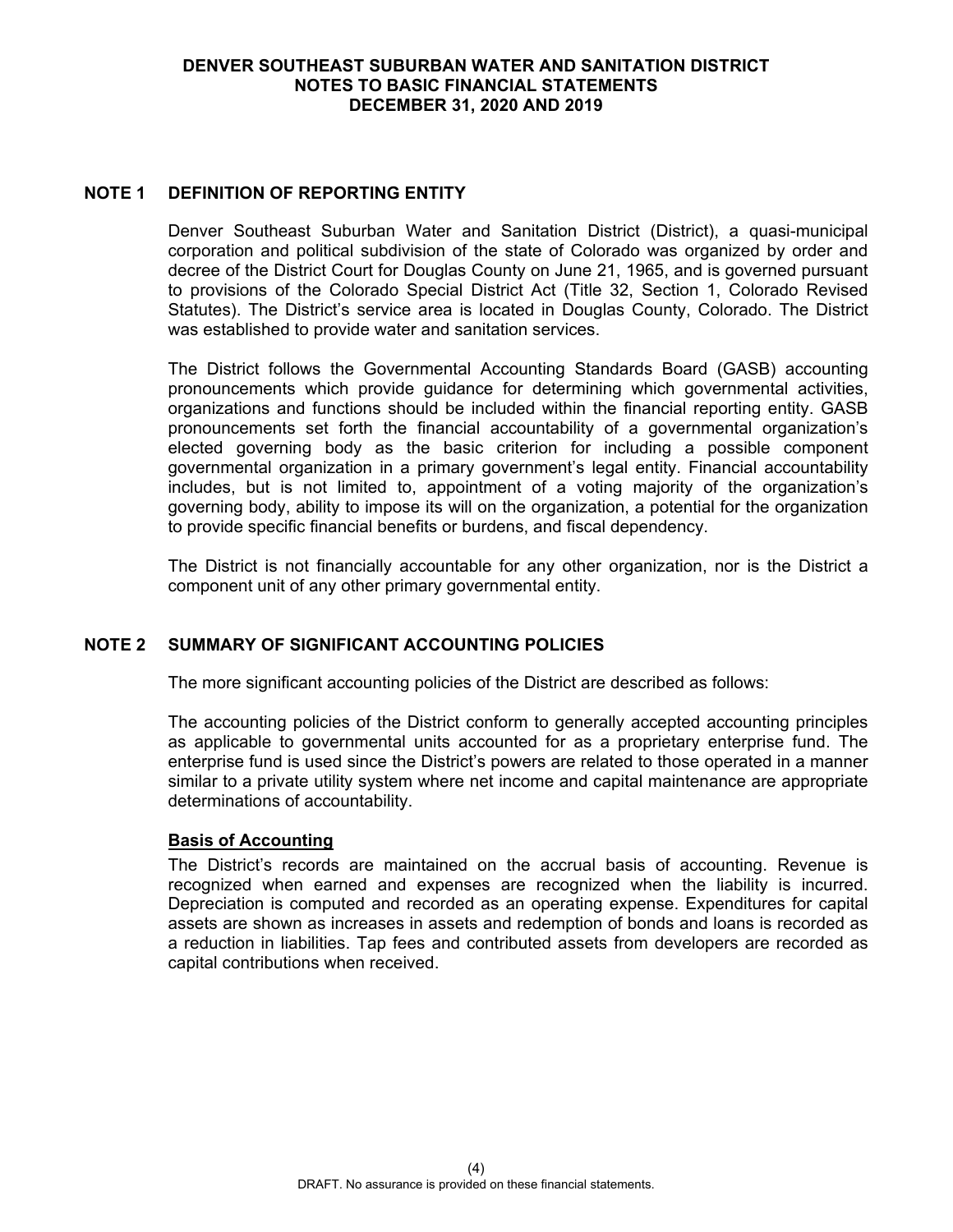# DENVER SOUTHEAST SUBURBAN WATER AND SANITATION DISTRICT
## NOTES TO BASIC FINANCIAL STATEMENTS
## DECEMBER 31, 2020 AND 2019

## NOTE 1 DEFINITION OF REPORTING ENTITY

Denver Southeast Suburban Water and Sanitation District (District), a quasi-municipal corporation and political subdivision of the state of Colorado was organized by order and decree of the District Court for Douglas County on June 21, 1965, and is governed pursuant to provisions of the Colorado Special District Act (Title 32, Section 1, Colorado Revised Statutes). The District's service area is located in Douglas County, Colorado. The District was established to provide water and sanitation services.

The District follows the Governmental Accounting Standards Board (GASB) accounting pronouncements which provide guidance for determining which governmental activities, organizations and functions should be included within the financial reporting entity. GASB pronouncements set forth the financial accountability of a governmental organization's elected governing body as the basic criterion for including a possible component governmental organization in a primary government's legal entity. Financial accountability includes, but is not limited to, appointment of a voting majority of the organization's governing body, ability to impose its will on the organization, a potential for the organization to provide specific financial benefits or burdens, and fiscal dependency.

The District is not financially accountable for any other organization, nor is the District a component unit of any other primary governmental entity.

## NOTE 2 SUMMARY OF SIGNIFICANT ACCOUNTING POLICIES

The more significant accounting policies of the District are described as follows:

The accounting policies of the District conform to generally accepted accounting principles as applicable to governmental units accounted for as a proprietary enterprise fund. The enterprise fund is used since the District's powers are related to those operated in a manner similar to a private utility system where net income and capital maintenance are appropriate determinations of accountability.

**Basis of Accounting**

The District's records are maintained on the accrual basis of accounting. Revenue is recognized when earned and expenses are recognized when the liability is incurred. Depreciation is computed and recorded as an operating expense. Expenditures for capital assets are shown as increases in assets and redemption of bonds and loans is recorded as a reduction in liabilities. Tap fees and contributed assets from developers are recorded as capital contributions when received.

DRAFT. No assurance is provided on these financial statements.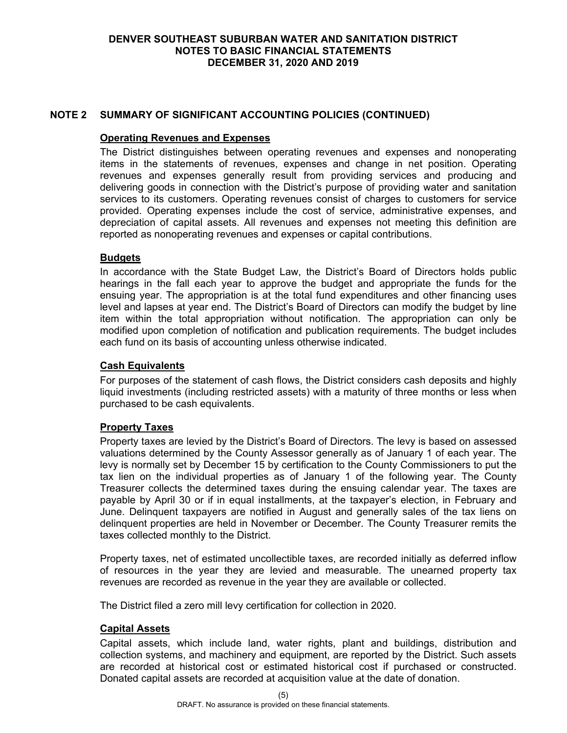## NOTE 2 SUMMARY OF SIGNIFICANT ACCOUNTING POLICIES (CONTINUED)

### Operating Revenues and Expenses

The District distinguishes between operating revenues and expenses and nonoperating items in the statements of revenues, expenses and change in net position. Operating revenues and expenses generally result from providing services and producing and delivering goods in connection with the District's purpose of providing water and sanitation services to its customers. Operating revenues consist of charges to customers for service provided. Operating expenses include the cost of service, administrative expenses, and depreciation of capital assets. All revenues and expenses not meeting this definition are reported as nonoperating revenues and expenses or capital contributions.

### Budgets

In accordance with the State Budget Law, the District's Board of Directors holds public hearings in the fall each year to approve the budget and appropriate the funds for the ensuing year. The appropriation is at the total fund expenditures and other financing uses level and lapses at year end. The District's Board of Directors can modify the budget by line item within the total appropriation without notification. The appropriation can only be modified upon completion of notification and publication requirements. The budget includes each fund on its basis of accounting unless otherwise indicated.

### Cash Equivalents

For purposes of the statement of cash flows, the District considers cash deposits and highly liquid investments (including restricted assets) with a maturity of three months or less when purchased to be cash equivalents.

### Property Taxes

Property taxes are levied by the District's Board of Directors. The levy is based on assessed valuations determined by the County Assessor generally as of January 1 of each year. The levy is normally set by December 15 by certification to the County Commissioners to put the tax lien on the individual properties as of January 1 of the following year. The County Treasurer collects the determined taxes during the ensuing calendar year. The taxes are payable by April 30 or if in equal installments, at the taxpayer's election, in February and June. Delinquent taxpayers are notified in August and generally sales of the tax liens on delinquent properties are held in November or December. The County Treasurer remits the taxes collected monthly to the District.

Property taxes, net of estimated uncollectible taxes, are recorded initially as deferred inflow of resources in the year they are levied and measurable. The unearned property tax revenues are recorded as revenue in the year they are available or collected.

The District filed a zero mill levy certification for collection in 2020.

### Capital Assets

Capital assets, which include land, water rights, plant and buildings, distribution and collection systems, and machinery and equipment, are reported by the District. Such assets are recorded at historical cost or estimated historical cost if purchased or constructed. Donated capital assets are recorded at acquisition value at the date of donation.

DRAFT. No assurance is provided on these financial statements.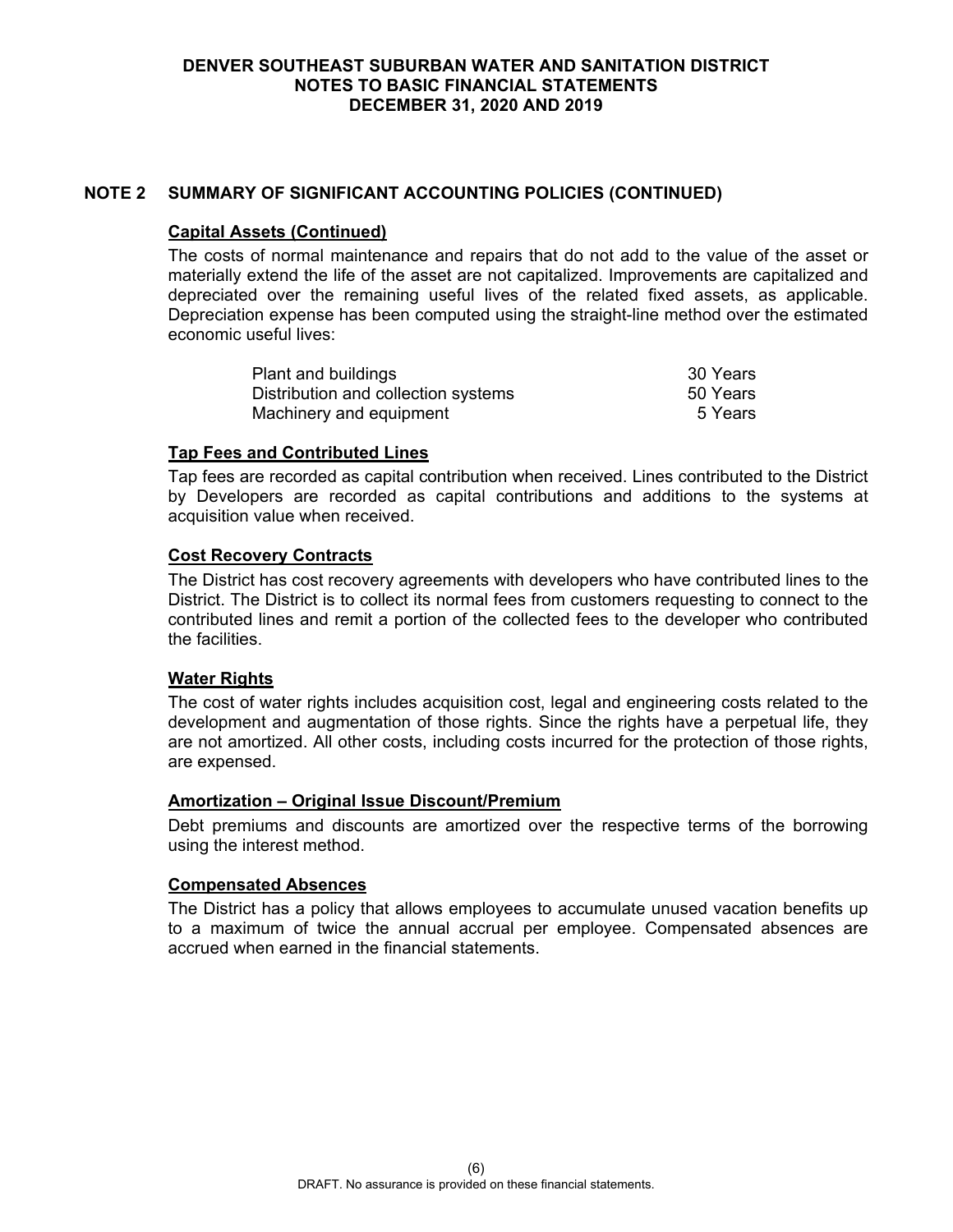## NOTE 2 SUMMARY OF SIGNIFICANT ACCOUNTING POLICIES (CONTINUED)

### Capital Assets (Continued)

The costs of normal maintenance and repairs that do not add to the value of the asset or materially extend the life of the asset are not capitalized. Improvements are capitalized and depreciated over the remaining useful lives of the related fixed assets, as applicable. Depreciation expense has been computed using the straight-line method over the estimated economic useful lives:

| | |
|---|---|
| Plant and buildings | 30 Years |
| Distribution and collection systems | 50 Years |
| Machinery and equipment | 5 Years |

### Tap Fees and Contributed Lines

Tap fees are recorded as capital contribution when received. Lines contributed to the District by Developers are recorded as capital contributions and additions to the systems at acquisition value when received.

### Cost Recovery Contracts

The District has cost recovery agreements with developers who have contributed lines to the District. The District is to collect its normal fees from customers requesting to connect to the contributed lines and remit a portion of the collected fees to the developer who contributed the facilities.

### Water Rights

The cost of water rights includes acquisition cost, legal and engineering costs related to the development and augmentation of those rights. Since the rights have a perpetual life, they are not amortized. All other costs, including costs incurred for the protection of those rights, are expensed.

### Amortization – Original Issue Discount/Premium

Debt premiums and discounts are amortized over the respective terms of the borrowing using the interest method.

### Compensated Absences

The District has a policy that allows employees to accumulate unused vacation benefits up to a maximum of twice the annual accrual per employee. Compensated absences are accrued when earned in the financial statements.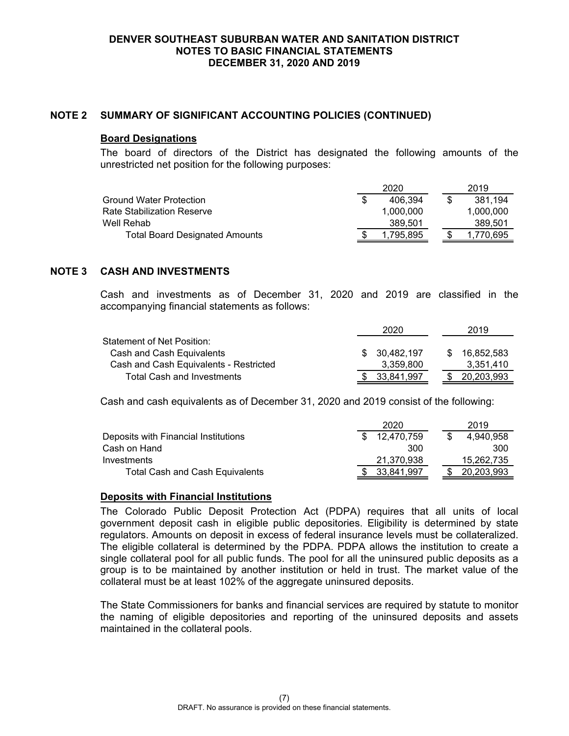## NOTE 2 SUMMARY OF SIGNIFICANT ACCOUNTING POLICIES (CONTINUED)

### Board Designations

The board of directors of the District has designated the following amounts of the unrestricted net position for the following purposes:

| | 2020 | 2019 |
|---|---|---|
| Ground Water Protection | $ 406,394 | $ 381,194 |
| Rate Stabilization Reserve | 1,000,000 | 1,000,000 |
| Well Rehab | 389,501 | 389,501 |
| Total Board Designated Amounts | $ 1,795,895 | $ 1,770,695 |

## NOTE 3 CASH AND INVESTMENTS

Cash and investments as of December 31, 2020 and 2019 are classified in the accompanying financial statements as follows:

| | 2020 | 2019 |
|---|---|---|
| Statement of Net Position: | | |
| Cash and Cash Equivalents | $ 30,482,197 | $ 16,852,583 |
| Cash and Cash Equivalents - Restricted | 3,359,800 | 3,351,410 |
| Total Cash and Investments | $ 33,841,997 | $ 20,203,993 |

Cash and cash equivalents as of December 31, 2020 and 2019 consist of the following:

| | 2020 | 2019 |
|---|---|---|
| Deposits with Financial Institutions | $ 12,470,759 | $ 4,940,958 |
| Cash on Hand | 300 | 300 |
| Investments | 21,370,938 | 15,262,735 |
| Total Cash and Cash Equivalents | $ 33,841,997 | $ 20,203,993 |

### Deposits with Financial Institutions

The Colorado Public Deposit Protection Act (PDPA) requires that all units of local government deposit cash in eligible public depositories. Eligibility is determined by state regulators. Amounts on deposit in excess of federal insurance levels must be collateralized. The eligible collateral is determined by the PDPA. PDPA allows the institution to create a single collateral pool for all public funds. The pool for all the uninsured public deposits as a group is to be maintained by another institution or held in trust. The market value of the collateral must be at least 102% of the aggregate uninsured deposits.

The State Commissioners for banks and financial services are required by statute to monitor the naming of eligible depositories and reporting of the uninsured deposits and assets maintained in the collateral pools.

DRAFT. No assurance is provided on these financial statements.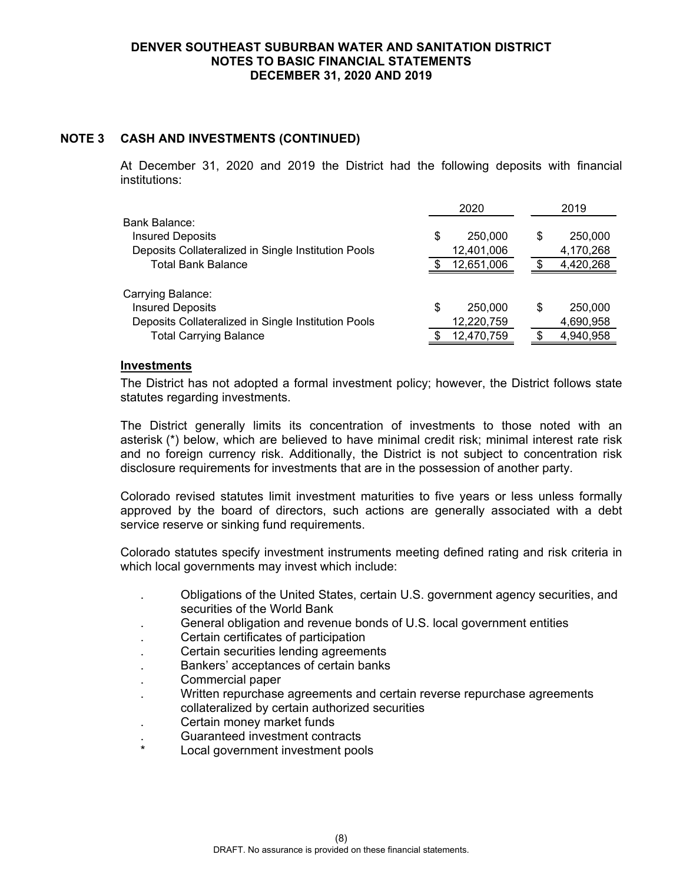## NOTE 3 CASH AND INVESTMENTS (CONTINUED)

At December 31, 2020 and 2019 the District had the following deposits with financial institutions:

| | 2020 | 2019 |
|---|---|---|
| Bank Balance: | | |
| Insured Deposits | $ 250,000 | $ 250,000 |
| Deposits Collateralized in Single Institution Pools | 12,401,006 | 4,170,268 |
| Total Bank Balance | $ 12,651,006 | $ 4,420,268 |
| | | |
| Carrying Balance: | | |
| Insured Deposits | $ 250,000 | $ 250,000 |
| Deposits Collateralized in Single Institution Pools | 12,220,759 | 4,690,958 |
| Total Carrying Balance | $ 12,470,759 | $ 4,940,958 |

### Investments

The District has not adopted a formal investment policy; however, the District follows state statutes regarding investments.

The District generally limits its concentration of investments to those noted with an asterisk (*) below, which are believed to have minimal credit risk; minimal interest rate risk and no foreign currency risk. Additionally, the District is not subject to concentration risk disclosure requirements for investments that are in the possession of another party.

Colorado revised statutes limit investment maturities to five years or less unless formally approved by the board of directors, such actions are generally associated with a debt service reserve or sinking fund requirements.

Colorado statutes specify investment instruments meeting defined rating and risk criteria in which local governments may invest which include:

. Obligations of the United States, certain U.S. government agency securities, and securities of the World Bank
. General obligation and revenue bonds of U.S. local government entities
. Certain certificates of participation
. Certain securities lending agreements
. Bankers' acceptances of certain banks
. Commercial paper
. Written repurchase agreements and certain reverse repurchase agreements collateralized by certain authorized securities
. Certain money market funds
. Guaranteed investment contracts
\* Local government investment pools

DRAFT. No assurance is provided on these financial statements.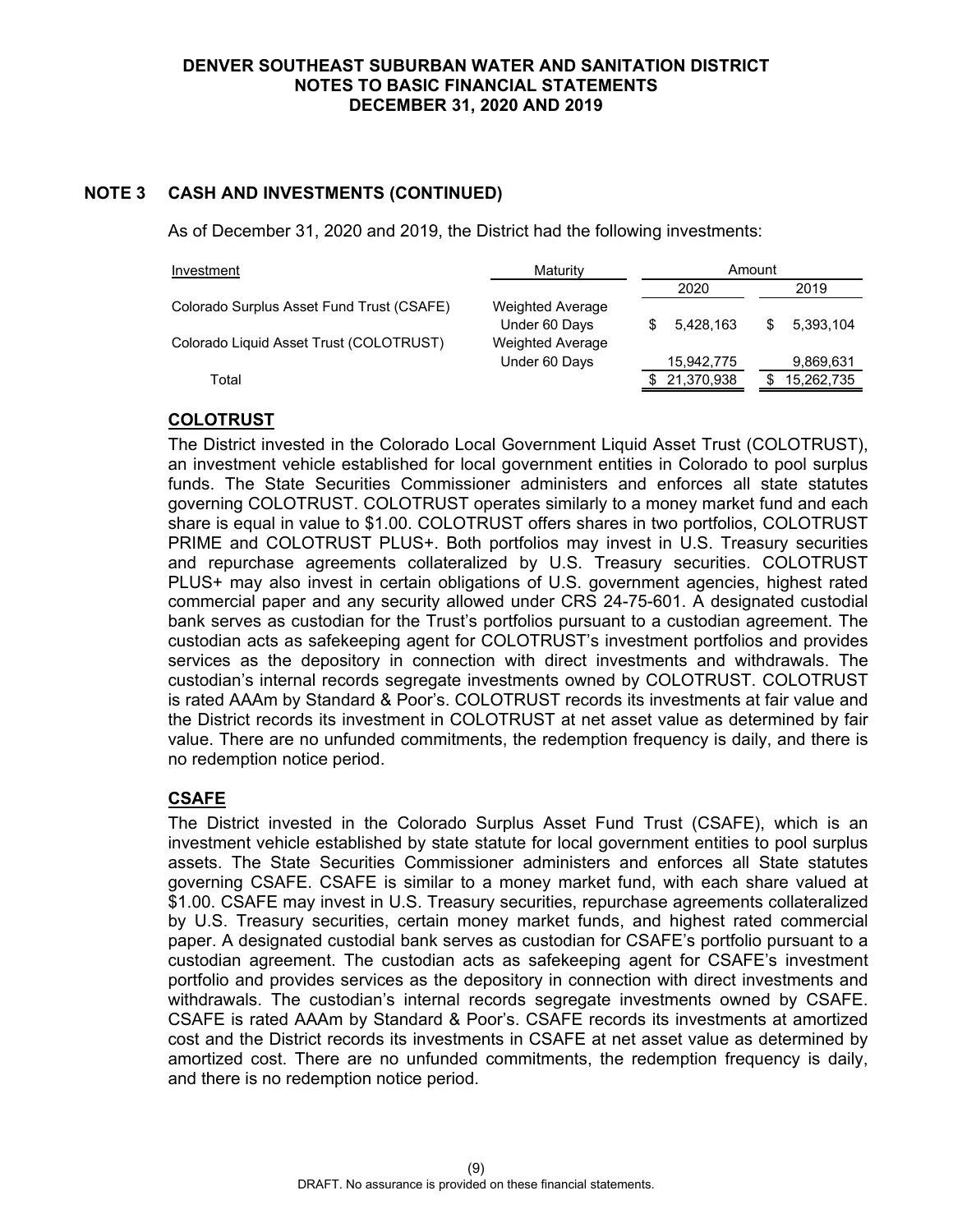## NOTE 3 CASH AND INVESTMENTS (CONTINUED)

As of December 31, 2020 and 2019, the District had the following investments:

| Investment | Maturity | Amount 2020 | Amount 2019 |
|---|---|---|---|
| Colorado Surplus Asset Fund Trust (CSAFE) | Weighted Average Under 60 Days | $ 5,428,163 | $ 5,393,104 |
| Colorado Liquid Asset Trust (COLOTRUST) | Weighted Average Under 60 Days | 15,942,775 | 9,869,631 |
| Total | | $ 21,370,938 | $ 15,262,735 |

### COLOTRUST

The District invested in the Colorado Local Government Liquid Asset Trust (COLOTRUST), an investment vehicle established for local government entities in Colorado to pool surplus funds. The State Securities Commissioner administers and enforces all state statutes governing COLOTRUST. COLOTRUST operates similarly to a money market fund and each share is equal in value to $1.00. COLOTRUST offers shares in two portfolios, COLOTRUST PRIME and COLOTRUST PLUS+. Both portfolios may invest in U.S. Treasury securities and repurchase agreements collateralized by U.S. Treasury securities. COLOTRUST PLUS+ may also invest in certain obligations of U.S. government agencies, highest rated commercial paper and any security allowed under CRS 24-75-601. A designated custodial bank serves as custodian for the Trust's portfolios pursuant to a custodian agreement. The custodian acts as safekeeping agent for COLOTRUST's investment portfolios and provides services as the depository in connection with direct investments and withdrawals. The custodian's internal records segregate investments owned by COLOTRUST. COLOTRUST is rated AAAm by Standard & Poor's. COLOTRUST records its investments at fair value and the District records its investment in COLOTRUST at net asset value as determined by fair value. There are no unfunded commitments, the redemption frequency is daily, and there is no redemption notice period.

### CSAFE

The District invested in the Colorado Surplus Asset Fund Trust (CSAFE), which is an investment vehicle established by state statute for local government entities to pool surplus assets. The State Securities Commissioner administers and enforces all State statutes governing CSAFE. CSAFE is similar to a money market fund, with each share valued at $1.00. CSAFE may invest in U.S. Treasury securities, repurchase agreements collateralized by U.S. Treasury securities, certain money market funds, and highest rated commercial paper. A designated custodial bank serves as custodian for CSAFE's portfolio pursuant to a custodian agreement. The custodian acts as safekeeping agent for CSAFE's investment portfolio and provides services as the depository in connection with direct investments and withdrawals. The custodian's internal records segregate investments owned by CSAFE. CSAFE is rated AAAm by Standard & Poor's. CSAFE records its investments at amortized cost and the District records its investments in CSAFE at net asset value as determined by amortized cost. There are no unfunded commitments, the redemption frequency is daily, and there is no redemption notice period.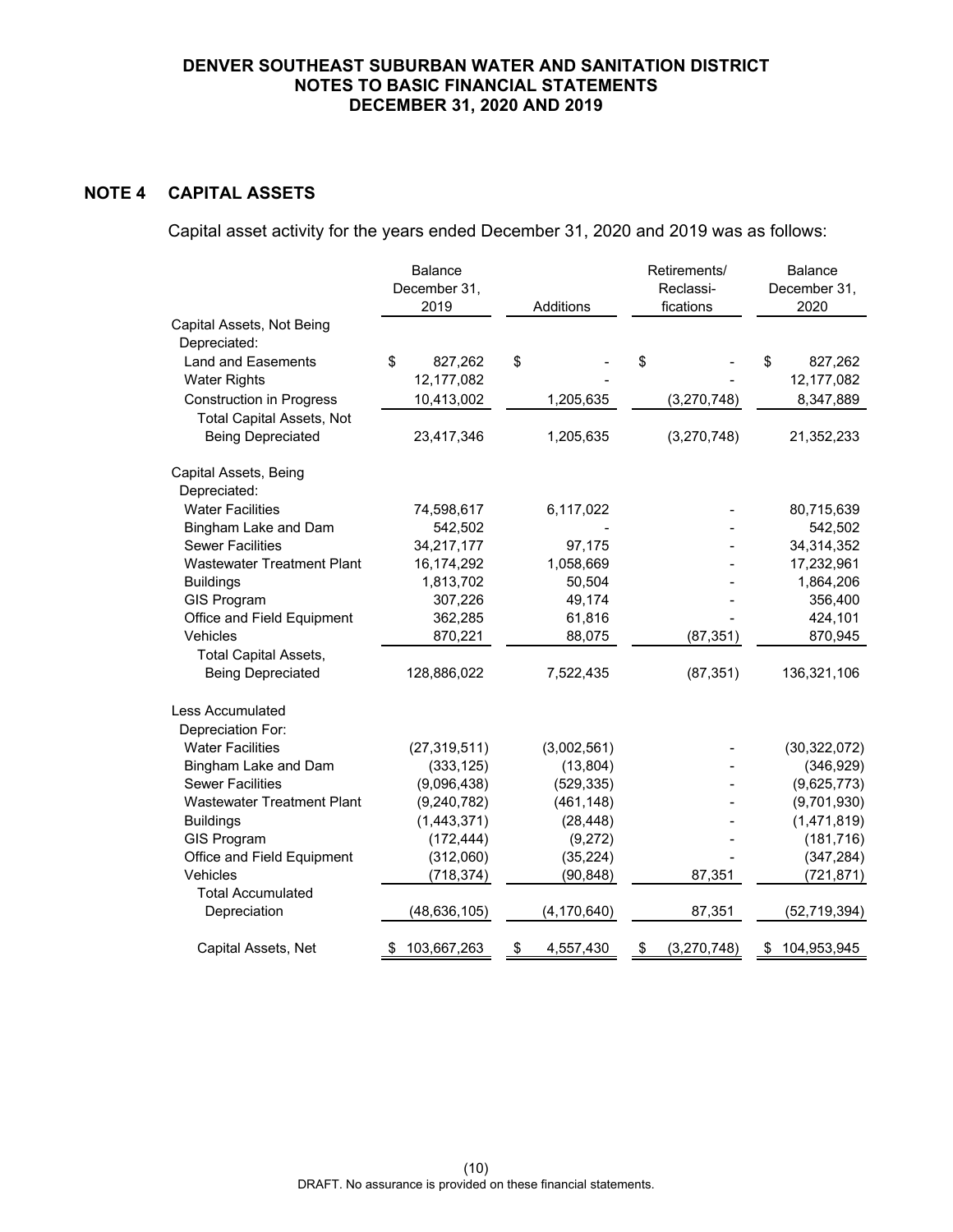## NOTE 4 CAPITAL ASSETS

Capital asset activity for the years ended December 31, 2020 and 2019 was as follows:

| | Balance December 31, 2019 | Additions | Retirements/ Reclassi-fications | Balance December 31, 2020 |
|---|---|---|---|---|
| Capital Assets, Not Being Depreciated: | | | | |
| Land and Easements | $ 827,262 | $ - | $ - | $ 827,262 |
| Water Rights | 12,177,082 | - | - | 12,177,082 |
| Construction in Progress | 10,413,002 | 1,205,635 | (3,270,748) | 8,347,889 |
| Total Capital Assets, Not Being Depreciated | 23,417,346 | 1,205,635 | (3,270,748) | 21,352,233 |
| Capital Assets, Being Depreciated: | | | | |
| Water Facilities | 74,598,617 | 6,117,022 | - | 80,715,639 |
| Bingham Lake and Dam | 542,502 | - | - | 542,502 |
| Sewer Facilities | 34,217,177 | 97,175 | - | 34,314,352 |
| Wastewater Treatment Plant | 16,174,292 | 1,058,669 | - | 17,232,961 |
| Buildings | 1,813,702 | 50,504 | - | 1,864,206 |
| GIS Program | 307,226 | 49,174 | - | 356,400 |
| Office and Field Equipment | 362,285 | 61,816 | - | 424,101 |
| Vehicles | 870,221 | 88,075 | (87,351) | 870,945 |
| Total Capital Assets, Being Depreciated | 128,886,022 | 7,522,435 | (87,351) | 136,321,106 |
| Less Accumulated Depreciation For: | | | | |
| Water Facilities | (27,319,511) | (3,002,561) | - | (30,322,072) |
| Bingham Lake and Dam | (333,125) | (13,804) | - | (346,929) |
| Sewer Facilities | (9,096,438) | (529,335) | - | (9,625,773) |
| Wastewater Treatment Plant | (9,240,782) | (461,148) | - | (9,701,930) |
| Buildings | (1,443,371) | (28,448) | - | (1,471,819) |
| GIS Program | (172,444) | (9,272) | - | (181,716) |
| Office and Field Equipment | (312,060) | (35,224) | - | (347,284) |
| Vehicles | (718,374) | (90,848) | 87,351 | (721,871) |
| Total Accumulated Depreciation | (48,636,105) | (4,170,640) | 87,351 | (52,719,394) |
| Capital Assets, Net | $ 103,667,263 | $ 4,557,430 | $ (3,270,748) | $ 104,953,945 |

DRAFT. No assurance is provided on these financial statements.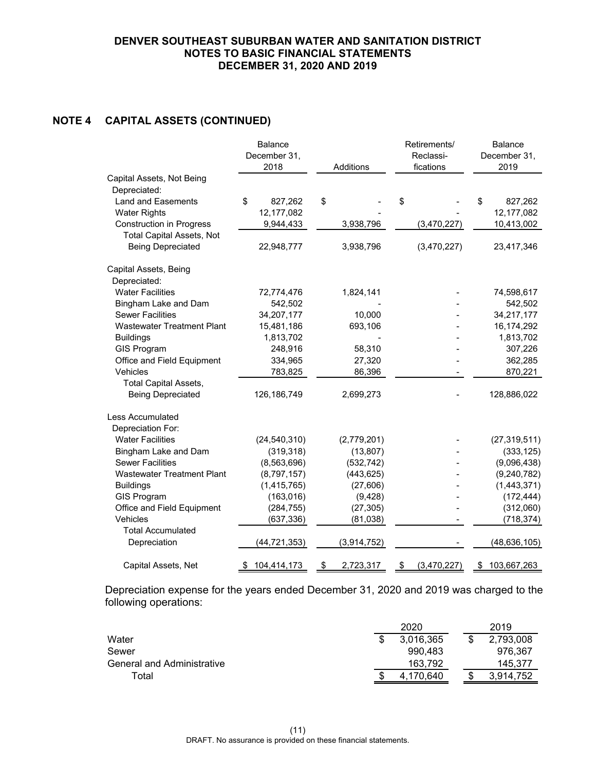# DENVER SOUTHEAST SUBURBAN WATER AND SANITATION DISTRICT
## NOTES TO BASIC FINANCIAL STATEMENTS
## DECEMBER 31, 2020 AND 2019

## NOTE 4 CAPITAL ASSETS (CONTINUED)

| | Balance December 31, 2018 | Additions | Retirements/ Reclassi-fications | Balance December 31, 2019 |
|---|---|---|---|---|
| Capital Assets, Not Being Depreciated: | | | | |
| Land and Easements | $ 827,262 | $ - | $ - | $ 827,262 |
| Water Rights | 12,177,082 | - | - | 12,177,082 |
| Construction in Progress | 9,944,433 | 3,938,796 | (3,470,227) | 10,413,002 |
| Total Capital Assets, Not Being Depreciated | 22,948,777 | 3,938,796 | (3,470,227) | 23,417,346 |
| Capital Assets, Being Depreciated: | | | | |
| Water Facilities | 72,774,476 | 1,824,141 | - | 74,598,617 |
| Bingham Lake and Dam | 542,502 | - | - | 542,502 |
| Sewer Facilities | 34,207,177 | 10,000 | - | 34,217,177 |
| Wastewater Treatment Plant | 15,481,186 | 693,106 | - | 16,174,292 |
| Buildings | 1,813,702 | - | - | 1,813,702 |
| GIS Program | 248,916 | 58,310 | - | 307,226 |
| Office and Field Equipment | 334,965 | 27,320 | - | 362,285 |
| Vehicles | 783,825 | 86,396 | - | 870,221 |
| Total Capital Assets, Being Depreciated | 126,186,749 | 2,699,273 | - | 128,886,022 |
| Less Accumulated Depreciation For: | | | | |
| Water Facilities | (24,540,310) | (2,779,201) | - | (27,319,511) |
| Bingham Lake and Dam | (319,318) | (13,807) | - | (333,125) |
| Sewer Facilities | (8,563,696) | (532,742) | - | (9,096,438) |
| Wastewater Treatment Plant | (8,797,157) | (443,625) | - | (9,240,782) |
| Buildings | (1,415,765) | (27,606) | - | (1,443,371) |
| GIS Program | (163,016) | (9,428) | - | (172,444) |
| Office and Field Equipment | (284,755) | (27,305) | - | (312,060) |
| Vehicles | (637,336) | (81,038) | - | (718,374) |
| Total Accumulated Depreciation | (44,721,353) | (3,914,752) | - | (48,636,105) |
| Capital Assets, Net | $ 104,414,173 | $ 2,723,317 | $ (3,470,227) | $ 103,667,263 |

Depreciation expense for the years ended December 31, 2020 and 2019 was charged to the following operations:

| | 2020 | 2019 |
|---|---|---|
| Water | $ 3,016,365 | $ 2,793,008 |
| Sewer | 990,483 | 976,367 |
| General and Administrative | 163,792 | 145,377 |
| Total | $ 4,170,640 | $ 3,914,752 |

DRAFT. No assurance is provided on these financial statements.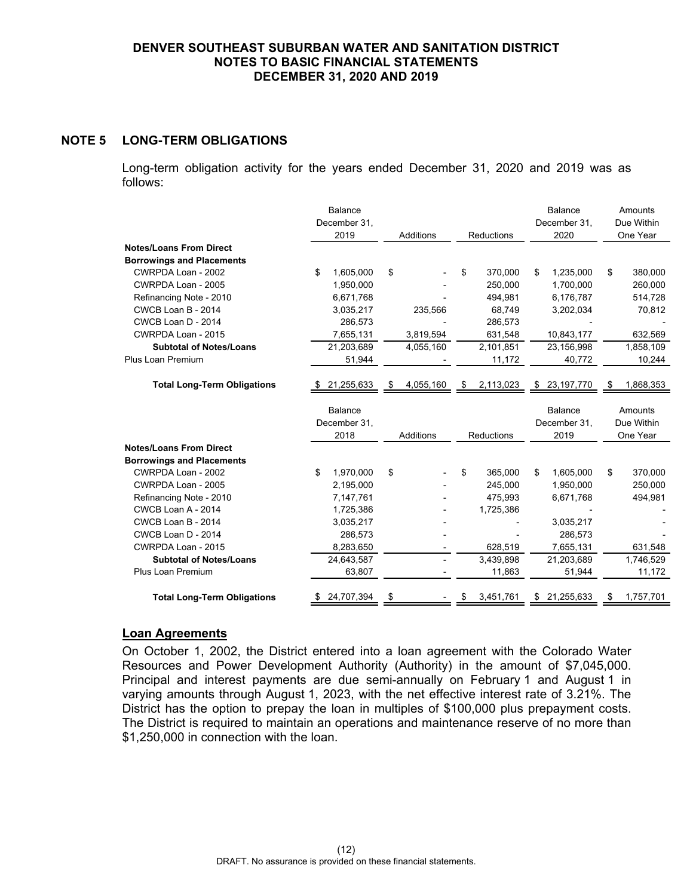## NOTE 5 LONG-TERM OBLIGATIONS

Long-term obligation activity for the years ended December 31, 2020 and 2019 was as follows:

| | Balance December 31, 2019 | Additions | Reductions | Balance December 31, 2020 | Amounts Due Within One Year |
|---|---|---|---|---|---|
| **Notes/Loans From Direct Borrowings and Placements** | | | | | |
| CWRPDA Loan - 2002 | $ 1,605,000 | $ - | $ 370,000 | $ 1,235,000 | $ 380,000 |
| CWRPDA Loan - 2005 | 1,950,000 | - | 250,000 | 1,700,000 | 260,000 |
| Refinancing Note - 2010 | 6,671,768 | - | 494,981 | 6,176,787 | 514,728 |
| CWCB Loan B - 2014 | 3,035,217 | 235,566 | 68,749 | 3,202,034 | 70,812 |
| CWCB Loan D - 2014 | 286,573 | - | 286,573 | - | - |
| CWRPDA Loan - 2015 | 7,655,131 | 3,819,594 | 631,548 | 10,843,177 | 632,569 |
| **Subtotal of Notes/Loans** | 21,203,689 | 4,055,160 | 2,101,851 | 23,156,998 | 1,858,109 |
| Plus Loan Premium | 51,944 | - | 11,172 | 40,772 | 10,244 |
| **Total Long-Term Obligations** | $ 21,255,633 | $ 4,055,160 | $ 2,113,023 | $ 23,197,770 | $ 1,868,353 |

| | Balance December 31, 2018 | Additions | Reductions | Balance December 31, 2019 | Amounts Due Within One Year |
|---|---|---|---|---|---|
| **Notes/Loans From Direct Borrowings and Placements** | | | | | |
| CWRPDA Loan - 2002 | $ 1,970,000 | $ - | $ 365,000 | $ 1,605,000 | $ 370,000 |
| CWRPDA Loan - 2005 | 2,195,000 | - | 245,000 | 1,950,000 | 250,000 |
| Refinancing Note - 2010 | 7,147,761 | - | 475,993 | 6,671,768 | 494,981 |
| CWCB Loan A - 2014 | 1,725,386 | - | 1,725,386 | - | - |
| CWCB Loan B - 2014 | 3,035,217 | - | - | 3,035,217 | - |
| CWCB Loan D - 2014 | 286,573 | - | - | 286,573 | - |
| CWRPDA Loan - 2015 | 8,283,650 | - | 628,519 | 7,655,131 | 631,548 |
| **Subtotal of Notes/Loans** | 24,643,587 | - | 3,439,898 | 21,203,689 | 1,746,529 |
| Plus Loan Premium | 63,807 | - | 11,863 | 51,944 | 11,172 |
| **Total Long-Term Obligations** | $ 24,707,394 | $ - | $ 3,451,761 | $ 21,255,633 | $ 1,757,701 |

### Loan Agreements

On October 1, 2002, the District entered into a loan agreement with the Colorado Water Resources and Power Development Authority (Authority) in the amount of $7,045,000. Principal and interest payments are due semi-annually on February 1 and August 1 in varying amounts through August 1, 2023, with the net effective interest rate of 3.21%. The District has the option to prepay the loan in multiples of $100,000 plus prepayment costs. The District is required to maintain an operations and maintenance reserve of no more than $1,250,000 in connection with the loan.

DRAFT. No assurance is provided on these financial statements.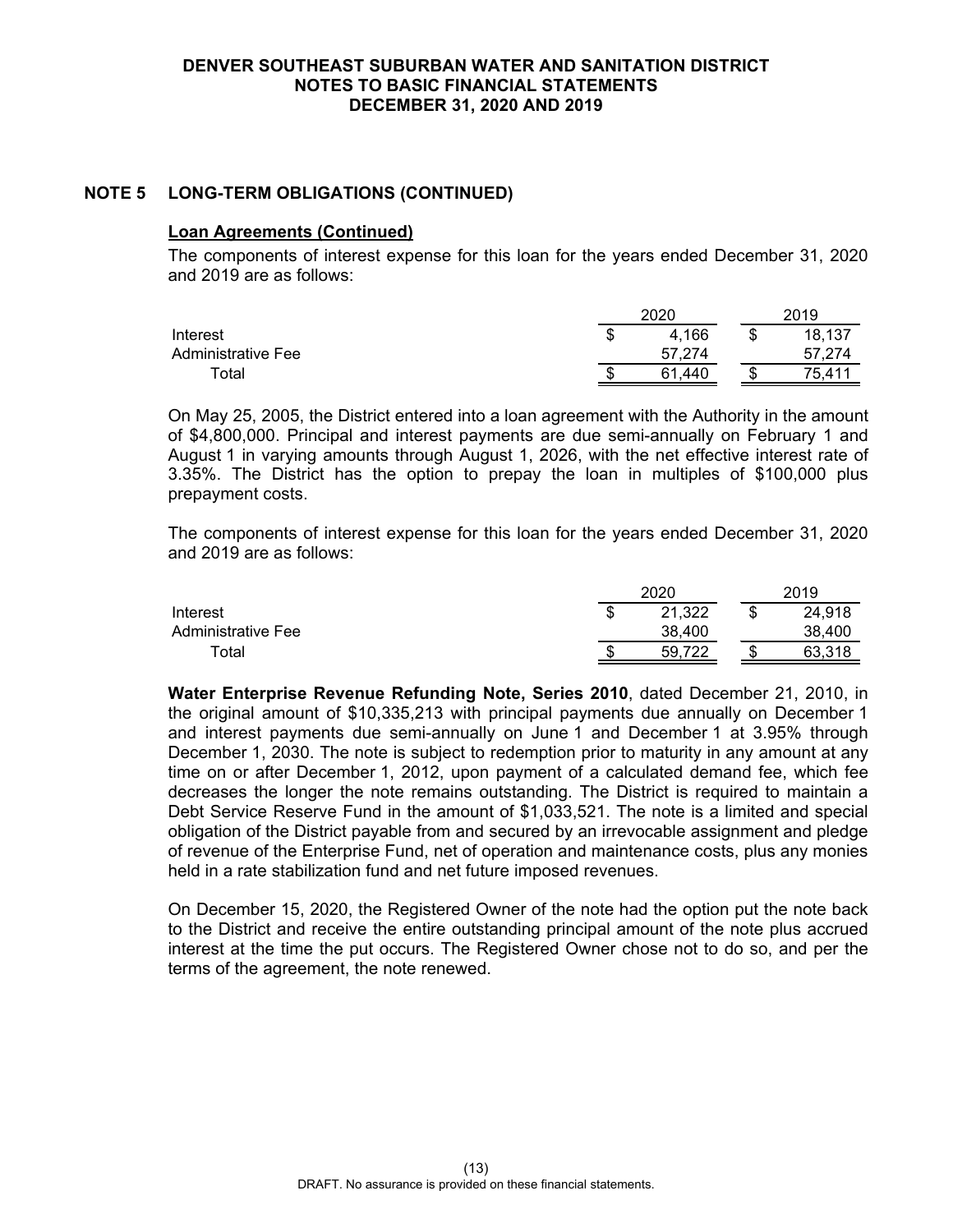## NOTE 5 LONG-TERM OBLIGATIONS (CONTINUED)

### Loan Agreements (Continued)

The components of interest expense for this loan for the years ended December 31, 2020 and 2019 are as follows:

| | 2020 | 2019 |
|---|---|---|
| Interest | $ 4,166 | $ 18,137 |
| Administrative Fee | 57,274 | 57,274 |
| Total | $ 61,440 | $ 75,411 |

On May 25, 2005, the District entered into a loan agreement with the Authority in the amount of $4,800,000. Principal and interest payments are due semi-annually on February 1 and August 1 in varying amounts through August 1, 2026, with the net effective interest rate of 3.35%. The District has the option to prepay the loan in multiples of $100,000 plus prepayment costs.

The components of interest expense for this loan for the years ended December 31, 2020 and 2019 are as follows:

| | 2020 | 2019 |
|---|---|---|
| Interest | $ 21,322 | $ 24,918 |
| Administrative Fee | 38,400 | 38,400 |
| Total | $ 59,722 | $ 63,318 |

**Water Enterprise Revenue Refunding Note, Series 2010**, dated December 21, 2010, in the original amount of $10,335,213 with principal payments due annually on December 1 and interest payments due semi-annually on June 1 and December 1 at 3.95% through December 1, 2030. The note is subject to redemption prior to maturity in any amount at any time on or after December 1, 2012, upon payment of a calculated demand fee, which fee decreases the longer the note remains outstanding. The District is required to maintain a Debt Service Reserve Fund in the amount of $1,033,521. The note is a limited and special obligation of the District payable from and secured by an irrevocable assignment and pledge of revenue of the Enterprise Fund, net of operation and maintenance costs, plus any monies held in a rate stabilization fund and net future imposed revenues.

On December 15, 2020, the Registered Owner of the note had the option put the note back to the District and receive the entire outstanding principal amount of the note plus accrued interest at the time the put occurs. The Registered Owner chose not to do so, and per the terms of the agreement, the note renewed.

DRAFT. No assurance is provided on these financial statements.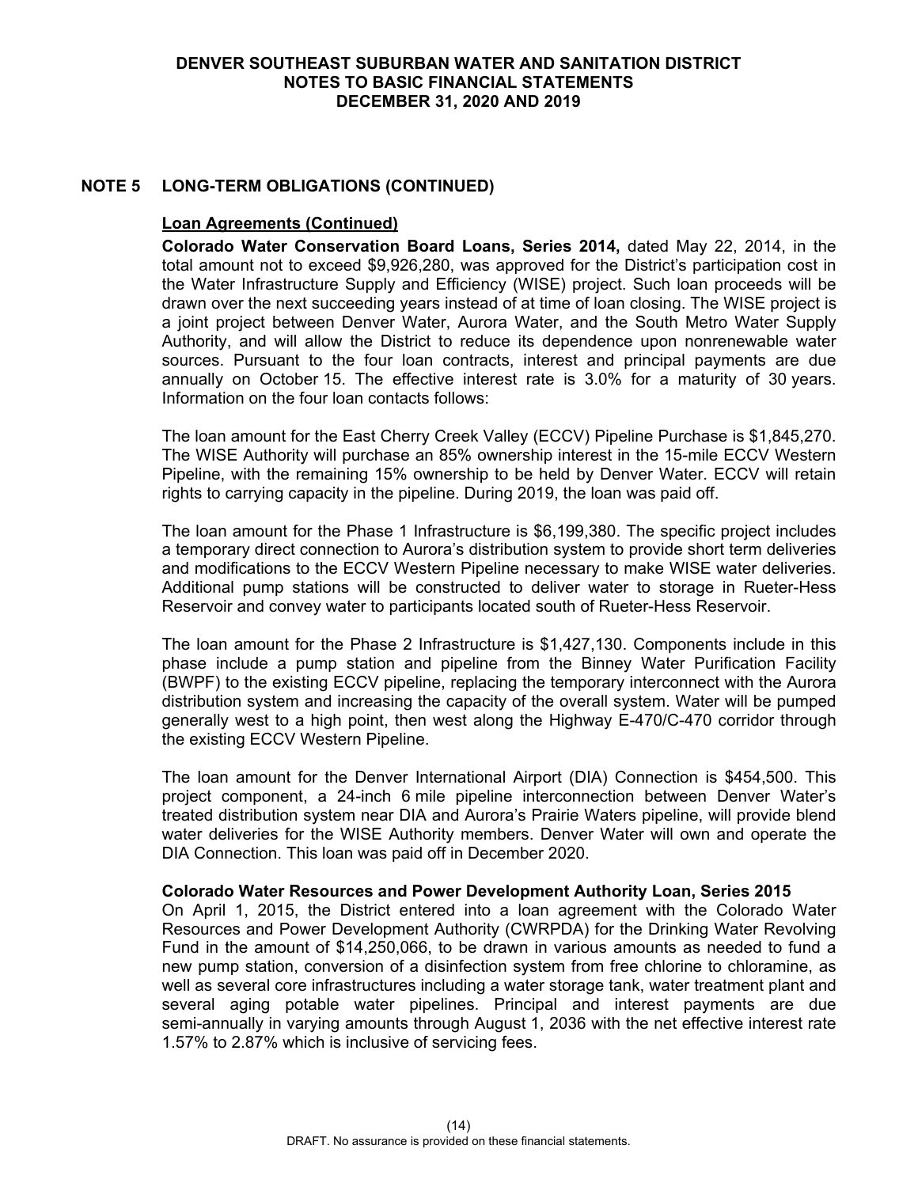## NOTE 5 LONG-TERM OBLIGATIONS (CONTINUED)

**Loan Agreements (Continued)**

**Colorado Water Conservation Board Loans, Series 2014,** dated May 22, 2014, in the total amount not to exceed $9,926,280, was approved for the District's participation cost in the Water Infrastructure Supply and Efficiency (WISE) project. Such loan proceeds will be drawn over the next succeeding years instead of at time of loan closing. The WISE project is a joint project between Denver Water, Aurora Water, and the South Metro Water Supply Authority, and will allow the District to reduce its dependence upon nonrenewable water sources. Pursuant to the four loan contracts, interest and principal payments are due annually on October 15. The effective interest rate is 3.0% for a maturity of 30 years. Information on the four loan contacts follows:

The loan amount for the East Cherry Creek Valley (ECCV) Pipeline Purchase is $1,845,270. The WISE Authority will purchase an 85% ownership interest in the 15-mile ECCV Western Pipeline, with the remaining 15% ownership to be held by Denver Water. ECCV will retain rights to carrying capacity in the pipeline. During 2019, the loan was paid off.

The loan amount for the Phase 1 Infrastructure is $6,199,380. The specific project includes a temporary direct connection to Aurora's distribution system to provide short term deliveries and modifications to the ECCV Western Pipeline necessary to make WISE water deliveries. Additional pump stations will be constructed to deliver water to storage in Rueter-Hess Reservoir and convey water to participants located south of Rueter-Hess Reservoir.

The loan amount for the Phase 2 Infrastructure is $1,427,130. Components include in this phase include a pump station and pipeline from the Binney Water Purification Facility (BWPF) to the existing ECCV pipeline, replacing the temporary interconnect with the Aurora distribution system and increasing the capacity of the overall system. Water will be pumped generally west to a high point, then west along the Highway E-470/C-470 corridor through the existing ECCV Western Pipeline.

The loan amount for the Denver International Airport (DIA) Connection is $454,500. This project component, a 24-inch 6 mile pipeline interconnection between Denver Water's treated distribution system near DIA and Aurora's Prairie Waters pipeline, will provide blend water deliveries for the WISE Authority members. Denver Water will own and operate the DIA Connection. This loan was paid off in December 2020.

**Colorado Water Resources and Power Development Authority Loan, Series 2015**

On April 1, 2015, the District entered into a loan agreement with the Colorado Water Resources and Power Development Authority (CWRPDA) for the Drinking Water Revolving Fund in the amount of $14,250,066, to be drawn in various amounts as needed to fund a new pump station, conversion of a disinfection system from free chlorine to chloramine, as well as several core infrastructures including a water storage tank, water treatment plant and several aging potable water pipelines. Principal and interest payments are due semi-annually in varying amounts through August 1, 2036 with the net effective interest rate 1.57% to 2.87% which is inclusive of servicing fees.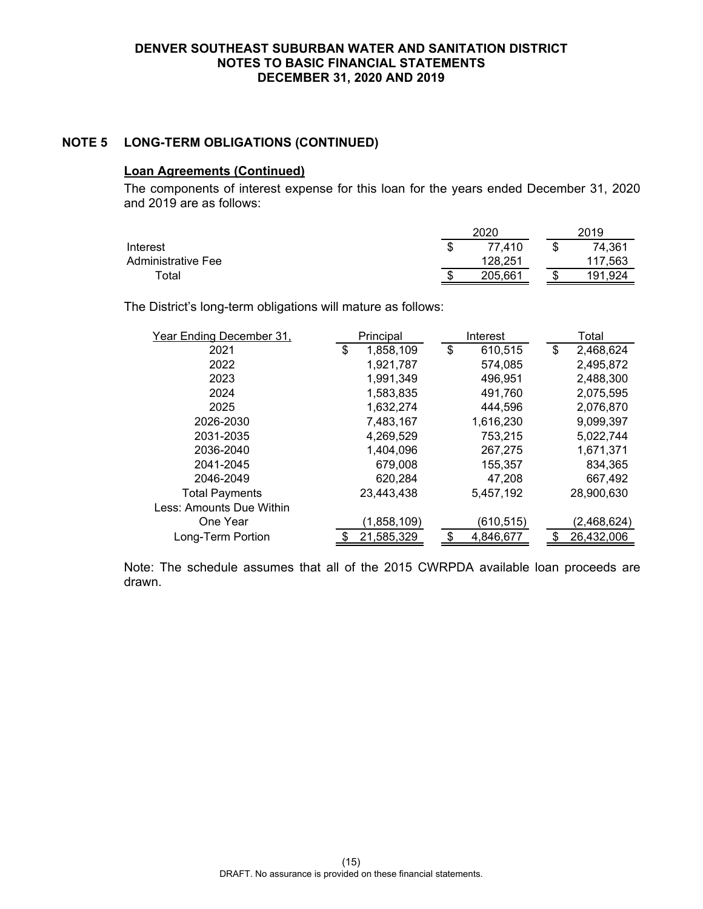DENVER SOUTHEAST SUBURBAN WATER AND SANITATION DISTRICT
NOTES TO BASIC FINANCIAL STATEMENTS
DECEMBER 31, 2020 AND 2019

## NOTE 5 LONG-TERM OBLIGATIONS (CONTINUED)

### Loan Agreements (Continued)

The components of interest expense for this loan for the years ended December 31, 2020 and 2019 are as follows:

| | 2020 | 2019 |
|---|---|---|
| Interest | $ 77,410 | $ 74,361 |
| Administrative Fee | 128,251 | 117,563 |
| Total | $ 205,661 | $ 191,924 |

The District's long-term obligations will mature as follows:

| Year Ending December 31, | Principal | Interest | Total |
|---|---|---|---|
| 2021 | $ 1,858,109 | $ 610,515 | $ 2,468,624 |
| 2022 | 1,921,787 | 574,085 | 2,495,872 |
| 2023 | 1,991,349 | 496,951 | 2,488,300 |
| 2024 | 1,583,835 | 491,760 | 2,075,595 |
| 2025 | 1,632,274 | 444,596 | 2,076,870 |
| 2026-2030 | 7,483,167 | 1,616,230 | 9,099,397 |
| 2031-2035 | 4,269,529 | 753,215 | 5,022,744 |
| 2036-2040 | 1,404,096 | 267,275 | 1,671,371 |
| 2041-2045 | 679,008 | 155,357 | 834,365 |
| 2046-2049 | 620,284 | 47,208 | 667,492 |
| Total Payments | 23,443,438 | 5,457,192 | 28,900,630 |
| Less: Amounts Due Within One Year | (1,858,109) | (610,515) | (2,468,624) |
| Long-Term Portion | $ 21,585,329 | $ 4,846,677 | $ 26,432,006 |

Note: The schedule assumes that all of the 2015 CWRPDA available loan proceeds are drawn.

DRAFT. No assurance is provided on these financial statements.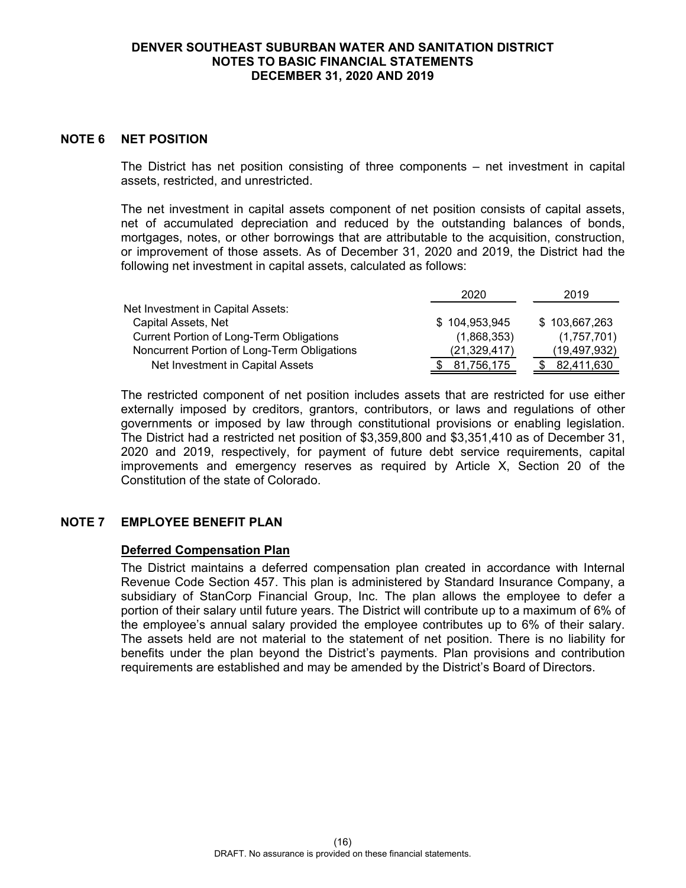## NOTE 6 NET POSITION

The District has net position consisting of three components – net investment in capital assets, restricted, and unrestricted.

The net investment in capital assets component of net position consists of capital assets, net of accumulated depreciation and reduced by the outstanding balances of bonds, mortgages, notes, or other borrowings that are attributable to the acquisition, construction, or improvement of those assets. As of December 31, 2020 and 2019, the District had the following net investment in capital assets, calculated as follows:

| | 2020 | 2019 |
|---|---|---|
| Net Investment in Capital Assets: | | |
| Capital Assets, Net | $ 104,953,945 | $ 103,667,263 |
| Current Portion of Long-Term Obligations | (1,868,353) | (1,757,701) |
| Noncurrent Portion of Long-Term Obligations | (21,329,417) | (19,497,932) |
| Net Investment in Capital Assets | $ 81,756,175 | $ 82,411,630 |

The restricted component of net position includes assets that are restricted for use either externally imposed by creditors, grantors, contributors, or laws and regulations of other governments or imposed by law through constitutional provisions or enabling legislation. The District had a restricted net position of $3,359,800 and $3,351,410 as of December 31, 2020 and 2019, respectively, for payment of future debt service requirements, capital improvements and emergency reserves as required by Article X, Section 20 of the Constitution of the state of Colorado.

## NOTE 7 EMPLOYEE BENEFIT PLAN

**Deferred Compensation Plan**

The District maintains a deferred compensation plan created in accordance with Internal Revenue Code Section 457. This plan is administered by Standard Insurance Company, a subsidiary of StanCorp Financial Group, Inc. The plan allows the employee to defer a portion of their salary until future years. The District will contribute up to a maximum of 6% of the employee's annual salary provided the employee contributes up to 6% of their salary. The assets held are not material to the statement of net position. There is no liability for benefits under the plan beyond the District's payments. Plan provisions and contribution requirements are established and may be amended by the District's Board of Directors.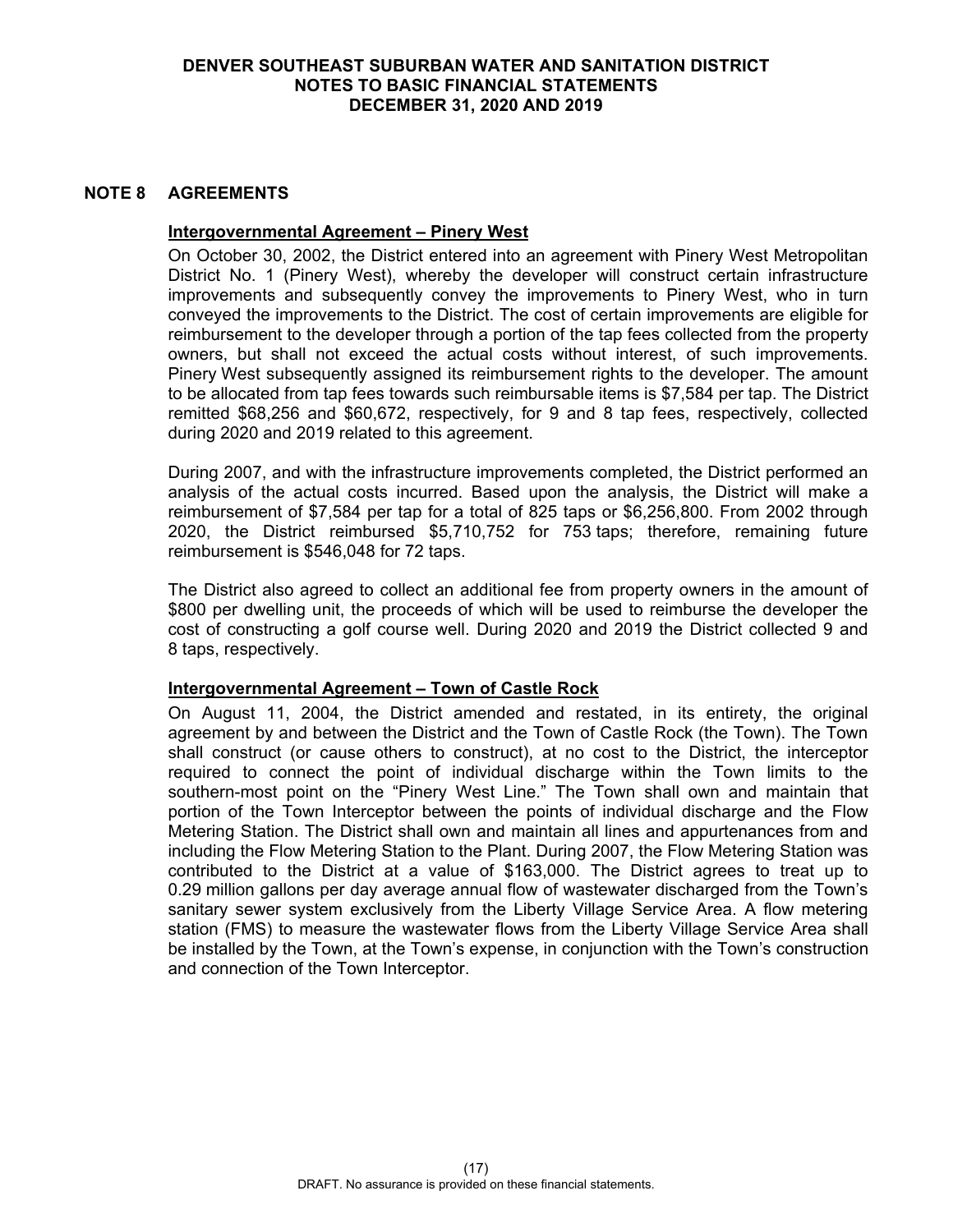## NOTE 8 AGREEMENTS

**Intergovernmental Agreement – Pinery West**

On October 30, 2002, the District entered into an agreement with Pinery West Metropolitan District No. 1 (Pinery West), whereby the developer will construct certain infrastructure improvements and subsequently convey the improvements to Pinery West, who in turn conveyed the improvements to the District. The cost of certain improvements are eligible for reimbursement to the developer through a portion of the tap fees collected from the property owners, but shall not exceed the actual costs without interest, of such improvements. Pinery West subsequently assigned its reimbursement rights to the developer. The amount to be allocated from tap fees towards such reimbursable items is $7,584 per tap. The District remitted $68,256 and $60,672, respectively, for 9 and 8 tap fees, respectively, collected during 2020 and 2019 related to this agreement.

During 2007, and with the infrastructure improvements completed, the District performed an analysis of the actual costs incurred. Based upon the analysis, the District will make a reimbursement of $7,584 per tap for a total of 825 taps or $6,256,800. From 2002 through 2020, the District reimbursed $5,710,752 for 753 taps; therefore, remaining future reimbursement is $546,048 for 72 taps.

The District also agreed to collect an additional fee from property owners in the amount of $800 per dwelling unit, the proceeds of which will be used to reimburse the developer the cost of constructing a golf course well. During 2020 and 2019 the District collected 9 and 8 taps, respectively.

**Intergovernmental Agreement – Town of Castle Rock**

On August 11, 2004, the District amended and restated, in its entirety, the original agreement by and between the District and the Town of Castle Rock (the Town). The Town shall construct (or cause others to construct), at no cost to the District, the interceptor required to connect the point of individual discharge within the Town limits to the southern-most point on the "Pinery West Line." The Town shall own and maintain that portion of the Town Interceptor between the points of individual discharge and the Flow Metering Station. The District shall own and maintain all lines and appurtenances from and including the Flow Metering Station to the Plant. During 2007, the Flow Metering Station was contributed to the District at a value of $163,000. The District agrees to treat up to 0.29 million gallons per day average annual flow of wastewater discharged from the Town's sanitary sewer system exclusively from the Liberty Village Service Area. A flow metering station (FMS) to measure the wastewater flows from the Liberty Village Service Area shall be installed by the Town, at the Town's expense, in conjunction with the Town's construction and connection of the Town Interceptor.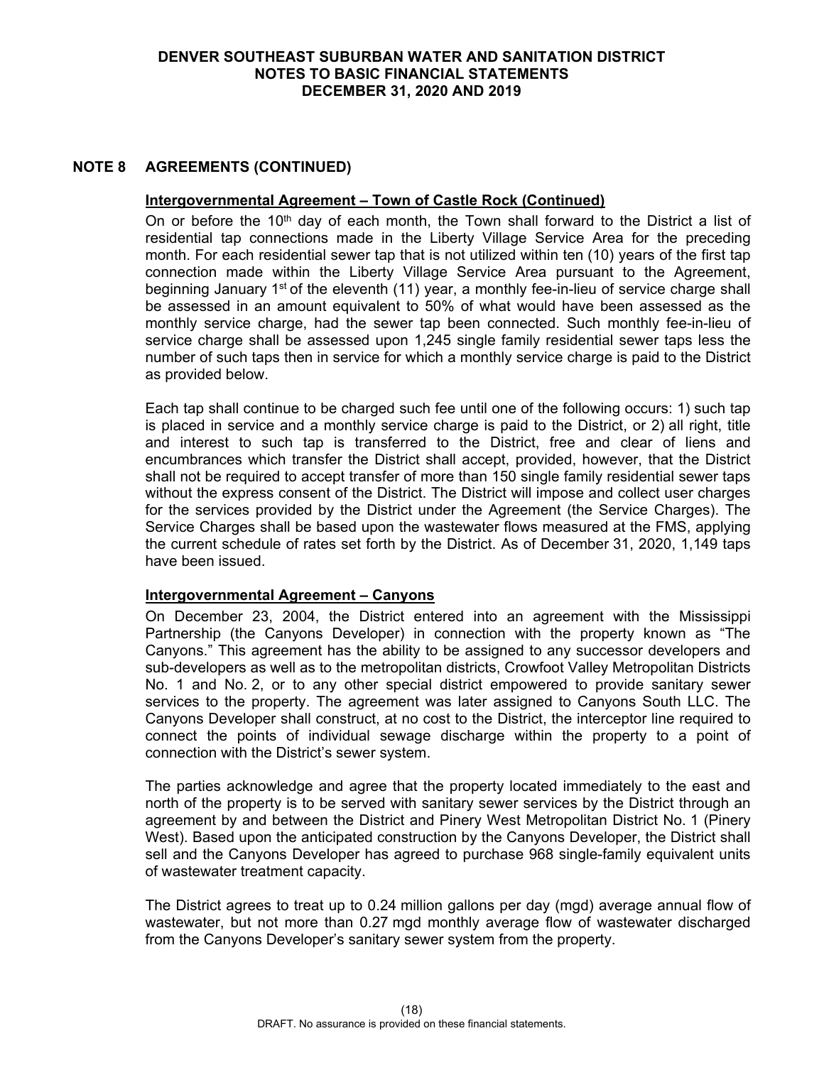## NOTE 8 AGREEMENTS (CONTINUED)

**Intergovernmental Agreement – Town of Castle Rock (Continued)**

On or before the 10th day of each month, the Town shall forward to the District a list of residential tap connections made in the Liberty Village Service Area for the preceding month. For each residential sewer tap that is not utilized within ten (10) years of the first tap connection made within the Liberty Village Service Area pursuant to the Agreement, beginning January 1st of the eleventh (11) year, a monthly fee-in-lieu of service charge shall be assessed in an amount equivalent to 50% of what would have been assessed as the monthly service charge, had the sewer tap been connected. Such monthly fee-in-lieu of service charge shall be assessed upon 1,245 single family residential sewer taps less the number of such taps then in service for which a monthly service charge is paid to the District as provided below.

Each tap shall continue to be charged such fee until one of the following occurs: 1) such tap is placed in service and a monthly service charge is paid to the District, or 2) all right, title and interest to such tap is transferred to the District, free and clear of liens and encumbrances which transfer the District shall accept, provided, however, that the District shall not be required to accept transfer of more than 150 single family residential sewer taps without the express consent of the District. The District will impose and collect user charges for the services provided by the District under the Agreement (the Service Charges). The Service Charges shall be based upon the wastewater flows measured at the FMS, applying the current schedule of rates set forth by the District. As of December 31, 2020, 1,149 taps have been issued.

**Intergovernmental Agreement – Canyons**

On December 23, 2004, the District entered into an agreement with the Mississippi Partnership (the Canyons Developer) in connection with the property known as "The Canyons." This agreement has the ability to be assigned to any successor developers and sub-developers as well as to the metropolitan districts, Crowfoot Valley Metropolitan Districts No. 1 and No. 2, or to any other special district empowered to provide sanitary sewer services to the property. The agreement was later assigned to Canyons South LLC. The Canyons Developer shall construct, at no cost to the District, the interceptor line required to connect the points of individual sewage discharge within the property to a point of connection with the District's sewer system.

The parties acknowledge and agree that the property located immediately to the east and north of the property is to be served with sanitary sewer services by the District through an agreement by and between the District and Pinery West Metropolitan District No. 1 (Pinery West). Based upon the anticipated construction by the Canyons Developer, the District shall sell and the Canyons Developer has agreed to purchase 968 single-family equivalent units of wastewater treatment capacity.

The District agrees to treat up to 0.24 million gallons per day (mgd) average annual flow of wastewater, but not more than 0.27 mgd monthly average flow of wastewater discharged from the Canyons Developer's sanitary sewer system from the property.

DRAFT. No assurance is provided on these financial statements.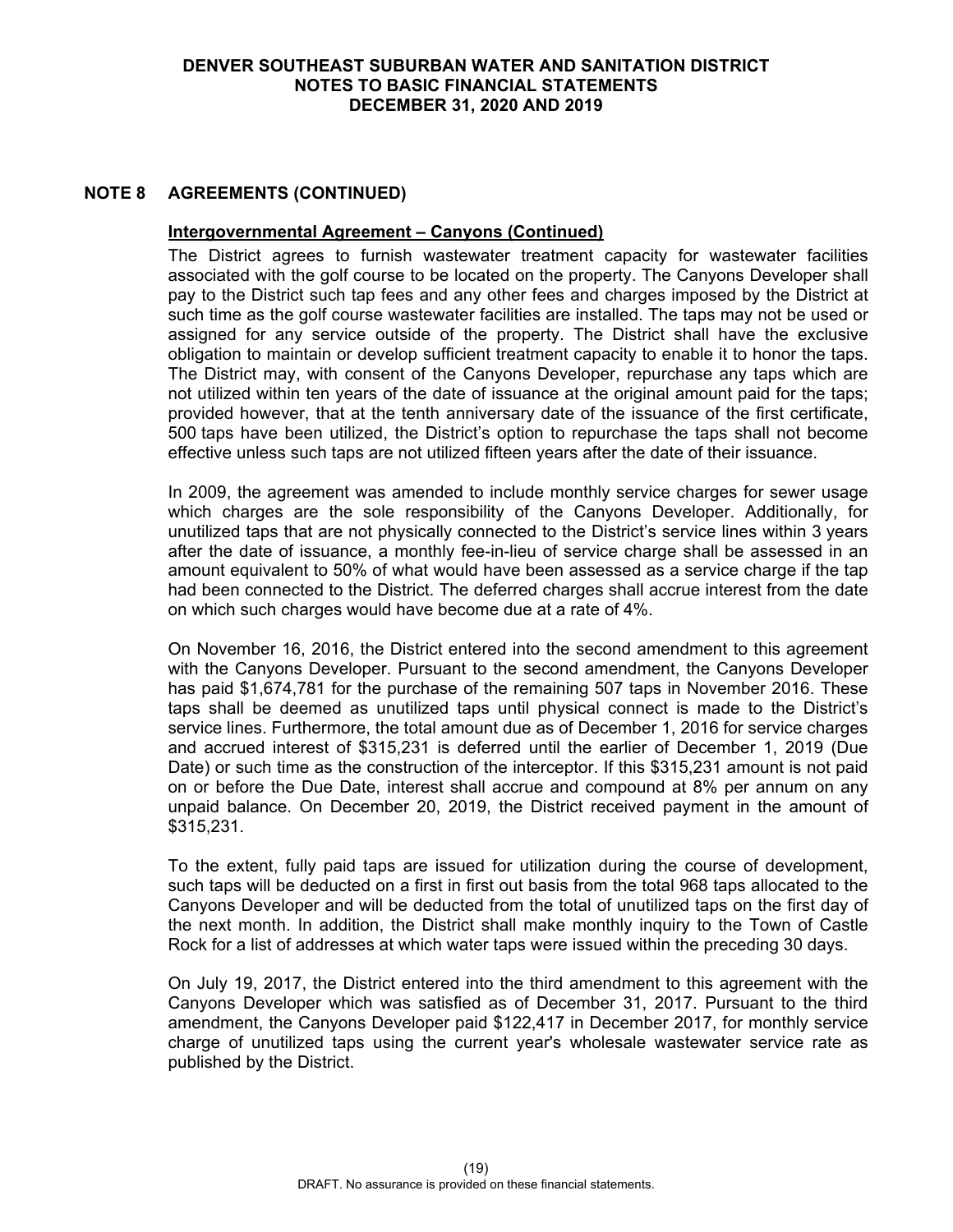## NOTE 8 AGREEMENTS (CONTINUED)

**Intergovernmental Agreement – Canyons (Continued)**

The District agrees to furnish wastewater treatment capacity for wastewater facilities associated with the golf course to be located on the property. The Canyons Developer shall pay to the District such tap fees and any other fees and charges imposed by the District at such time as the golf course wastewater facilities are installed. The taps may not be used or assigned for any service outside of the property. The District shall have the exclusive obligation to maintain or develop sufficient treatment capacity to enable it to honor the taps. The District may, with consent of the Canyons Developer, repurchase any taps which are not utilized within ten years of the date of issuance at the original amount paid for the taps; provided however, that at the tenth anniversary date of the issuance of the first certificate, 500 taps have been utilized, the District's option to repurchase the taps shall not become effective unless such taps are not utilized fifteen years after the date of their issuance.

In 2009, the agreement was amended to include monthly service charges for sewer usage which charges are the sole responsibility of the Canyons Developer. Additionally, for unutilized taps that are not physically connected to the District's service lines within 3 years after the date of issuance, a monthly fee-in-lieu of service charge shall be assessed in an amount equivalent to 50% of what would have been assessed as a service charge if the tap had been connected to the District. The deferred charges shall accrue interest from the date on which such charges would have become due at a rate of 4%.

On November 16, 2016, the District entered into the second amendment to this agreement with the Canyons Developer. Pursuant to the second amendment, the Canyons Developer has paid $1,674,781 for the purchase of the remaining 507 taps in November 2016. These taps shall be deemed as unutilized taps until physical connect is made to the District's service lines. Furthermore, the total amount due as of December 1, 2016 for service charges and accrued interest of $315,231 is deferred until the earlier of December 1, 2019 (Due Date) or such time as the construction of the interceptor. If this $315,231 amount is not paid on or before the Due Date, interest shall accrue and compound at 8% per annum on any unpaid balance. On December 20, 2019, the District received payment in the amount of $315,231.

To the extent, fully paid taps are issued for utilization during the course of development, such taps will be deducted on a first in first out basis from the total 968 taps allocated to the Canyons Developer and will be deducted from the total of unutilized taps on the first day of the next month. In addition, the District shall make monthly inquiry to the Town of Castle Rock for a list of addresses at which water taps were issued within the preceding 30 days.

On July 19, 2017, the District entered into the third amendment to this agreement with the Canyons Developer which was satisfied as of December 31, 2017. Pursuant to the third amendment, the Canyons Developer paid $122,417 in December 2017, for monthly service charge of unutilized taps using the current year's wholesale wastewater service rate as published by the District.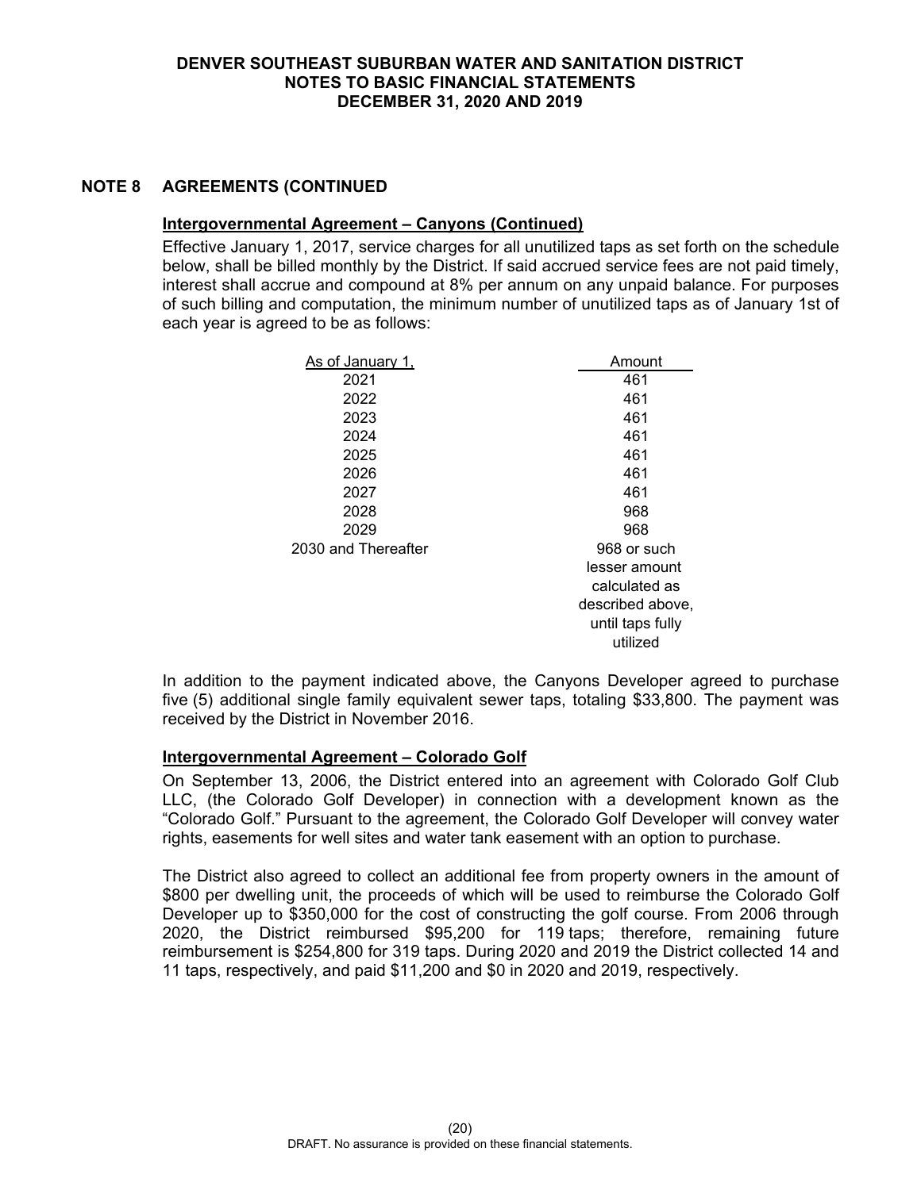## NOTE 8 AGREEMENTS (CONTINUED)

### Intergovernmental Agreement – Canyons (Continued)

Effective January 1, 2017, service charges for all unutilized taps as set forth on the schedule below, shall be billed monthly by the District. If said accrued service fees are not paid timely, interest shall accrue and compound at 8% per annum on any unpaid balance. For purposes of such billing and computation, the minimum number of unutilized taps as of January 1st of each year is agreed to be as follows:

| As of January 1, | Amount |
|---|---|
| 2021 | 461 |
| 2022 | 461 |
| 2023 | 461 |
| 2024 | 461 |
| 2025 | 461 |
| 2026 | 461 |
| 2027 | 461 |
| 2028 | 968 |
| 2029 | 968 |
| 2030 and Thereafter | 968 or such lesser amount calculated as described above, until taps fully utilized |

In addition to the payment indicated above, the Canyons Developer agreed to purchase five (5) additional single family equivalent sewer taps, totaling $33,800. The payment was received by the District in November 2016.

### Intergovernmental Agreement – Colorado Golf

On September 13, 2006, the District entered into an agreement with Colorado Golf Club LLC, (the Colorado Golf Developer) in connection with a development known as the "Colorado Golf." Pursuant to the agreement, the Colorado Golf Developer will convey water rights, easements for well sites and water tank easement with an option to purchase.

The District also agreed to collect an additional fee from property owners in the amount of $800 per dwelling unit, the proceeds of which will be used to reimburse the Colorado Golf Developer up to $350,000 for the cost of constructing the golf course. From 2006 through 2020, the District reimbursed $95,200 for 119 taps; therefore, remaining future reimbursement is $254,800 for 319 taps. During 2020 and 2019 the District collected 14 and 11 taps, respectively, and paid $11,200 and $0 in 2020 and 2019, respectively.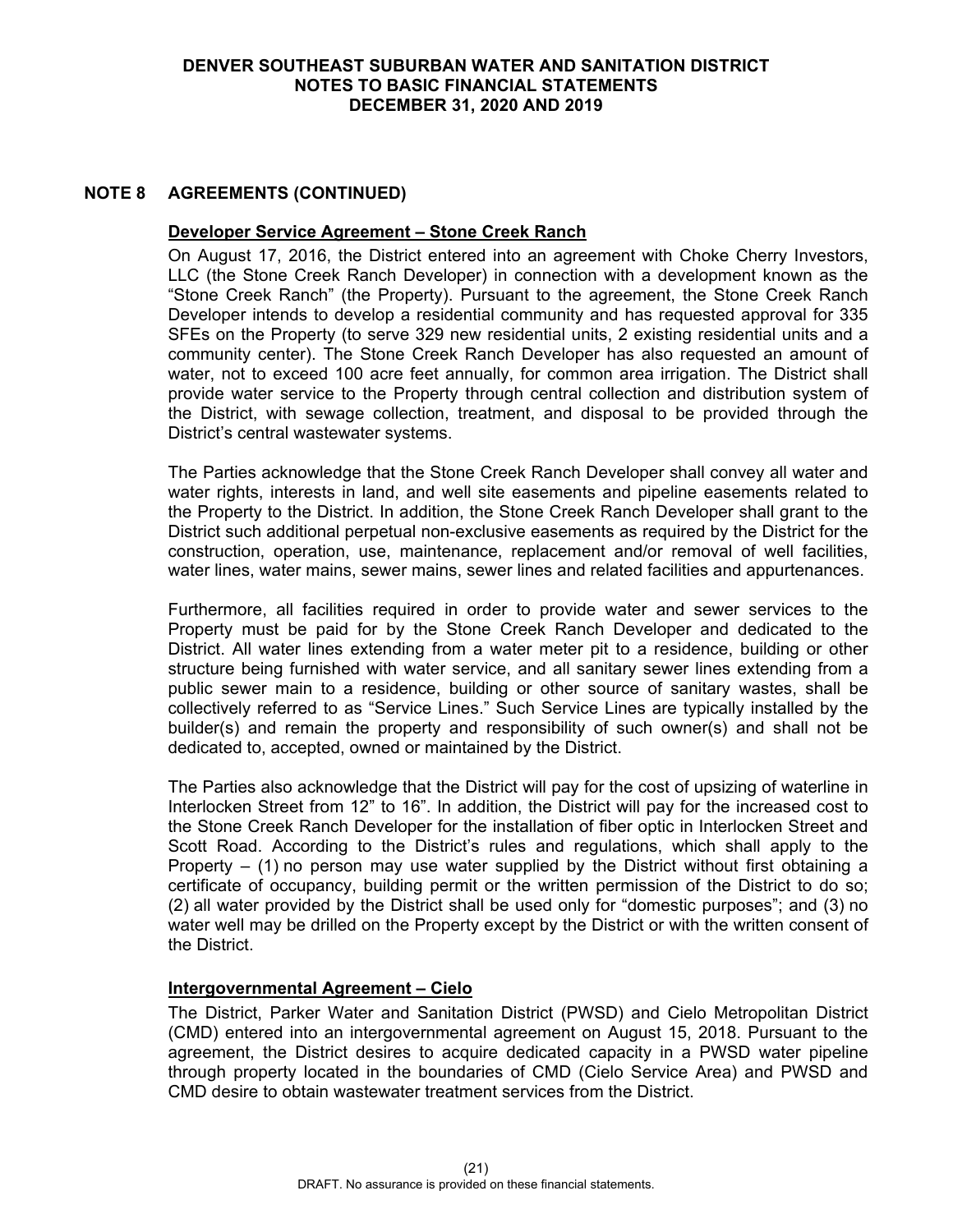## NOTE 8 AGREEMENTS (CONTINUED)

**Developer Service Agreement – Stone Creek Ranch**

On August 17, 2016, the District entered into an agreement with Choke Cherry Investors, LLC (the Stone Creek Ranch Developer) in connection with a development known as the "Stone Creek Ranch" (the Property). Pursuant to the agreement, the Stone Creek Ranch Developer intends to develop a residential community and has requested approval for 335 SFEs on the Property (to serve 329 new residential units, 2 existing residential units and a community center). The Stone Creek Ranch Developer has also requested an amount of water, not to exceed 100 acre feet annually, for common area irrigation. The District shall provide water service to the Property through central collection and distribution system of the District, with sewage collection, treatment, and disposal to be provided through the District's central wastewater systems.

The Parties acknowledge that the Stone Creek Ranch Developer shall convey all water and water rights, interests in land, and well site easements and pipeline easements related to the Property to the District. In addition, the Stone Creek Ranch Developer shall grant to the District such additional perpetual non-exclusive easements as required by the District for the construction, operation, use, maintenance, replacement and/or removal of well facilities, water lines, water mains, sewer mains, sewer lines and related facilities and appurtenances.

Furthermore, all facilities required in order to provide water and sewer services to the Property must be paid for by the Stone Creek Ranch Developer and dedicated to the District. All water lines extending from a water meter pit to a residence, building or other structure being furnished with water service, and all sanitary sewer lines extending from a public sewer main to a residence, building or other source of sanitary wastes, shall be collectively referred to as "Service Lines." Such Service Lines are typically installed by the builder(s) and remain the property and responsibility of such owner(s) and shall not be dedicated to, accepted, owned or maintained by the District.

The Parties also acknowledge that the District will pay for the cost of upsizing of waterline in Interlocken Street from 12" to 16". In addition, the District will pay for the increased cost to the Stone Creek Ranch Developer for the installation of fiber optic in Interlocken Street and Scott Road. According to the District's rules and regulations, which shall apply to the Property – (1) no person may use water supplied by the District without first obtaining a certificate of occupancy, building permit or the written permission of the District to do so; (2) all water provided by the District shall be used only for "domestic purposes"; and (3) no water well may be drilled on the Property except by the District or with the written consent of the District.

**Intergovernmental Agreement – Cielo**

The District, Parker Water and Sanitation District (PWSD) and Cielo Metropolitan District (CMD) entered into an intergovernmental agreement on August 15, 2018. Pursuant to the agreement, the District desires to acquire dedicated capacity in a PWSD water pipeline through property located in the boundaries of CMD (Cielo Service Area) and PWSD and CMD desire to obtain wastewater treatment services from the District.

DRAFT. No assurance is provided on these financial statements.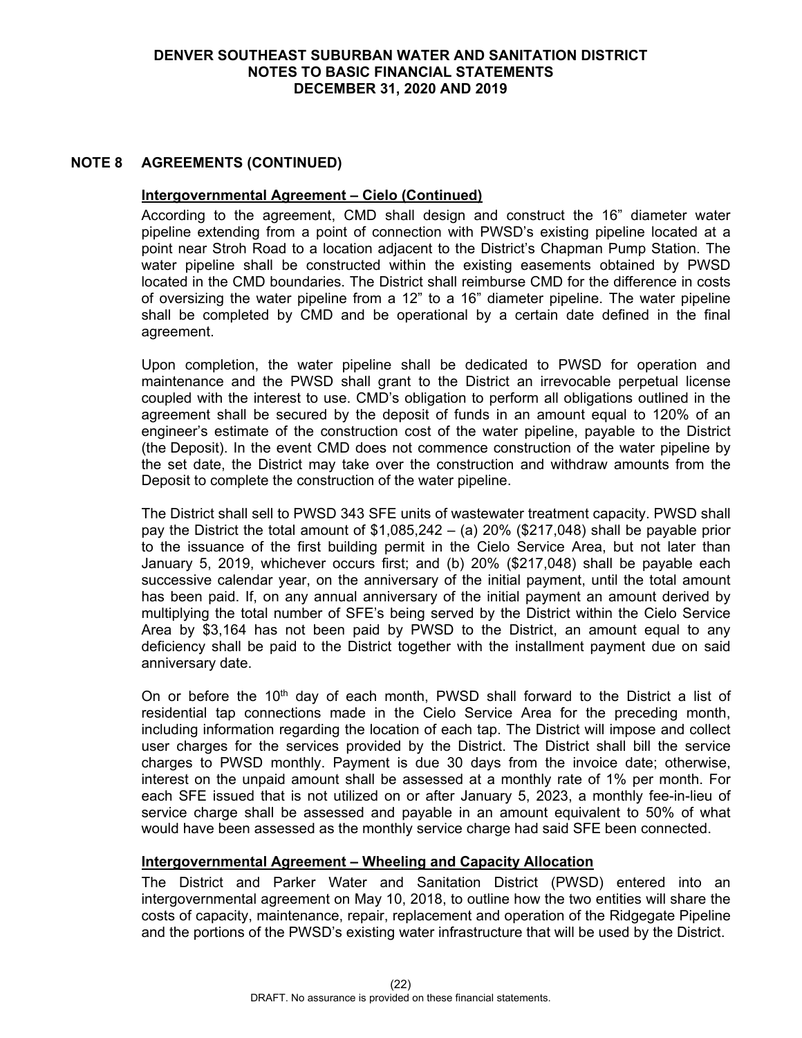## NOTE 8 AGREEMENTS (CONTINUED)

### Intergovernmental Agreement – Cielo (Continued)

According to the agreement, CMD shall design and construct the 16" diameter water pipeline extending from a point of connection with PWSD's existing pipeline located at a point near Stroh Road to a location adjacent to the District's Chapman Pump Station. The water pipeline shall be constructed within the existing easements obtained by PWSD located in the CMD boundaries. The District shall reimburse CMD for the difference in costs of oversizing the water pipeline from a 12" to a 16" diameter pipeline. The water pipeline shall be completed by CMD and be operational by a certain date defined in the final agreement.

Upon completion, the water pipeline shall be dedicated to PWSD for operation and maintenance and the PWSD shall grant to the District an irrevocable perpetual license coupled with the interest to use. CMD's obligation to perform all obligations outlined in the agreement shall be secured by the deposit of funds in an amount equal to 120% of an engineer's estimate of the construction cost of the water pipeline, payable to the District (the Deposit). In the event CMD does not commence construction of the water pipeline by the set date, the District may take over the construction and withdraw amounts from the Deposit to complete the construction of the water pipeline.

The District shall sell to PWSD 343 SFE units of wastewater treatment capacity. PWSD shall pay the District the total amount of $1,085,242 – (a) 20% ($217,048) shall be payable prior to the issuance of the first building permit in the Cielo Service Area, but not later than January 5, 2019, whichever occurs first; and (b) 20% ($217,048) shall be payable each successive calendar year, on the anniversary of the initial payment, until the total amount has been paid. If, on any annual anniversary of the initial payment an amount derived by multiplying the total number of SFE's being served by the District within the Cielo Service Area by $3,164 has not been paid by PWSD to the District, an amount equal to any deficiency shall be paid to the District together with the installment payment due on said anniversary date.

On or before the 10th day of each month, PWSD shall forward to the District a list of residential tap connections made in the Cielo Service Area for the preceding month, including information regarding the location of each tap. The District will impose and collect user charges for the services provided by the District. The District shall bill the service charges to PWSD monthly. Payment is due 30 days from the invoice date; otherwise, interest on the unpaid amount shall be assessed at a monthly rate of 1% per month. For each SFE issued that is not utilized on or after January 5, 2023, a monthly fee-in-lieu of service charge shall be assessed and payable in an amount equivalent to 50% of what would have been assessed as the monthly service charge had said SFE been connected.

### Intergovernmental Agreement – Wheeling and Capacity Allocation

The District and Parker Water and Sanitation District (PWSD) entered into an intergovernmental agreement on May 10, 2018, to outline how the two entities will share the costs of capacity, maintenance, repair, replacement and operation of the Ridgegate Pipeline and the portions of the PWSD's existing water infrastructure that will be used by the District.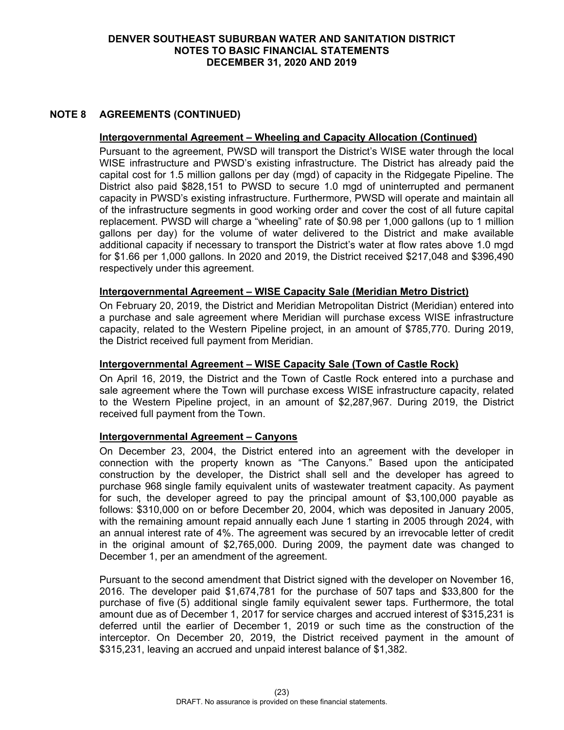## NOTE 8 AGREEMENTS (CONTINUED)

**Intergovernmental Agreement – Wheeling and Capacity Allocation (Continued)**

Pursuant to the agreement, PWSD will transport the District's WISE water through the local WISE infrastructure and PWSD's existing infrastructure. The District has already paid the capital cost for 1.5 million gallons per day (mgd) of capacity in the Ridgegate Pipeline. The District also paid $828,151 to PWSD to secure 1.0 mgd of uninterrupted and permanent capacity in PWSD's existing infrastructure. Furthermore, PWSD will operate and maintain all of the infrastructure segments in good working order and cover the cost of all future capital replacement. PWSD will charge a "wheeling" rate of $0.98 per 1,000 gallons (up to 1 million gallons per day) for the volume of water delivered to the District and make available additional capacity if necessary to transport the District's water at flow rates above 1.0 mgd for $1.66 per 1,000 gallons. In 2020 and 2019, the District received $217,048 and $396,490 respectively under this agreement.

**Intergovernmental Agreement – WISE Capacity Sale (Meridian Metro District)**

On February 20, 2019, the District and Meridian Metropolitan District (Meridian) entered into a purchase and sale agreement where Meridian will purchase excess WISE infrastructure capacity, related to the Western Pipeline project, in an amount of $785,770. During 2019, the District received full payment from Meridian.

**Intergovernmental Agreement – WISE Capacity Sale (Town of Castle Rock)**

On April 16, 2019, the District and the Town of Castle Rock entered into a purchase and sale agreement where the Town will purchase excess WISE infrastructure capacity, related to the Western Pipeline project, in an amount of $2,287,967. During 2019, the District received full payment from the Town.

**Intergovernmental Agreement – Canyons**

On December 23, 2004, the District entered into an agreement with the developer in connection with the property known as "The Canyons." Based upon the anticipated construction by the developer, the District shall sell and the developer has agreed to purchase 968 single family equivalent units of wastewater treatment capacity. As payment for such, the developer agreed to pay the principal amount of $3,100,000 payable as follows: $310,000 on or before December 20, 2004, which was deposited in January 2005, with the remaining amount repaid annually each June 1 starting in 2005 through 2024, with an annual interest rate of 4%. The agreement was secured by an irrevocable letter of credit in the original amount of $2,765,000. During 2009, the payment date was changed to December 1, per an amendment of the agreement.

Pursuant to the second amendment that District signed with the developer on November 16, 2016. The developer paid $1,674,781 for the purchase of 507 taps and $33,800 for the purchase of five (5) additional single family equivalent sewer taps. Furthermore, the total amount due as of December 1, 2017 for service charges and accrued interest of $315,231 is deferred until the earlier of December 1, 2019 or such time as the construction of the interceptor. On December 20, 2019, the District received payment in the amount of $315,231, leaving an accrued and unpaid interest balance of $1,382.

DRAFT. No assurance is provided on these financial statements.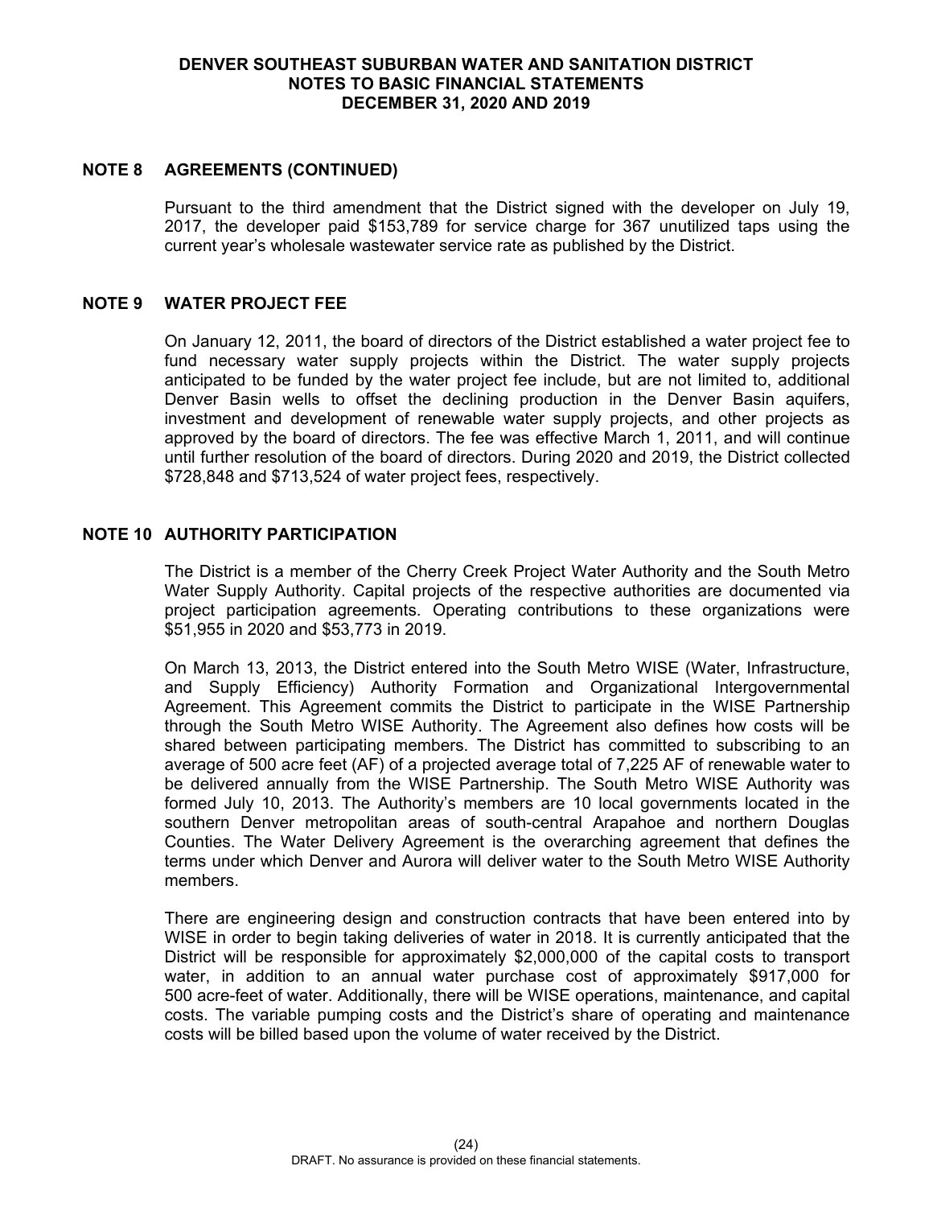## NOTE 8 AGREEMENTS (CONTINUED)

Pursuant to the third amendment that the District signed with the developer on July 19, 2017, the developer paid $153,789 for service charge for 367 unutilized taps using the current year's wholesale wastewater service rate as published by the District.

## NOTE 9 WATER PROJECT FEE

On January 12, 2011, the board of directors of the District established a water project fee to fund necessary water supply projects within the District. The water supply projects anticipated to be funded by the water project fee include, but are not limited to, additional Denver Basin wells to offset the declining production in the Denver Basin aquifers, investment and development of renewable water supply projects, and other projects as approved by the board of directors. The fee was effective March 1, 2011, and will continue until further resolution of the board of directors. During 2020 and 2019, the District collected $728,848 and $713,524 of water project fees, respectively.

## NOTE 10 AUTHORITY PARTICIPATION

The District is a member of the Cherry Creek Project Water Authority and the South Metro Water Supply Authority. Capital projects of the respective authorities are documented via project participation agreements. Operating contributions to these organizations were $51,955 in 2020 and $53,773 in 2019.

On March 13, 2013, the District entered into the South Metro WISE (Water, Infrastructure, and Supply Efficiency) Authority Formation and Organizational Intergovernmental Agreement. This Agreement commits the District to participate in the WISE Partnership through the South Metro WISE Authority. The Agreement also defines how costs will be shared between participating members. The District has committed to subscribing to an average of 500 acre feet (AF) of a projected average total of 7,225 AF of renewable water to be delivered annually from the WISE Partnership. The South Metro WISE Authority was formed July 10, 2013. The Authority's members are 10 local governments located in the southern Denver metropolitan areas of south-central Arapahoe and northern Douglas Counties. The Water Delivery Agreement is the overarching agreement that defines the terms under which Denver and Aurora will deliver water to the South Metro WISE Authority members.

There are engineering design and construction contracts that have been entered into by WISE in order to begin taking deliveries of water in 2018. It is currently anticipated that the District will be responsible for approximately $2,000,000 of the capital costs to transport water, in addition to an annual water purchase cost of approximately $917,000 for 500 acre-feet of water. Additionally, there will be WISE operations, maintenance, and capital costs. The variable pumping costs and the District's share of operating and maintenance costs will be billed based upon the volume of water received by the District.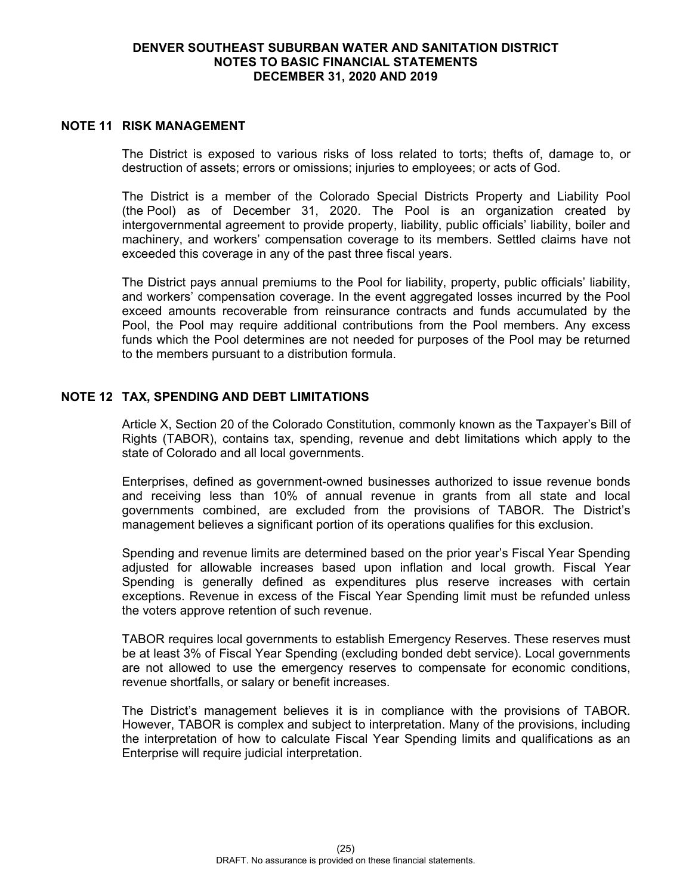## NOTE 11 RISK MANAGEMENT

The District is exposed to various risks of loss related to torts; thefts of, damage to, or destruction of assets; errors or omissions; injuries to employees; or acts of God.

The District is a member of the Colorado Special Districts Property and Liability Pool (the Pool) as of December 31, 2020. The Pool is an organization created by intergovernmental agreement to provide property, liability, public officials' liability, boiler and machinery, and workers' compensation coverage to its members. Settled claims have not exceeded this coverage in any of the past three fiscal years.

The District pays annual premiums to the Pool for liability, property, public officials' liability, and workers' compensation coverage. In the event aggregated losses incurred by the Pool exceed amounts recoverable from reinsurance contracts and funds accumulated by the Pool, the Pool may require additional contributions from the Pool members. Any excess funds which the Pool determines are not needed for purposes of the Pool may be returned to the members pursuant to a distribution formula.

## NOTE 12 TAX, SPENDING AND DEBT LIMITATIONS

Article X, Section 20 of the Colorado Constitution, commonly known as the Taxpayer's Bill of Rights (TABOR), contains tax, spending, revenue and debt limitations which apply to the state of Colorado and all local governments.

Enterprises, defined as government-owned businesses authorized to issue revenue bonds and receiving less than 10% of annual revenue in grants from all state and local governments combined, are excluded from the provisions of TABOR. The District's management believes a significant portion of its operations qualifies for this exclusion.

Spending and revenue limits are determined based on the prior year's Fiscal Year Spending adjusted for allowable increases based upon inflation and local growth. Fiscal Year Spending is generally defined as expenditures plus reserve increases with certain exceptions. Revenue in excess of the Fiscal Year Spending limit must be refunded unless the voters approve retention of such revenue.

TABOR requires local governments to establish Emergency Reserves. These reserves must be at least 3% of Fiscal Year Spending (excluding bonded debt service). Local governments are not allowed to use the emergency reserves to compensate for economic conditions, revenue shortfalls, or salary or benefit increases.

The District's management believes it is in compliance with the provisions of TABOR. However, TABOR is complex and subject to interpretation. Many of the provisions, including the interpretation of how to calculate Fiscal Year Spending limits and qualifications as an Enterprise will require judicial interpretation.

DRAFT. No assurance is provided on these financial statements.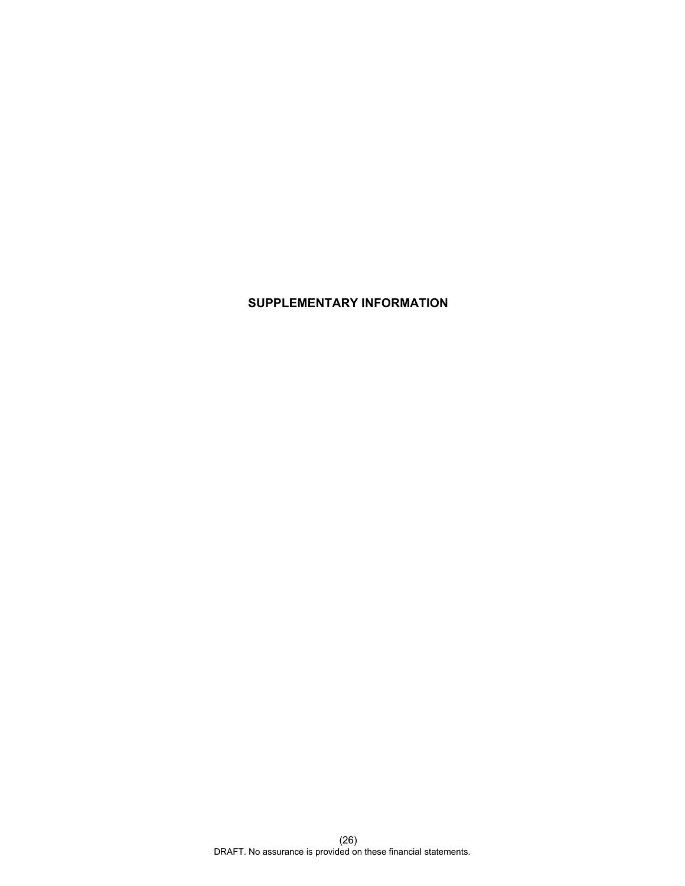# SUPPLEMENTARY INFORMATION

DRAFT. No assurance is provided on these financial statements.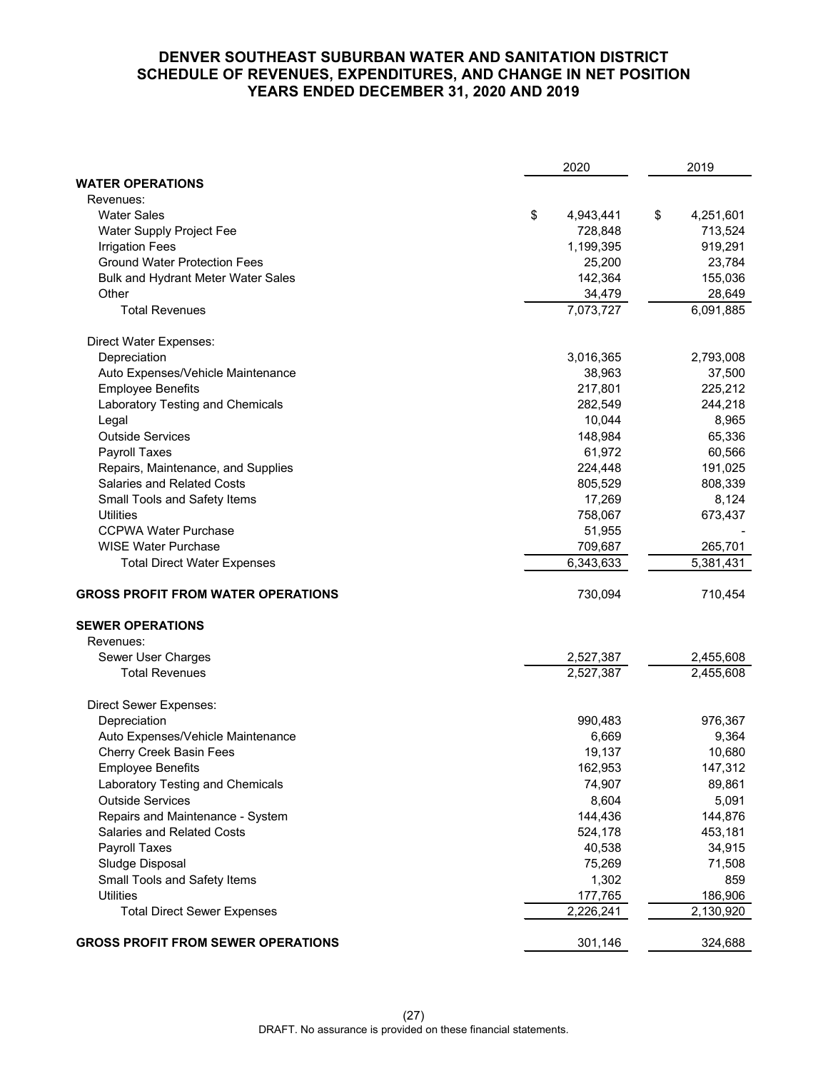# DENVER SOUTHEAST SUBURBAN WATER AND SANITATION DISTRICT
## SCHEDULE OF REVENUES, EXPENDITURES, AND CHANGE IN NET POSITION
## YEARS ENDED DECEMBER 31, 2020 AND 2019

| | 2020 | 2019 |
|---|---|---|
| **WATER OPERATIONS** | | |
| Revenues: | | |
| Water Sales | $ 4,943,441 | $ 4,251,601 |
| Water Supply Project Fee | 728,848 | 713,524 |
| Irrigation Fees | 1,199,395 | 919,291 |
| Ground Water Protection Fees | 25,200 | 23,784 |
| Bulk and Hydrant Meter Water Sales | 142,364 | 155,036 |
| Other | 34,479 | 28,649 |
| Total Revenues | 7,073,727 | 6,091,885 |
| Direct Water Expenses: | | |
| Depreciation | 3,016,365 | 2,793,008 |
| Auto Expenses/Vehicle Maintenance | 38,963 | 37,500 |
| Employee Benefits | 217,801 | 225,212 |
| Laboratory Testing and Chemicals | 282,549 | 244,218 |
| Legal | 10,044 | 8,965 |
| Outside Services | 148,984 | 65,336 |
| Payroll Taxes | 61,972 | 60,566 |
| Repairs, Maintenance, and Supplies | 224,448 | 191,025 |
| Salaries and Related Costs | 805,529 | 808,339 |
| Small Tools and Safety Items | 17,269 | 8,124 |
| Utilities | 758,067 | 673,437 |
| CCPWA Water Purchase | 51,955 | - |
| WISE Water Purchase | 709,687 | 265,701 |
| Total Direct Water Expenses | 6,343,633 | 5,381,431 |
| **GROSS PROFIT FROM WATER OPERATIONS** | 730,094 | 710,454 |
| **SEWER OPERATIONS** | | |
| Revenues: | | |
| Sewer User Charges | 2,527,387 | 2,455,608 |
| Total Revenues | 2,527,387 | 2,455,608 |
| Direct Sewer Expenses: | | |
| Depreciation | 990,483 | 976,367 |
| Auto Expenses/Vehicle Maintenance | 6,669 | 9,364 |
| Cherry Creek Basin Fees | 19,137 | 10,680 |
| Employee Benefits | 162,953 | 147,312 |
| Laboratory Testing and Chemicals | 74,907 | 89,861 |
| Outside Services | 8,604 | 5,091 |
| Repairs and Maintenance - System | 144,436 | 144,876 |
| Salaries and Related Costs | 524,178 | 453,181 |
| Payroll Taxes | 40,538 | 34,915 |
| Sludge Disposal | 75,269 | 71,508 |
| Small Tools and Safety Items | 1,302 | 859 |
| Utilities | 177,765 | 186,906 |
| Total Direct Sewer Expenses | 2,226,241 | 2,130,920 |
| **GROSS PROFIT FROM SEWER OPERATIONS** | 301,146 | 324,688 |

DRAFT. No assurance is provided on these financial statements.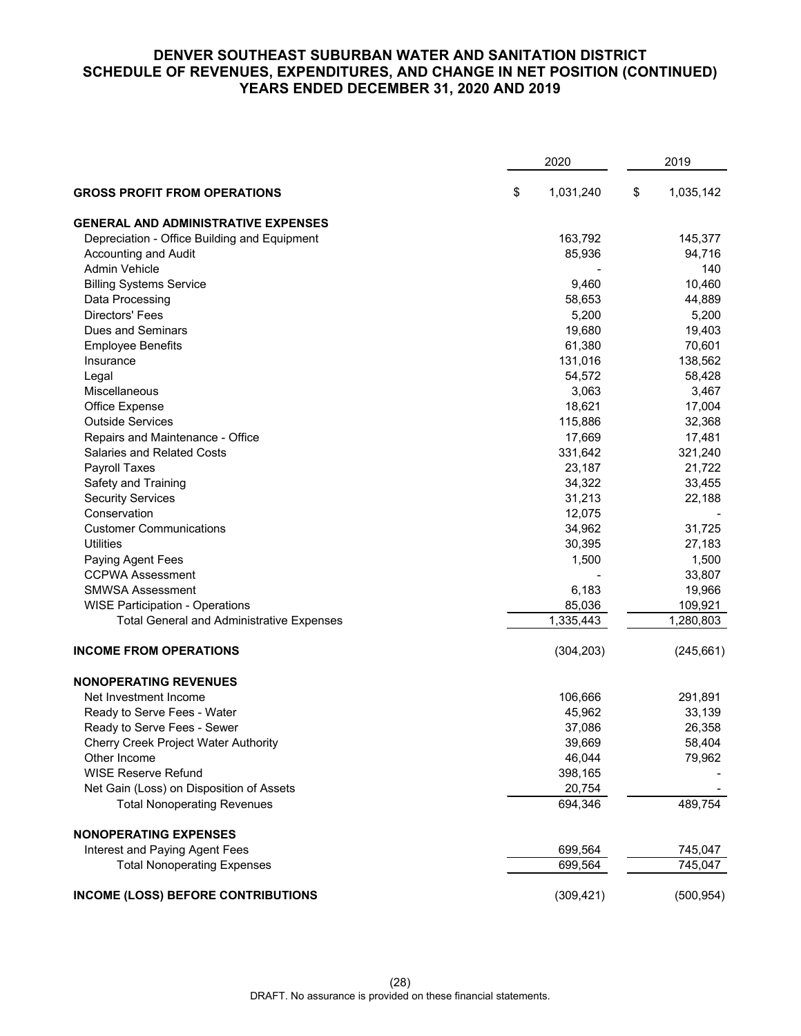# DENVER SOUTHEAST SUBURBAN WATER AND SANITATION DISTRICT
## SCHEDULE OF REVENUES, EXPENDITURES, AND CHANGE IN NET POSITION (CONTINUED)
## YEARS ENDED DECEMBER 31, 2020 AND 2019

| | 2020 | 2019 |
|---|---|---|
| **GROSS PROFIT FROM OPERATIONS** | $ 1,031,240 | $ 1,035,142 |
| **GENERAL AND ADMINISTRATIVE EXPENSES** | | |
| Depreciation - Office Building and Equipment | 163,792 | 145,377 |
| Accounting and Audit | 85,936 | 94,716 |
| Admin Vehicle | - | 140 |
| Billing Systems Service | 9,460 | 10,460 |
| Data Processing | 58,653 | 44,889 |
| Directors' Fees | 5,200 | 5,200 |
| Dues and Seminars | 19,680 | 19,403 |
| Employee Benefits | 61,380 | 70,601 |
| Insurance | 131,016 | 138,562 |
| Legal | 54,572 | 58,428 |
| Miscellaneous | 3,063 | 3,467 |
| Office Expense | 18,621 | 17,004 |
| Outside Services | 115,886 | 32,368 |
| Repairs and Maintenance - Office | 17,669 | 17,481 |
| Salaries and Related Costs | 331,642 | 321,240 |
| Payroll Taxes | 23,187 | 21,722 |
| Safety and Training | 34,322 | 33,455 |
| Security Services | 31,213 | 22,188 |
| Conservation | 12,075 | - |
| Customer Communications | 34,962 | 31,725 |
| Utilities | 30,395 | 27,183 |
| Paying Agent Fees | 1,500 | 1,500 |
| CCPWA Assessment | - | 33,807 |
| SMWSA Assessment | 6,183 | 19,966 |
| WISE Participation - Operations | 85,036 | 109,921 |
| Total General and Administrative Expenses | 1,335,443 | 1,280,803 |
| **INCOME FROM OPERATIONS** | (304,203) | (245,661) |
| **NONOPERATING REVENUES** | | |
| Net Investment Income | 106,666 | 291,891 |
| Ready to Serve Fees - Water | 45,962 | 33,139 |
| Ready to Serve Fees - Sewer | 37,086 | 26,358 |
| Cherry Creek Project Water Authority | 39,669 | 58,404 |
| Other Income | 46,044 | 79,962 |
| WISE Reserve Refund | 398,165 | - |
| Net Gain (Loss) on Disposition of Assets | 20,754 | - |
| Total Nonoperating Revenues | 694,346 | 489,754 |
| **NONOPERATING EXPENSES** | | |
| Interest and Paying Agent Fees | 699,564 | 745,047 |
| Total Nonoperating Expenses | 699,564 | 745,047 |
| **INCOME (LOSS) BEFORE CONTRIBUTIONS** | (309,421) | (500,954) |

DRAFT. No assurance is provided on these financial statements.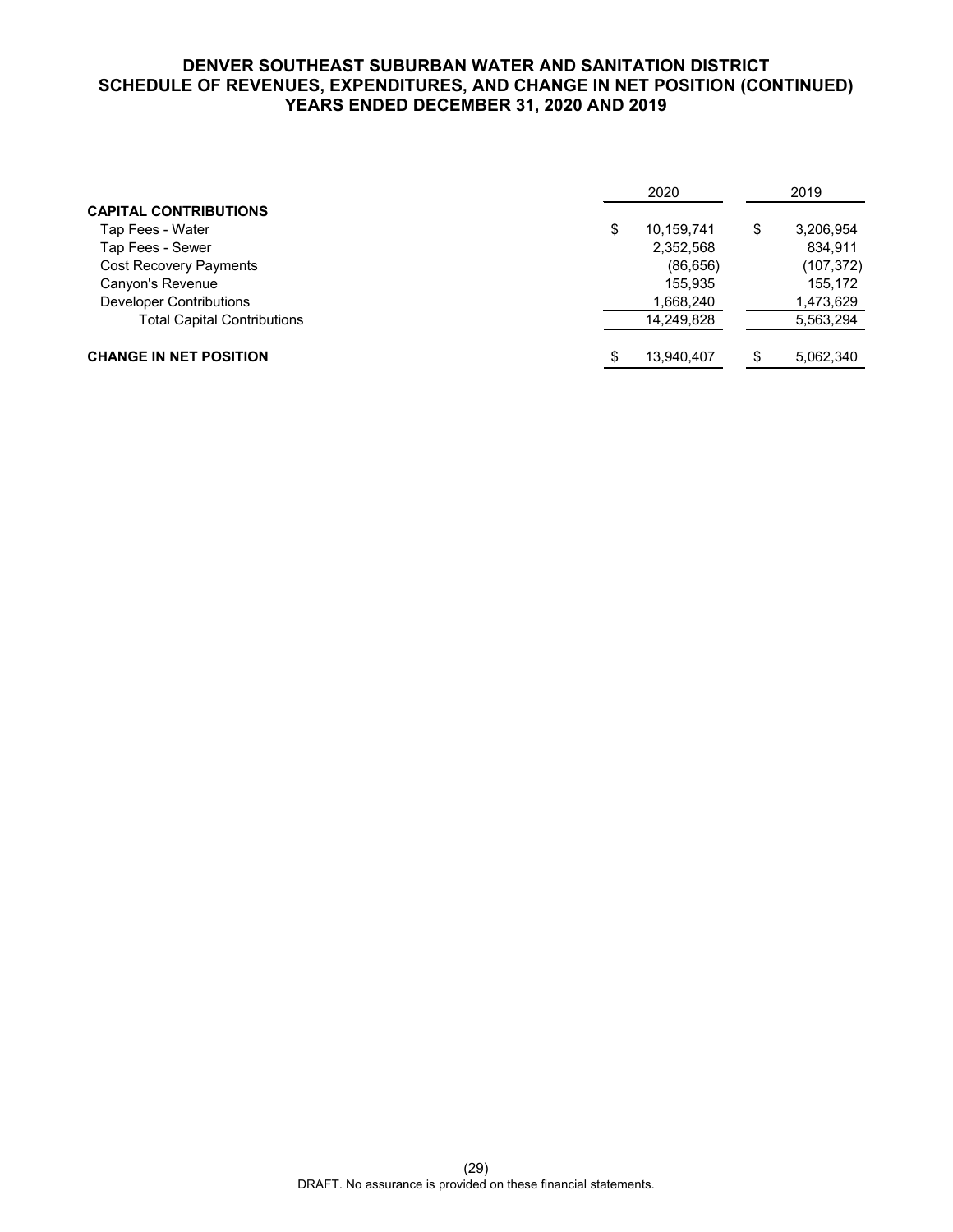# DENVER SOUTHEAST SUBURBAN WATER AND SANITATION DISTRICT
## SCHEDULE OF REVENUES, EXPENDITURES, AND CHANGE IN NET POSITION (CONTINUED)
## YEARS ENDED DECEMBER 31, 2020 AND 2019

| | 2020 | 2019 |
|---|---|---|
| **CAPITAL CONTRIBUTIONS** | | |
| Tap Fees - Water | $ 10,159,741 | $ 3,206,954 |
| Tap Fees - Sewer | 2,352,568 | 834,911 |
| Cost Recovery Payments | (86,656) | (107,372) |
| Canyon's Revenue | 155,935 | 155,172 |
| Developer Contributions | 1,668,240 | 1,473,629 |
| Total Capital Contributions | 14,249,828 | 5,563,294 |
| **CHANGE IN NET POSITION** | $ 13,940,407 | $ 5,062,340 |

DRAFT. No assurance is provided on these financial statements.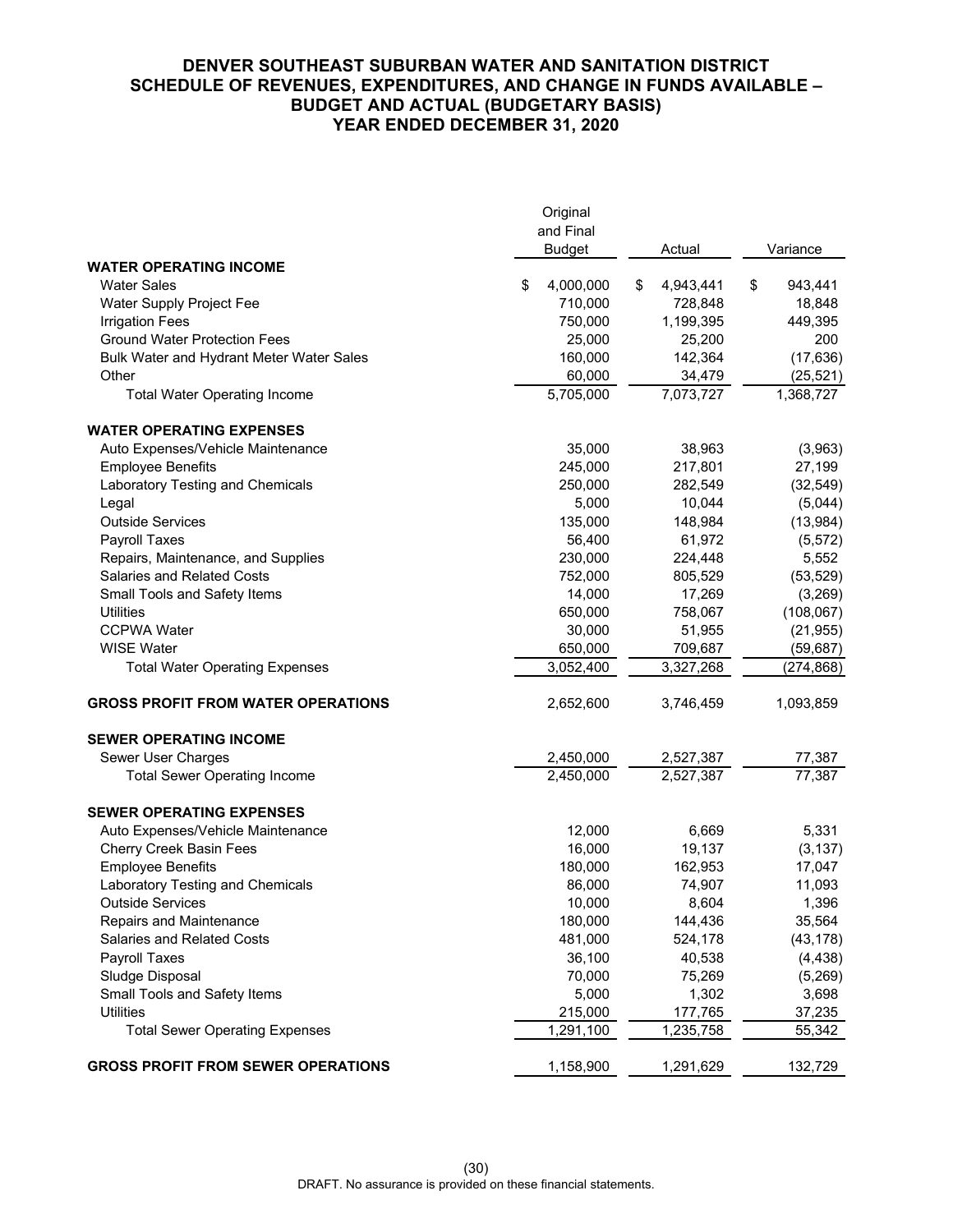# DENVER SOUTHEAST SUBURBAN WATER AND SANITATION DISTRICT
## SCHEDULE OF REVENUES, EXPENDITURES, AND CHANGE IN FUNDS AVAILABLE – BUDGET AND ACTUAL (BUDGETARY BASIS)
## YEAR ENDED DECEMBER 31, 2020

| | Original and Final Budget | Actual | Variance |
|---|---|---|---|
| **WATER OPERATING INCOME** | | | |
| Water Sales | $ 4,000,000 | $ 4,943,441 | $ 943,441 |
| Water Supply Project Fee | 710,000 | 728,848 | 18,848 |
| Irrigation Fees | 750,000 | 1,199,395 | 449,395 |
| Ground Water Protection Fees | 25,000 | 25,200 | 200 |
| Bulk Water and Hydrant Meter Water Sales | 160,000 | 142,364 | (17,636) |
| Other | 60,000 | 34,479 | (25,521) |
| Total Water Operating Income | 5,705,000 | 7,073,727 | 1,368,727 |
| **WATER OPERATING EXPENSES** | | | |
| Auto Expenses/Vehicle Maintenance | 35,000 | 38,963 | (3,963) |
| Employee Benefits | 245,000 | 217,801 | 27,199 |
| Laboratory Testing and Chemicals | 250,000 | 282,549 | (32,549) |
| Legal | 5,000 | 10,044 | (5,044) |
| Outside Services | 135,000 | 148,984 | (13,984) |
| Payroll Taxes | 56,400 | 61,972 | (5,572) |
| Repairs, Maintenance, and Supplies | 230,000 | 224,448 | 5,552 |
| Salaries and Related Costs | 752,000 | 805,529 | (53,529) |
| Small Tools and Safety Items | 14,000 | 17,269 | (3,269) |
| Utilities | 650,000 | 758,067 | (108,067) |
| CCPWA Water | 30,000 | 51,955 | (21,955) |
| WISE Water | 650,000 | 709,687 | (59,687) |
| Total Water Operating Expenses | 3,052,400 | 3,327,268 | (274,868) |
| **GROSS PROFIT FROM WATER OPERATIONS** | 2,652,600 | 3,746,459 | 1,093,859 |
| **SEWER OPERATING INCOME** | | | |
| Sewer User Charges | 2,450,000 | 2,527,387 | 77,387 |
| Total Sewer Operating Income | 2,450,000 | 2,527,387 | 77,387 |
| **SEWER OPERATING EXPENSES** | | | |
| Auto Expenses/Vehicle Maintenance | 12,000 | 6,669 | 5,331 |
| Cherry Creek Basin Fees | 16,000 | 19,137 | (3,137) |
| Employee Benefits | 180,000 | 162,953 | 17,047 |
| Laboratory Testing and Chemicals | 86,000 | 74,907 | 11,093 |
| Outside Services | 10,000 | 8,604 | 1,396 |
| Repairs and Maintenance | 180,000 | 144,436 | 35,564 |
| Salaries and Related Costs | 481,000 | 524,178 | (43,178) |
| Payroll Taxes | 36,100 | 40,538 | (4,438) |
| Sludge Disposal | 70,000 | 75,269 | (5,269) |
| Small Tools and Safety Items | 5,000 | 1,302 | 3,698 |
| Utilities | 215,000 | 177,765 | 37,235 |
| Total Sewer Operating Expenses | 1,291,100 | 1,235,758 | 55,342 |
| **GROSS PROFIT FROM SEWER OPERATIONS** | 1,158,900 | 1,291,629 | 132,729 |

DRAFT. No assurance is provided on these financial statements.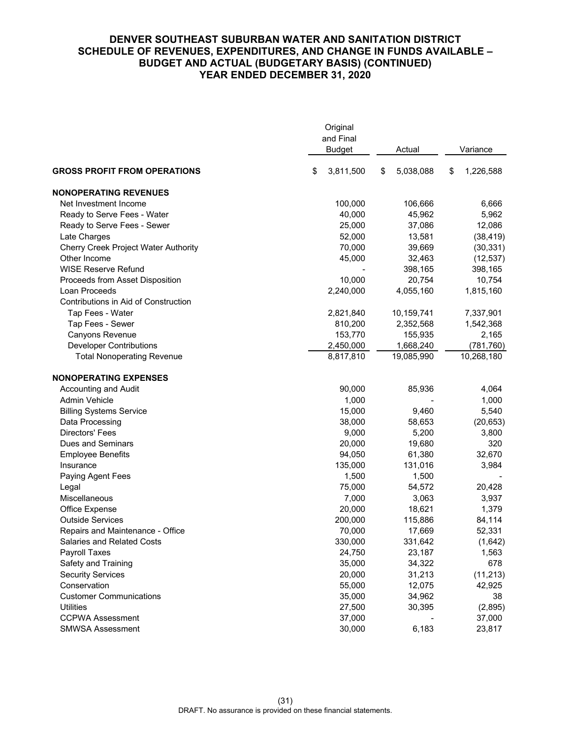**DENVER SOUTHEAST SUBURBAN WATER AND SANITATION DISTRICT**
**SCHEDULE OF REVENUES, EXPENDITURES, AND CHANGE IN FUNDS AVAILABLE – BUDGET AND ACTUAL (BUDGETARY BASIS) (CONTINUED)**
**YEAR ENDED DECEMBER 31, 2020**

| | Original and Final Budget | Actual | Variance |
|---|---|---|---|
| **GROSS PROFIT FROM OPERATIONS** | $ 3,811,500 | $ 5,038,088 | $ 1,226,588 |
| **NONOPERATING REVENUES** | | | |
| Net Investment Income | 100,000 | 106,666 | 6,666 |
| Ready to Serve Fees - Water | 40,000 | 45,962 | 5,962 |
| Ready to Serve Fees - Sewer | 25,000 | 37,086 | 12,086 |
| Late Charges | 52,000 | 13,581 | (38,419) |
| Cherry Creek Project Water Authority | 70,000 | 39,669 | (30,331) |
| Other Income | 45,000 | 32,463 | (12,537) |
| WISE Reserve Refund | - | 398,165 | 398,165 |
| Proceeds from Asset Disposition | 10,000 | 20,754 | 10,754 |
| Loan Proceeds | 2,240,000 | 4,055,160 | 1,815,160 |
| Contributions in Aid of Construction | | | |
| Tap Fees - Water | 2,821,840 | 10,159,741 | 7,337,901 |
| Tap Fees - Sewer | 810,200 | 2,352,568 | 1,542,368 |
| Canyons Revenue | 153,770 | 155,935 | 2,165 |
| Developer Contributions | 2,450,000 | 1,668,240 | (781,760) |
| Total Nonoperating Revenue | 8,817,810 | 19,085,990 | 10,268,180 |
| **NONOPERATING EXPENSES** | | | |
| Accounting and Audit | 90,000 | 85,936 | 4,064 |
| Admin Vehicle | 1,000 | - | 1,000 |
| Billing Systems Service | 15,000 | 9,460 | 5,540 |
| Data Processing | 38,000 | 58,653 | (20,653) |
| Directors' Fees | 9,000 | 5,200 | 3,800 |
| Dues and Seminars | 20,000 | 19,680 | 320 |
| Employee Benefits | 94,050 | 61,380 | 32,670 |
| Insurance | 135,000 | 131,016 | 3,984 |
| Paying Agent Fees | 1,500 | 1,500 | - |
| Legal | 75,000 | 54,572 | 20,428 |
| Miscellaneous | 7,000 | 3,063 | 3,937 |
| Office Expense | 20,000 | 18,621 | 1,379 |
| Outside Services | 200,000 | 115,886 | 84,114 |
| Repairs and Maintenance - Office | 70,000 | 17,669 | 52,331 |
| Salaries and Related Costs | 330,000 | 331,642 | (1,642) |
| Payroll Taxes | 24,750 | 23,187 | 1,563 |
| Safety and Training | 35,000 | 34,322 | 678 |
| Security Services | 20,000 | 31,213 | (11,213) |
| Conservation | 55,000 | 12,075 | 42,925 |
| Customer Communications | 35,000 | 34,962 | 38 |
| Utilities | 27,500 | 30,395 | (2,895) |
| CCPWA Assessment | 37,000 | - | 37,000 |
| SMWSA Assessment | 30,000 | 6,183 | 23,817 |

DRAFT. No assurance is provided on these financial statements.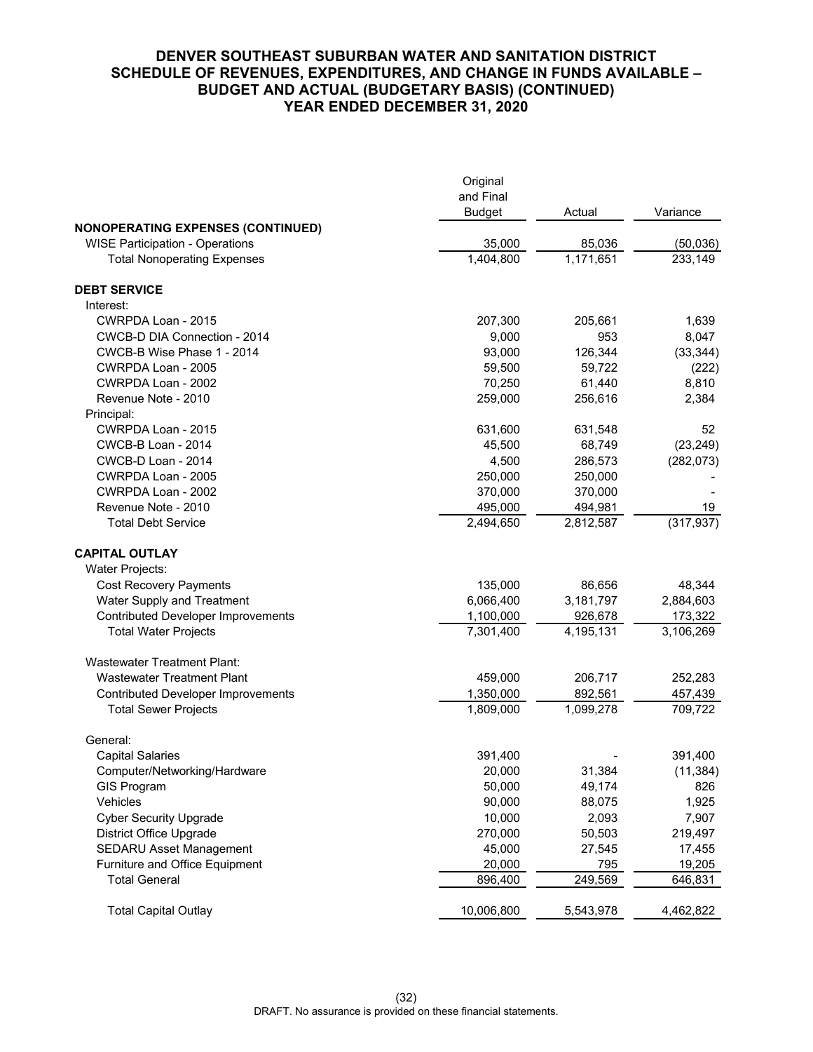**DENVER SOUTHEAST SUBURBAN WATER AND SANITATION DISTRICT**
**SCHEDULE OF REVENUES, EXPENDITURES, AND CHANGE IN FUNDS AVAILABLE – BUDGET AND ACTUAL (BUDGETARY BASIS) (CONTINUED)**
**YEAR ENDED DECEMBER 31, 2020**

| | Original and Final Budget | Actual | Variance |
|---|---|---|---|
| **NONOPERATING EXPENSES (CONTINUED)** | | | |
| WISE Participation - Operations | 35,000 | 85,036 | (50,036) |
| Total Nonoperating Expenses | 1,404,800 | 1,171,651 | 233,149 |
| **DEBT SERVICE** | | | |
| Interest: | | | |
| CWRPDA Loan - 2015 | 207,300 | 205,661 | 1,639 |
| CWCB-D DIA Connection - 2014 | 9,000 | 953 | 8,047 |
| CWCB-B Wise Phase 1 - 2014 | 93,000 | 126,344 | (33,344) |
| CWRPDA Loan - 2005 | 59,500 | 59,722 | (222) |
| CWRPDA Loan - 2002 | 70,250 | 61,440 | 8,810 |
| Revenue Note - 2010 | 259,000 | 256,616 | 2,384 |
| Principal: | | | |
| CWRPDA Loan - 2015 | 631,600 | 631,548 | 52 |
| CWCB-B Loan - 2014 | 45,500 | 68,749 | (23,249) |
| CWCB-D Loan - 2014 | 4,500 | 286,573 | (282,073) |
| CWRPDA Loan - 2005 | 250,000 | 250,000 | - |
| CWRPDA Loan - 2002 | 370,000 | 370,000 | - |
| Revenue Note - 2010 | 495,000 | 494,981 | 19 |
| Total Debt Service | 2,494,650 | 2,812,587 | (317,937) |
| **CAPITAL OUTLAY** | | | |
| Water Projects: | | | |
| Cost Recovery Payments | 135,000 | 86,656 | 48,344 |
| Water Supply and Treatment | 6,066,400 | 3,181,797 | 2,884,603 |
| Contributed Developer Improvements | 1,100,000 | 926,678 | 173,322 |
| Total Water Projects | 7,301,400 | 4,195,131 | 3,106,269 |
| Wastewater Treatment Plant: | | | |
| Wastewater Treatment Plant | 459,000 | 206,717 | 252,283 |
| Contributed Developer Improvements | 1,350,000 | 892,561 | 457,439 |
| Total Sewer Projects | 1,809,000 | 1,099,278 | 709,722 |
| General: | | | |
| Capital Salaries | 391,400 | - | 391,400 |
| Computer/Networking/Hardware | 20,000 | 31,384 | (11,384) |
| GIS Program | 50,000 | 49,174 | 826 |
| Vehicles | 90,000 | 88,075 | 1,925 |
| Cyber Security Upgrade | 10,000 | 2,093 | 7,907 |
| District Office Upgrade | 270,000 | 50,503 | 219,497 |
| SEDARU Asset Management | 45,000 | 27,545 | 17,455 |
| Furniture and Office Equipment | 20,000 | 795 | 19,205 |
| Total General | 896,400 | 249,569 | 646,831 |
| Total Capital Outlay | 10,006,800 | 5,543,978 | 4,462,822 |

DRAFT. No assurance is provided on these financial statements.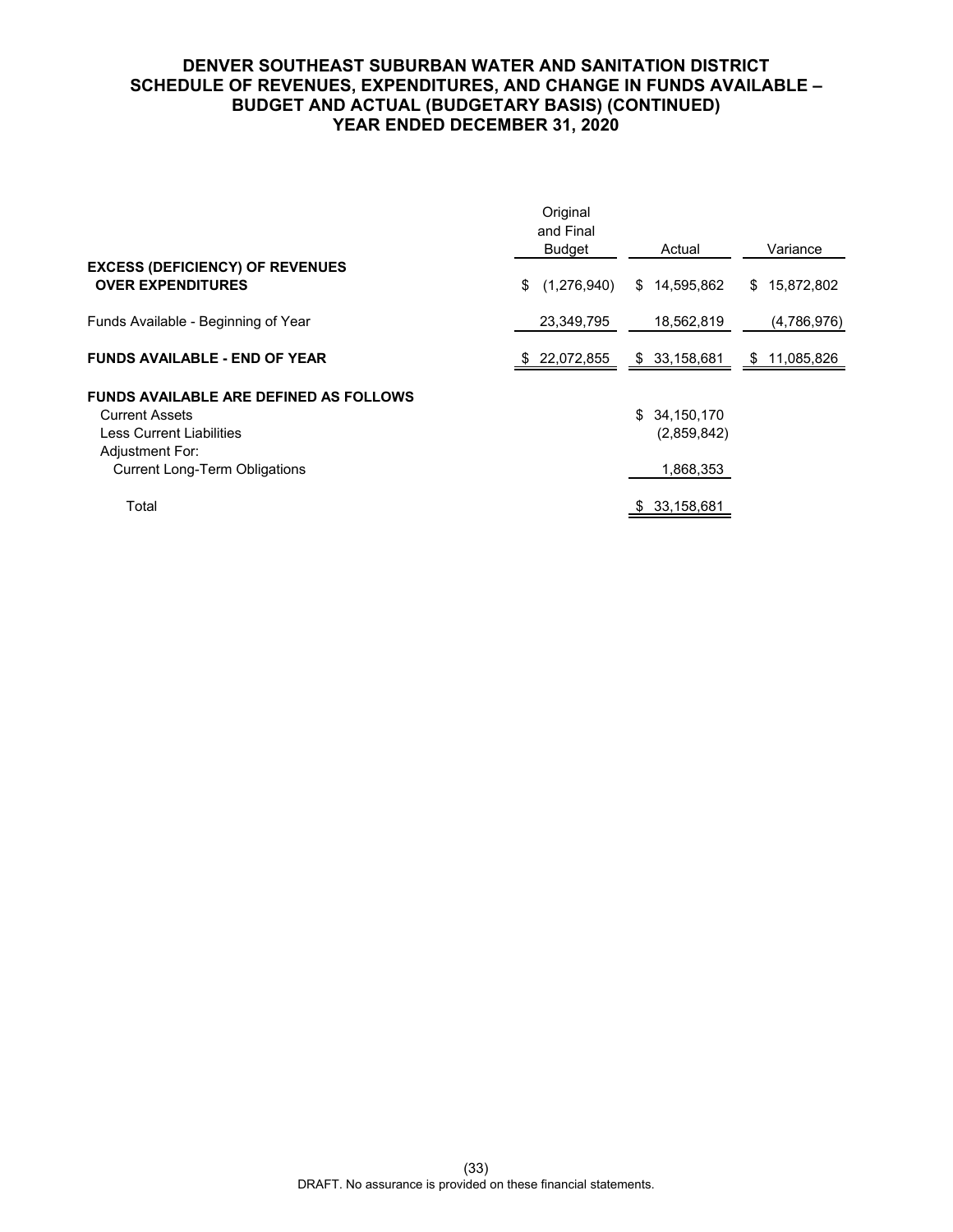# DENVER SOUTHEAST SUBURBAN WATER AND SANITATION DISTRICT
## SCHEDULE OF REVENUES, EXPENDITURES, AND CHANGE IN FUNDS AVAILABLE – BUDGET AND ACTUAL (BUDGETARY BASIS) (CONTINUED)
## YEAR ENDED DECEMBER 31, 2020

| | Original and Final Budget | Actual | Variance |
|---|---|---|---|
| **EXCESS (DEFICIENCY) OF REVENUES OVER EXPENDITURES** | $ (1,276,940) | $ 14,595,862 | $ 15,872,802 |
| Funds Available - Beginning of Year | 23,349,795 | 18,562,819 | (4,786,976) |
| **FUNDS AVAILABLE - END OF YEAR** | $ 22,072,855 | $ 33,158,681 | $ 11,085,826 |
| **FUNDS AVAILABLE ARE DEFINED AS FOLLOWS** | | | |
| Current Assets | | $ 34,150,170 | |
| Less Current Liabilities | | (2,859,842) | |
| Adjustment For: | | | |
| Current Long-Term Obligations | | 1,868,353 | |
| Total | | $ 33,158,681 | |

DRAFT. No assurance is provided on these financial statements.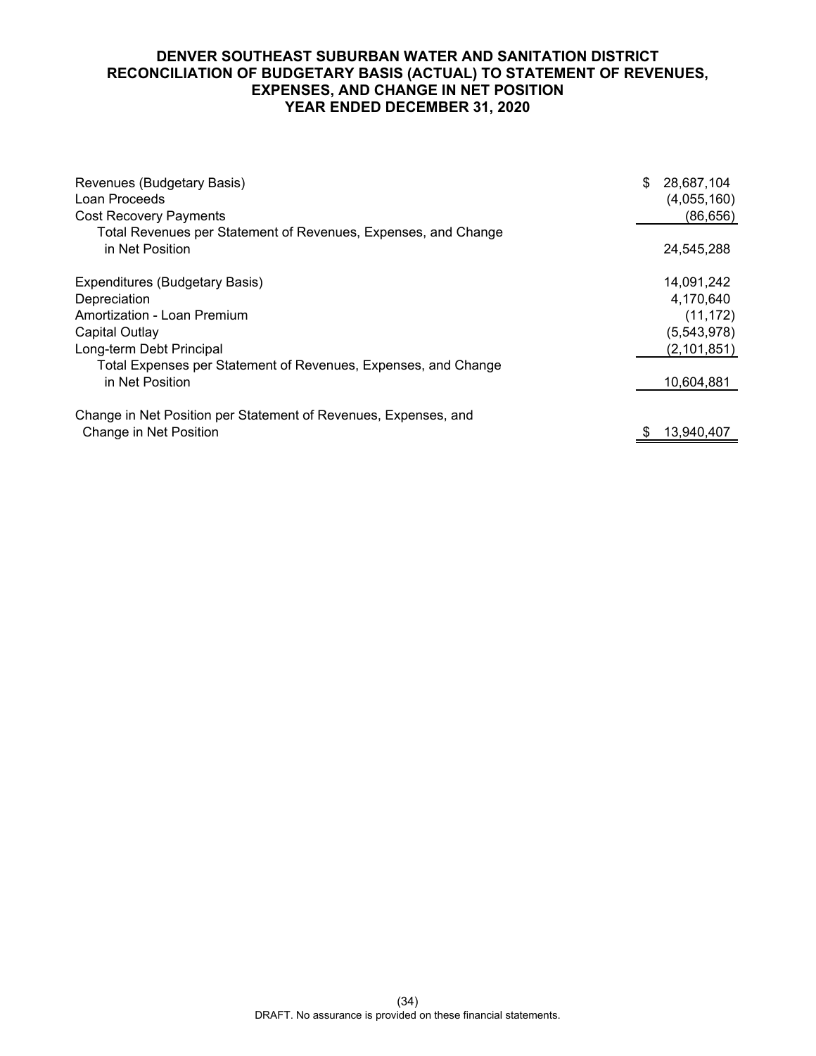**DENVER SOUTHEAST SUBURBAN WATER AND SANITATION DISTRICT**
**RECONCILIATION OF BUDGETARY BASIS (ACTUAL) TO STATEMENT OF REVENUES, EXPENSES, AND CHANGE IN NET POSITION**
**YEAR ENDED DECEMBER 31, 2020**

| | |
|---|---|
| Revenues (Budgetary Basis) | $ 28,687,104 |
| Loan Proceeds | (4,055,160) |
| Cost Recovery Payments | (86,656) |
| Total Revenues per Statement of Revenues, Expenses, and Change in Net Position | 24,545,288 |
| | |
| Expenditures (Budgetary Basis) | 14,091,242 |
| Depreciation | 4,170,640 |
| Amortization - Loan Premium | (11,172) |
| Capital Outlay | (5,543,978) |
| Long-term Debt Principal | (2,101,851) |
| Total Expenses per Statement of Revenues, Expenses, and Change in Net Position | 10,604,881 |
| | |
| Change in Net Position per Statement of Revenues, Expenses, and Change in Net Position | $ 13,940,407 |

DRAFT. No assurance is provided on these financial statements.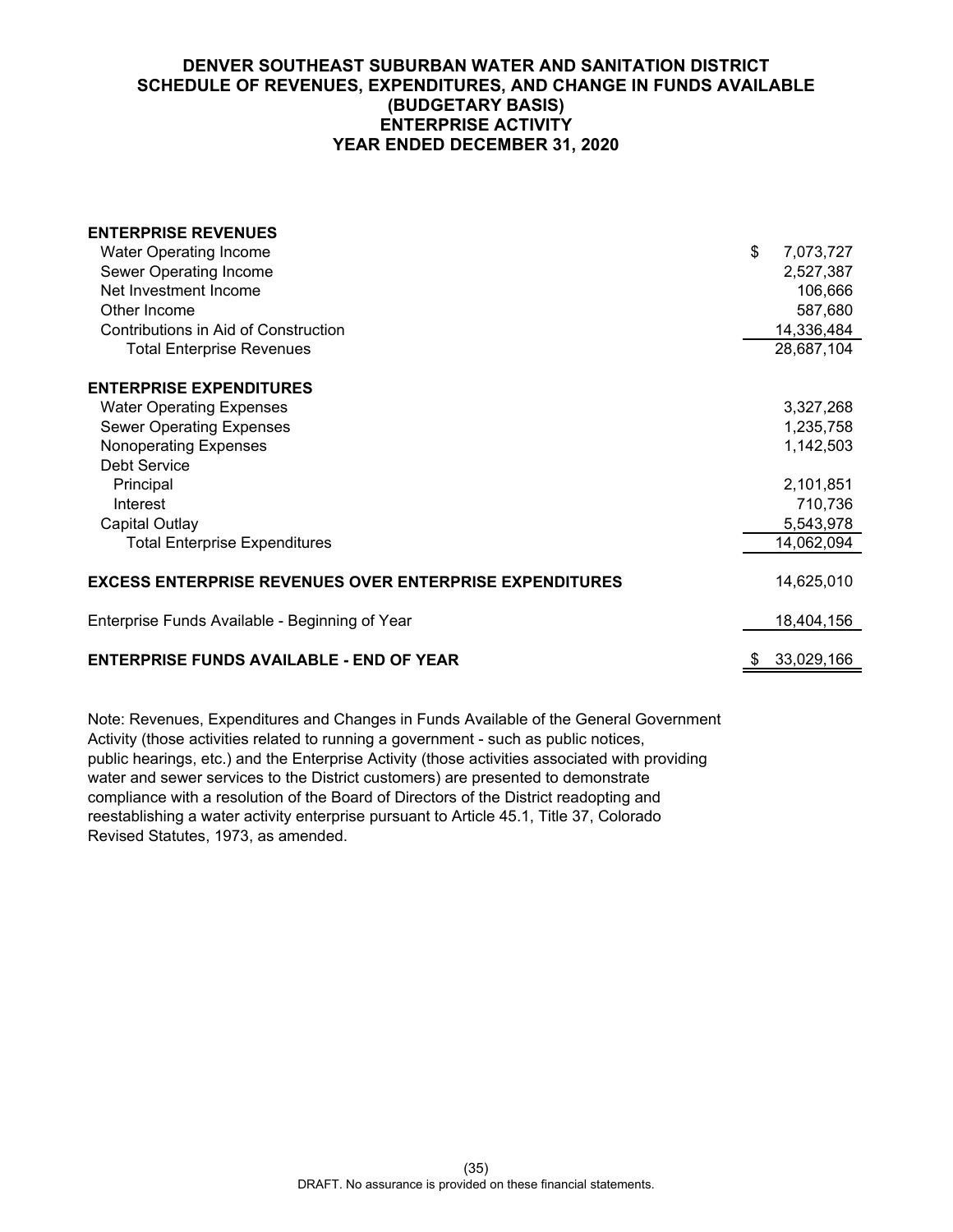# DENVER SOUTHEAST SUBURBAN WATER AND SANITATION DISTRICT
## SCHEDULE OF REVENUES, EXPENDITURES, AND CHANGE IN FUNDS AVAILABLE (BUDGETARY BASIS) ENTERPRISE ACTIVITY YEAR ENDED DECEMBER 31, 2020

| | |
|---|---|
| **ENTERPRISE REVENUES** | |
| Water Operating Income | $ 7,073,727 |
| Sewer Operating Income | 2,527,387 |
| Net Investment Income | 106,666 |
| Other Income | 587,680 |
| Contributions in Aid of Construction | 14,336,484 |
| Total Enterprise Revenues | 28,687,104 |
| **ENTERPRISE EXPENDITURES** | |
| Water Operating Expenses | 3,327,268 |
| Sewer Operating Expenses | 1,235,758 |
| Nonoperating Expenses | 1,142,503 |
| Debt Service | |
| Principal | 2,101,851 |
| Interest | 710,736 |
| Capital Outlay | 5,543,978 |
| Total Enterprise Expenditures | 14,062,094 |
| **EXCESS ENTERPRISE REVENUES OVER ENTERPRISE EXPENDITURES** | 14,625,010 |
| Enterprise Funds Available - Beginning of Year | 18,404,156 |
| **ENTERPRISE FUNDS AVAILABLE - END OF YEAR** | $ 33,029,166 |

Note: Revenues, Expenditures and Changes in Funds Available of the General Government Activity (those activities related to running a government - such as public notices, public hearings, etc.) and the Enterprise Activity (those activities associated with providing water and sewer services to the District customers) are presented to demonstrate compliance with a resolution of the Board of Directors of the District readopting and reestablishing a water activity enterprise pursuant to Article 45.1, Title 37, Colorado Revised Statutes, 1973, as amended.

DRAFT. No assurance is provided on these financial statements.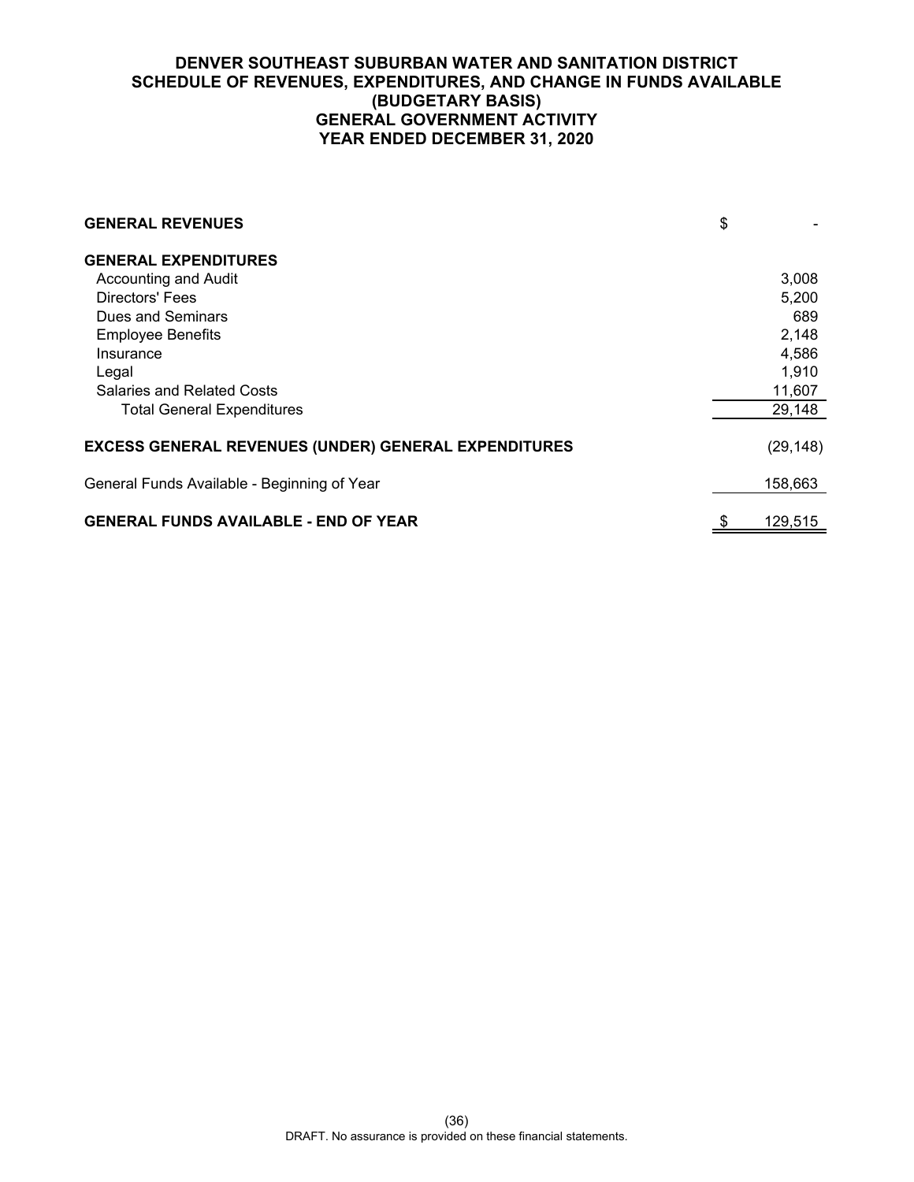**DENVER SOUTHEAST SUBURBAN WATER AND SANITATION DISTRICT**
**SCHEDULE OF REVENUES, EXPENDITURES, AND CHANGE IN FUNDS AVAILABLE**
**(BUDGETARY BASIS)**
**GENERAL GOVERNMENT ACTIVITY**
**YEAR ENDED DECEMBER 31, 2020**

| | |
|---|---|
| **GENERAL REVENUES** | $ - |
| **GENERAL EXPENDITURES** | |
| Accounting and Audit | 3,008 |
| Directors' Fees | 5,200 |
| Dues and Seminars | 689 |
| Employee Benefits | 2,148 |
| Insurance | 4,586 |
| Legal | 1,910 |
| Salaries and Related Costs | 11,607 |
| Total General Expenditures | 29,148 |
| **EXCESS GENERAL REVENUES (UNDER) GENERAL EXPENDITURES** | (29,148) |
| General Funds Available - Beginning of Year | 158,663 |
| **GENERAL FUNDS AVAILABLE - END OF YEAR** | $ 129,515 |

DRAFT. No assurance is provided on these financial statements.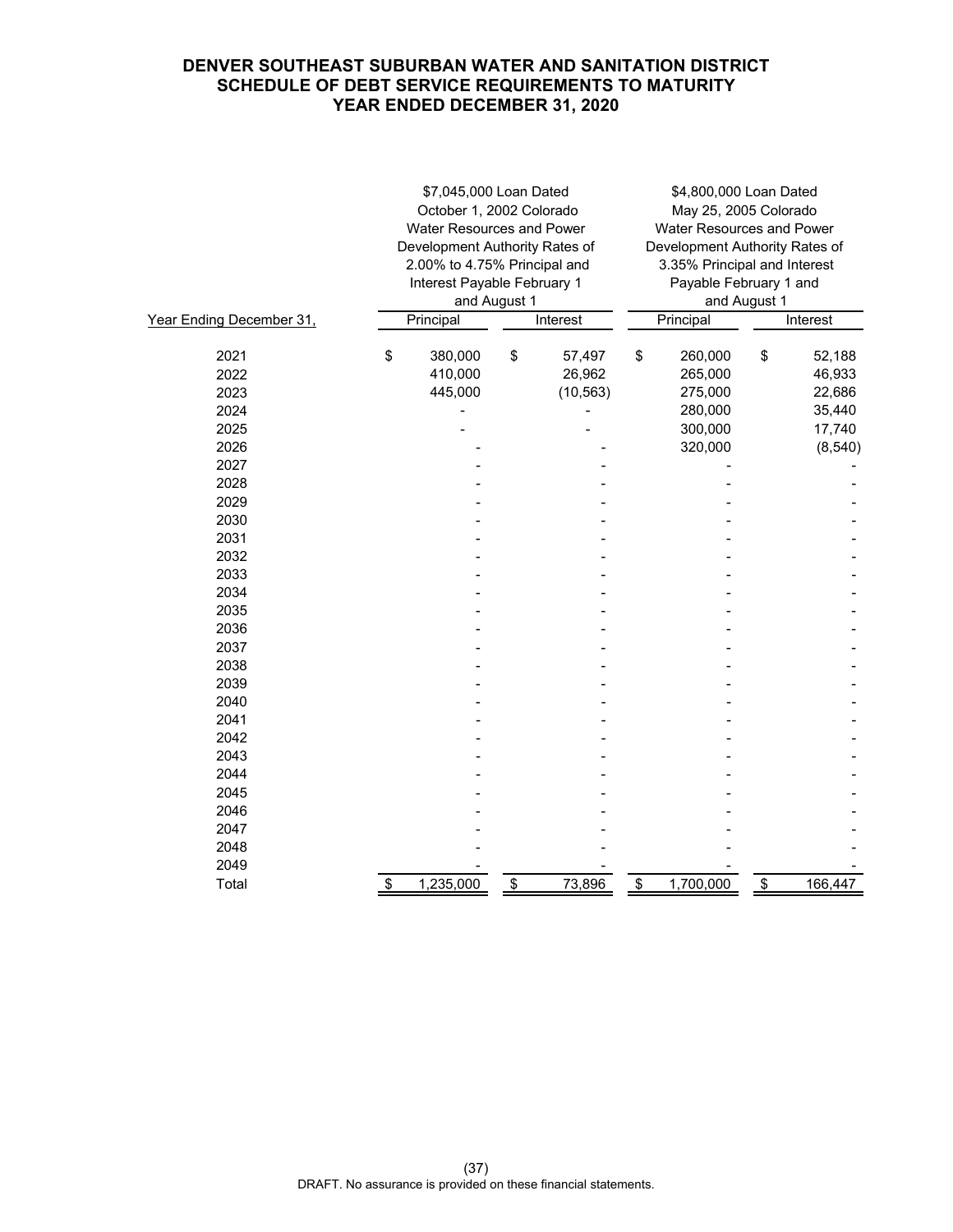# DENVER SOUTHEAST SUBURBAN WATER AND SANITATION DISTRICT
## SCHEDULE OF DEBT SERVICE REQUIREMENTS TO MATURITY
## YEAR ENDED DECEMBER 31, 2020

| Year Ending December 31, | $7,045,000 Loan Dated October 1, 2002 Colorado Water Resources and Power Development Authority Rates of 2.00% to 4.75% Principal and Interest Payable February 1 and August 1 | | $4,800,000 Loan Dated May 25, 2005 Colorado Water Resources and Power Development Authority Rates of 3.35% Principal and Interest Payable February 1 and August 1 | |
|---|---|---|---|---|
| | Principal | Interest | Principal | Interest |
| 2021 | $ 380,000 | $ 57,497 | $ 260,000 | $ 52,188 |
| 2022 | 410,000 | 26,962 | 265,000 | 46,933 |
| 2023 | 445,000 | (10,563) | 275,000 | 22,686 |
| 2024 | - | - | 280,000 | 35,440 |
| 2025 | - | - | 300,000 | 17,740 |
| 2026 | - | - | 320,000 | (8,540) |
| 2027 | - | - | - | - |
| 2028 | - | - | - | - |
| 2029 | - | - | - | - |
| 2030 | - | - | - | - |
| 2031 | - | - | - | - |
| 2032 | - | - | - | - |
| 2033 | - | - | - | - |
| 2034 | - | - | - | - |
| 2035 | - | - | - | - |
| 2036 | - | - | - | - |
| 2037 | - | - | - | - |
| 2038 | - | - | - | - |
| 2039 | - | - | - | - |
| 2040 | - | - | - | - |
| 2041 | - | - | - | - |
| 2042 | - | - | - | - |
| 2043 | - | - | - | - |
| 2044 | - | - | - | - |
| 2045 | - | - | - | - |
| 2046 | - | - | - | - |
| 2047 | - | - | - | - |
| 2048 | - | - | - | - |
| 2049 | - | - | - | - |
| Total | $ 1,235,000 | $ 73,896 | $ 1,700,000 | $ 166,447 |

DRAFT. No assurance is provided on these financial statements.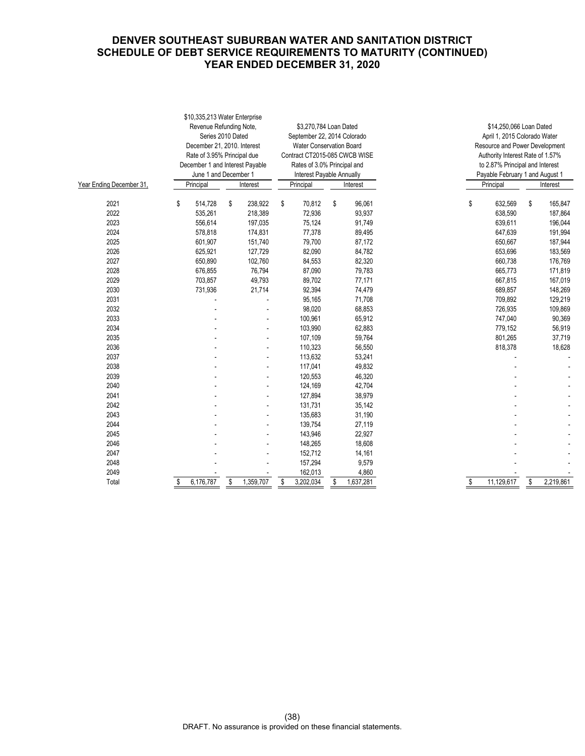# DENVER SOUTHEAST SUBURBAN WATER AND SANITATION DISTRICT
# SCHEDULE OF DEBT SERVICE REQUIREMENTS TO MATURITY (CONTINUED)
# YEAR ENDED DECEMBER 31, 2020

| Year Ending December 31, | $10,335,213 Water Enterprise Revenue Refunding Note, Series 2010 Dated December 21, 2010. Interest Rate of 3.95% Principal due December 1 and Interest Payable June 1 and December 1 | | $3,270,784 Loan Dated September 22, 2014 Colorado Water Conservation Board Contract CT2015-085 CWCB WISE Rates of 3.0% Principal and Interest Payable Annually | | $14,250,066 Loan Dated April 1, 2015 Colorado Water Resource and Power Development Authority Interest Rate of 1.57% to 2.87% Principal and Interest Payable February 1 and August 1 | |
|---|---|---|---|---|---|---|
| | Principal | Interest | Principal | Interest | Principal | Interest |
| 2021 | $ 514,728 | $ 238,922 | $ 70,812 | $ 96,061 | $ 632,569 | $ 165,847 |
| 2022 | 535,261 | 218,389 | 72,936 | 93,937 | 638,590 | 187,864 |
| 2023 | 556,614 | 197,035 | 75,124 | 91,749 | 639,611 | 196,044 |
| 2024 | 578,818 | 174,831 | 77,378 | 89,495 | 647,639 | 191,994 |
| 2025 | 601,907 | 151,740 | 79,700 | 87,172 | 650,667 | 187,944 |
| 2026 | 625,921 | 127,729 | 82,090 | 84,782 | 653,696 | 183,569 |
| 2027 | 650,890 | 102,760 | 84,553 | 82,320 | 660,738 | 176,769 |
| 2028 | 676,855 | 76,794 | 87,090 | 79,783 | 665,773 | 171,819 |
| 2029 | 703,857 | 49,793 | 89,702 | 77,171 | 667,815 | 167,019 |
| 2030 | 731,936 | 21,714 | 92,394 | 74,479 | 689,857 | 148,269 |
| 2031 | - | - | 95,165 | 71,708 | 709,892 | 129,219 |
| 2032 | - | - | 98,020 | 68,853 | 726,935 | 109,869 |
| 2033 | - | - | 100,961 | 65,912 | 747,040 | 90,369 |
| 2034 | - | - | 103,990 | 62,883 | 779,152 | 56,919 |
| 2035 | - | - | 107,109 | 59,764 | 801,265 | 37,719 |
| 2036 | - | - | 110,323 | 56,550 | 818,378 | 18,628 |
| 2037 | - | - | 113,632 | 53,241 | - | - |
| 2038 | - | - | 117,041 | 49,832 | - | - |
| 2039 | - | - | 120,553 | 46,320 | - | - |
| 2040 | - | - | 124,169 | 42,704 | - | - |
| 2041 | - | - | 127,894 | 38,979 | - | - |
| 2042 | - | - | 131,731 | 35,142 | - | - |
| 2043 | - | - | 135,683 | 31,190 | - | - |
| 2044 | - | - | 139,754 | 27,119 | - | - |
| 2045 | - | - | 143,946 | 22,927 | - | - |
| 2046 | - | - | 148,265 | 18,608 | - | - |
| 2047 | - | - | 152,712 | 14,161 | - | - |
| 2048 | - | - | 157,294 | 9,579 | - | - |
| 2049 | - | - | 162,013 | 4,860 | - | - |
| Total | $ 6,176,787 | $ 1,359,707 | $ 3,202,034 | $ 1,637,281 | $ 11,129,617 | $ 2,219,861 |

DRAFT. No assurance is provided on these financial statements.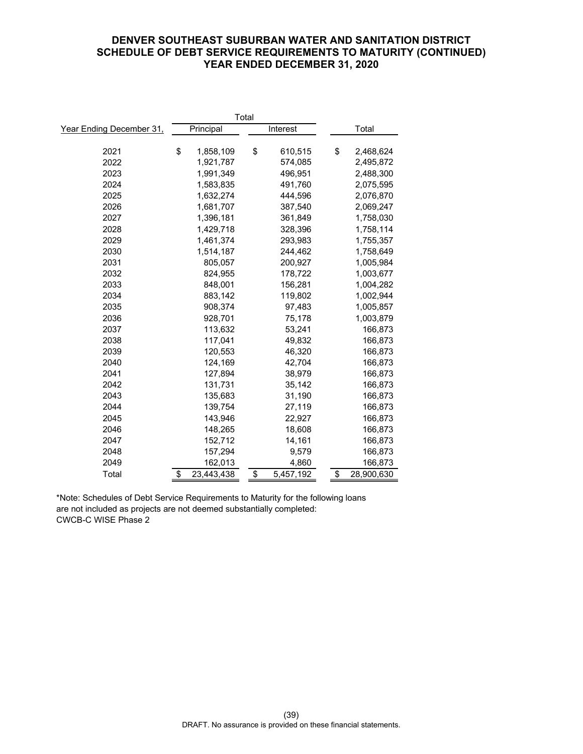**DENVER SOUTHEAST SUBURBAN WATER AND SANITATION DISTRICT**
**SCHEDULE OF DEBT SERVICE REQUIREMENTS TO MATURITY (CONTINUED)**
**YEAR ENDED DECEMBER 31, 2020**

| | Total | | |
|---|---|---|---|
| Year Ending December 31, | Principal | Interest | Total |
| 2021 | $ 1,858,109 | $ 610,515 | $ 2,468,624 |
| 2022 | 1,921,787 | 574,085 | 2,495,872 |
| 2023 | 1,991,349 | 496,951 | 2,488,300 |
| 2024 | 1,583,835 | 491,760 | 2,075,595 |
| 2025 | 1,632,274 | 444,596 | 2,076,870 |
| 2026 | 1,681,707 | 387,540 | 2,069,247 |
| 2027 | 1,396,181 | 361,849 | 1,758,030 |
| 2028 | 1,429,718 | 328,396 | 1,758,114 |
| 2029 | 1,461,374 | 293,983 | 1,755,357 |
| 2030 | 1,514,187 | 244,462 | 1,758,649 |
| 2031 | 805,057 | 200,927 | 1,005,984 |
| 2032 | 824,955 | 178,722 | 1,003,677 |
| 2033 | 848,001 | 156,281 | 1,004,282 |
| 2034 | 883,142 | 119,802 | 1,002,944 |
| 2035 | 908,374 | 97,483 | 1,005,857 |
| 2036 | 928,701 | 75,178 | 1,003,879 |
| 2037 | 113,632 | 53,241 | 166,873 |
| 2038 | 117,041 | 49,832 | 166,873 |
| 2039 | 120,553 | 46,320 | 166,873 |
| 2040 | 124,169 | 42,704 | 166,873 |
| 2041 | 127,894 | 38,979 | 166,873 |
| 2042 | 131,731 | 35,142 | 166,873 |
| 2043 | 135,683 | 31,190 | 166,873 |
| 2044 | 139,754 | 27,119 | 166,873 |
| 2045 | 143,946 | 22,927 | 166,873 |
| 2046 | 148,265 | 18,608 | 166,873 |
| 2047 | 152,712 | 14,161 | 166,873 |
| 2048 | 157,294 | 9,579 | 166,873 |
| 2049 | 162,013 | 4,860 | 166,873 |
| Total | $ 23,443,438 | $ 5,457,192 | $ 28,900,630 |

*Note: Schedules of Debt Service Requirements to Maturity for the following loans are not included as projects are not deemed substantially completed:
CWCB-C WISE Phase 2

DRAFT. No assurance is provided on these financial statements.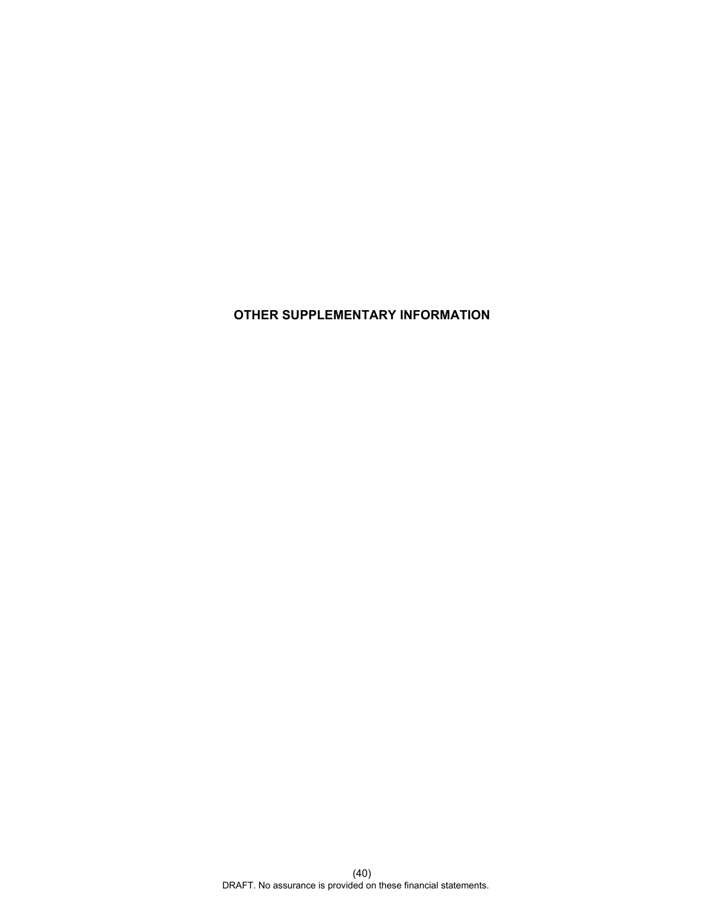# OTHER SUPPLEMENTARY INFORMATION

DRAFT. No assurance is provided on these financial statements.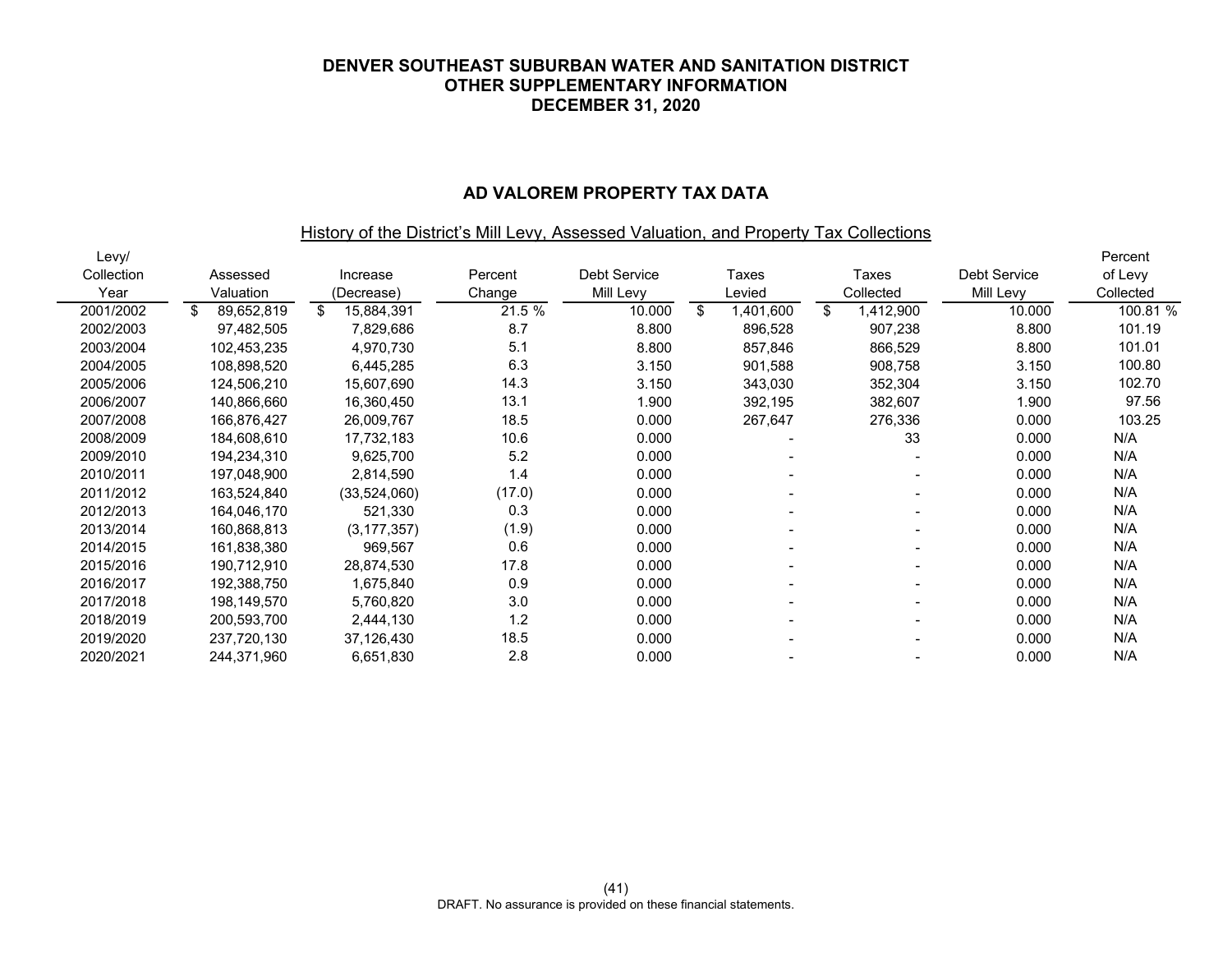# DENVER SOUTHEAST SUBURBAN WATER AND SANITATION DISTRICT
## OTHER SUPPLEMENTARY INFORMATION
## DECEMBER 31, 2020

### AD VALOREM PROPERTY TAX DATA

History of the District's Mill Levy, Assessed Valuation, and Property Tax Collections

| Levy/ Collection Year | Assessed Valuation | Increase (Decrease) | Percent Change | Debt Service Mill Levy | Taxes Levied | Taxes Collected | Debt Service Mill Levy | Percent of Levy Collected |
|---|---|---|---|---|---|---|---|---|
| 2001/2002 | $ 89,652,819 | $ 15,884,391 | 21.5 % | 10.000 | $ 1,401,600 | $ 1,412,900 | 10.000 | 100.81 % |
| 2002/2003 | 97,482,505 | 7,829,686 | 8.7 | 8.800 | 896,528 | 907,238 | 8.800 | 101.19 |
| 2003/2004 | 102,453,235 | 4,970,730 | 5.1 | 8.800 | 857,846 | 866,529 | 8.800 | 101.01 |
| 2004/2005 | 108,898,520 | 6,445,285 | 6.3 | 3.150 | 901,588 | 908,758 | 3.150 | 100.80 |
| 2005/2006 | 124,506,210 | 15,607,690 | 14.3 | 3.150 | 343,030 | 352,304 | 3.150 | 102.70 |
| 2006/2007 | 140,866,660 | 16,360,450 | 13.1 | 1.900 | 392,195 | 382,607 | 1.900 | 97.56 |
| 2007/2008 | 166,876,427 | 26,009,767 | 18.5 | 0.000 | 267,647 | 276,336 | 0.000 | 103.25 |
| 2008/2009 | 184,608,610 | 17,732,183 | 10.6 | 0.000 | - | 33 | 0.000 | N/A |
| 2009/2010 | 194,234,310 | 9,625,700 | 5.2 | 0.000 | - | - | 0.000 | N/A |
| 2010/2011 | 197,048,900 | 2,814,590 | 1.4 | 0.000 | - | - | 0.000 | N/A |
| 2011/2012 | 163,524,840 | (33,524,060) | (17.0) | 0.000 | - | - | 0.000 | N/A |
| 2012/2013 | 164,046,170 | 521,330 | 0.3 | 0.000 | - | - | 0.000 | N/A |
| 2013/2014 | 160,868,813 | (3,177,357) | (1.9) | 0.000 | - | - | 0.000 | N/A |
| 2014/2015 | 161,838,380 | 969,567 | 0.6 | 0.000 | - | - | 0.000 | N/A |
| 2015/2016 | 190,712,910 | 28,874,530 | 17.8 | 0.000 | - | - | 0.000 | N/A |
| 2016/2017 | 192,388,750 | 1,675,840 | 0.9 | 0.000 | - | - | 0.000 | N/A |
| 2017/2018 | 198,149,570 | 5,760,820 | 3.0 | 0.000 | - | - | 0.000 | N/A |
| 2018/2019 | 200,593,700 | 2,444,130 | 1.2 | 0.000 | - | - | 0.000 | N/A |
| 2019/2020 | 237,720,130 | 37,126,430 | 18.5 | 0.000 | - | - | 0.000 | N/A |
| 2020/2021 | 244,371,960 | 6,651,830 | 2.8 | 0.000 | - | - | 0.000 | N/A |

DRAFT. No assurance is provided on these financial statements.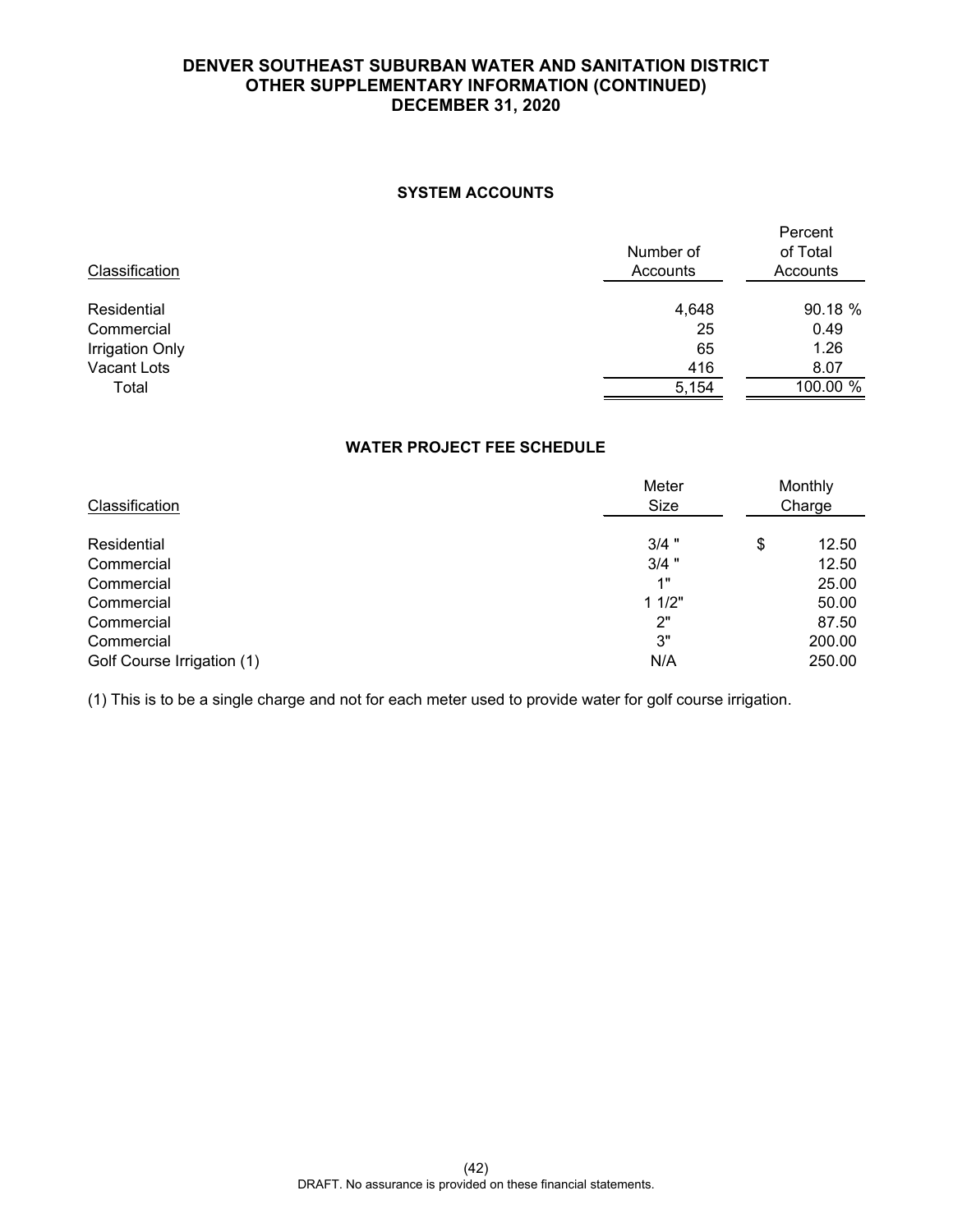# DENVER SOUTHEAST SUBURBAN WATER AND SANITATION DISTRICT
## OTHER SUPPLEMENTARY INFORMATION (CONTINUED)
## DECEMBER 31, 2020

### SYSTEM ACCOUNTS

| Classification | Number of Accounts | Percent of Total Accounts |
|---|---|---|
| Residential | 4,648 | 90.18 % |
| Commercial | 25 | 0.49 |
| Irrigation Only | 65 | 1.26 |
| Vacant Lots | 416 | 8.07 |
| Total | 5,154 | 100.00 % |

### WATER PROJECT FEE SCHEDULE

| Classification | Meter Size | Monthly Charge |
|---|---|---|
| Residential | 3/4 " | $ 12.50 |
| Commercial | 3/4 " | 12.50 |
| Commercial | 1" | 25.00 |
| Commercial | 1 1/2" | 50.00 |
| Commercial | 2" | 87.50 |
| Commercial | 3" | 200.00 |
| Golf Course Irrigation (1) | N/A | 250.00 |

(1) This is to be a single charge and not for each meter used to provide water for golf course irrigation.

DRAFT. No assurance is provided on these financial statements.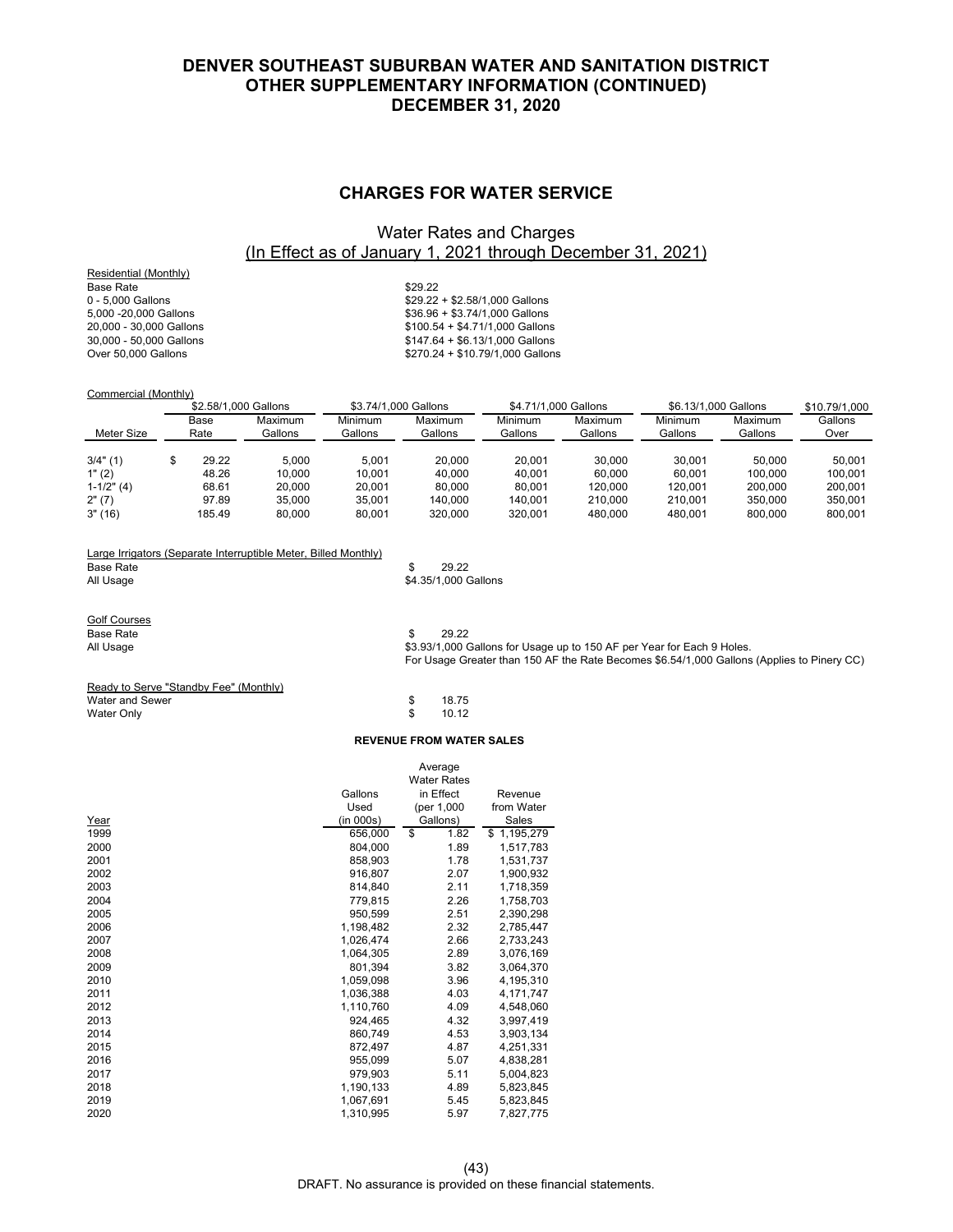# DENVER SOUTHEAST SUBURBAN WATER AND SANITATION DISTRICT
# OTHER SUPPLEMENTARY INFORMATION (CONTINUED)
# DECEMBER 31, 2020

## CHARGES FOR WATER SERVICE

### Water Rates and Charges
### (In Effect as of January 1, 2021 through December 31, 2021)

**Residential (Monthly)**

| | |
|---|---|
| Base Rate | $29.22 |
| 0 - 5,000 Gallons | $29.22 + $2.58/1,000 Gallons |
| 5,000 -20,000 Gallons | $36.96 + $3.74/1,000 Gallons |
| 20,000 - 30,000 Gallons | $100.54 + $4.71/1,000 Gallons |
| 30,000 - 50,000 Gallons | $147.64 + $6.13/1,000 Gallons |
| Over 50,000 Gallons | $270.24 + $10.79/1,000 Gallons |

**Commercial (Monthly)**

| | $2.58/1,000 Gallons | | $3.74/1,000 Gallons | | $4.71/1,000 Gallons | | $6.13/1,000 Gallons | | $10.79/1,000 |
|---|---|---|---|---|---|---|---|---|---|
| Meter Size | Base Rate | Maximum Gallons | Minimum Gallons | Maximum Gallons | Minimum Gallons | Maximum Gallons | Minimum Gallons | Maximum Gallons | Gallons Over |
| 3/4" (1) | $ 29.22 | 5,000 | 5,001 | 20,000 | 20,001 | 30,000 | 30,001 | 50,000 | 50,001 |
| 1" (2) | 48.26 | 10,000 | 10,001 | 40,000 | 40,001 | 60,000 | 60,001 | 100,000 | 100,001 |
| 1-1/2" (4) | 68.61 | 20,000 | 20,001 | 80,000 | 80,001 | 120,000 | 120,001 | 200,000 | 200,001 |
| 2" (7) | 97.89 | 35,000 | 35,001 | 140,000 | 140,001 | 210,000 | 210,001 | 350,000 | 350,001 |
| 3" (16) | 185.49 | 80,000 | 80,001 | 320,000 | 320,001 | 480,000 | 480,001 | 800,000 | 800,001 |

**Large Irrigators (Separate Interruptible Meter, Billed Monthly)**

| | |
|---|---|
| Base Rate | $ 29.22 |
| All Usage | $4.35/1,000 Gallons |

**Golf Courses**

| | |
|---|---|
| Base Rate | $ 29.22 |
| All Usage | $3.93/1,000 Gallons for Usage up to 150 AF per Year for Each 9 Holes. For Usage Greater than 150 AF the Rate Becomes $6.54/1,000 Gallons (Applies to Pinery CC) |

**Ready to Serve "Standby Fee" (Monthly)**

| | |
|---|---|
| Water and Sewer | $ 18.75 |
| Water Only | $ 10.12 |

**REVENUE FROM WATER SALES**

| Year | Gallons Used (in 000s) | Average Water Rates in Effect (per 1,000 Gallons) | Revenue from Water Sales |
|---|---|---|---|
| 1999 | 656,000 | $ 1.82 | $ 1,195,279 |
| 2000 | 804,000 | 1.89 | 1,517,783 |
| 2001 | 858,903 | 1.78 | 1,531,737 |
| 2002 | 916,807 | 2.07 | 1,900,932 |
| 2003 | 814,840 | 2.11 | 1,718,359 |
| 2004 | 779,815 | 2.26 | 1,758,703 |
| 2005 | 950,599 | 2.51 | 2,390,298 |
| 2006 | 1,198,482 | 2.32 | 2,785,447 |
| 2007 | 1,026,474 | 2.66 | 2,733,243 |
| 2008 | 1,064,305 | 2.89 | 3,076,169 |
| 2009 | 801,394 | 3.82 | 3,064,370 |
| 2010 | 1,059,098 | 3.96 | 4,195,310 |
| 2011 | 1,036,388 | 4.03 | 4,171,747 |
| 2012 | 1,110,760 | 4.09 | 4,548,060 |
| 2013 | 924,465 | 4.32 | 3,997,419 |
| 2014 | 860,749 | 4.53 | 3,903,134 |
| 2015 | 872,497 | 4.87 | 4,251,331 |
| 2016 | 955,099 | 5.07 | 4,838,281 |
| 2017 | 979,903 | 5.11 | 5,004,823 |
| 2018 | 1,190,133 | 4.89 | 5,823,845 |
| 2019 | 1,067,691 | 5.45 | 5,823,845 |
| 2020 | 1,310,995 | 5.97 | 7,827,775 |

DRAFT. No assurance is provided on these financial statements.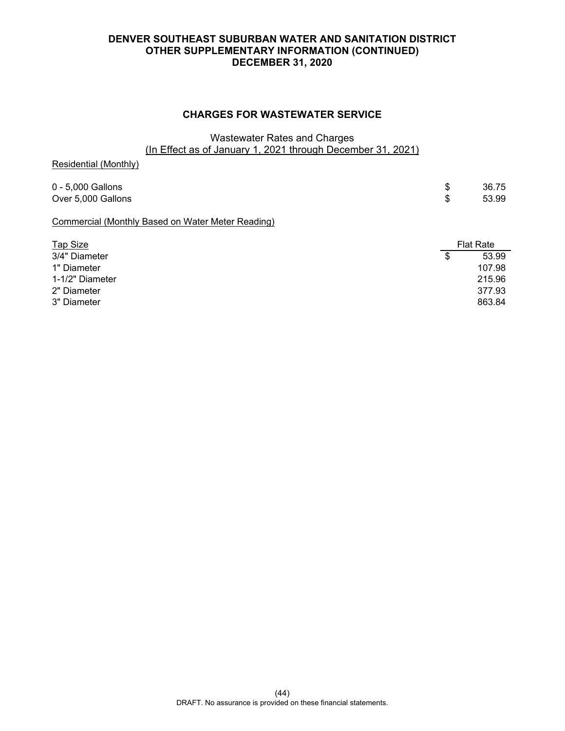**DENVER SOUTHEAST SUBURBAN WATER AND SANITATION DISTRICT**
**OTHER SUPPLEMENTARY INFORMATION (CONTINUED)**
**DECEMBER 31, 2020**

## CHARGES FOR WASTEWATER SERVICE

Wastewater Rates and Charges
(In Effect as of January 1, 2021 through December 31, 2021)

Residential (Monthly)

| | |
|---|---|
| 0 - 5,000 Gallons | $ 36.75 |
| Over 5,000 Gallons | $ 53.99 |

Commercial (Monthly Based on Water Meter Reading)

| Tap Size | Flat Rate |
|---|---|
| 3/4" Diameter | $ 53.99 |
| 1" Diameter | 107.98 |
| 1-1/2" Diameter | 215.96 |
| 2" Diameter | 377.93 |
| 3" Diameter | 863.84 |

DRAFT. No assurance is provided on these financial statements.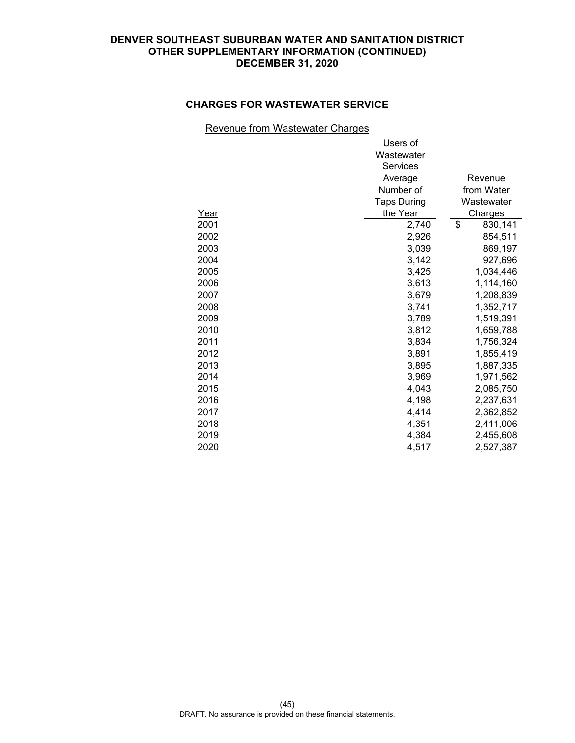# DENVER SOUTHEAST SUBURBAN WATER AND SANITATION DISTRICT
## OTHER SUPPLEMENTARY INFORMATION (CONTINUED)
## DECEMBER 31, 2020

### CHARGES FOR WASTEWATER SERVICE

Revenue from Wastewater Charges

| Year | Users of Wastewater Services Average Number of Taps During the Year | Revenue from Water Wastewater Charges |
|---|---|---|
| 2001 | 2,740 | $ 830,141 |
| 2002 | 2,926 | 854,511 |
| 2003 | 3,039 | 869,197 |
| 2004 | 3,142 | 927,696 |
| 2005 | 3,425 | 1,034,446 |
| 2006 | 3,613 | 1,114,160 |
| 2007 | 3,679 | 1,208,839 |
| 2008 | 3,741 | 1,352,717 |
| 2009 | 3,789 | 1,519,391 |
| 2010 | 3,812 | 1,659,788 |
| 2011 | 3,834 | 1,756,324 |
| 2012 | 3,891 | 1,855,419 |
| 2013 | 3,895 | 1,887,335 |
| 2014 | 3,969 | 1,971,562 |
| 2015 | 4,043 | 2,085,750 |
| 2016 | 4,198 | 2,237,631 |
| 2017 | 4,414 | 2,362,852 |
| 2018 | 4,351 | 2,411,006 |
| 2019 | 4,384 | 2,455,608 |
| 2020 | 4,517 | 2,527,387 |

DRAFT. No assurance is provided on these financial statements.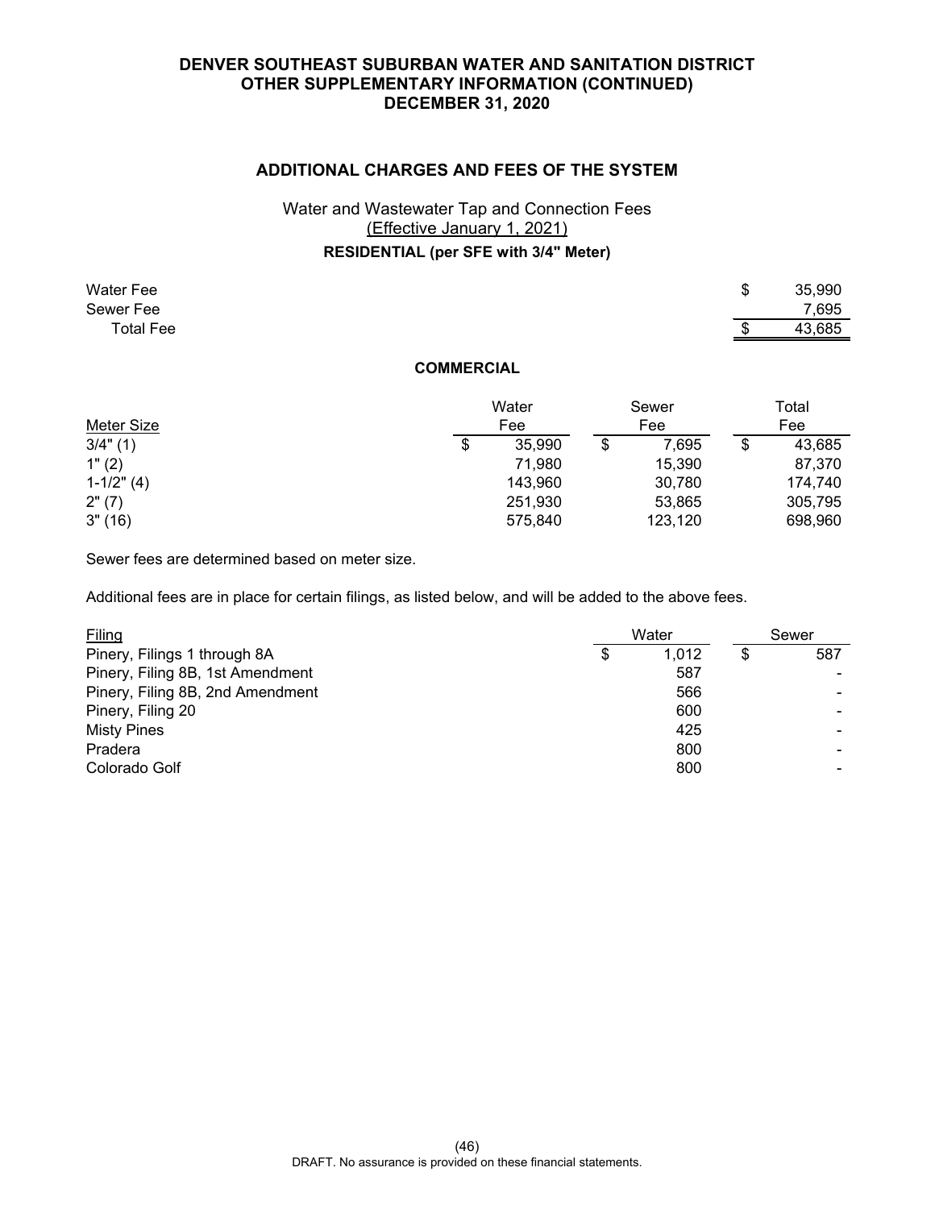# DENVER SOUTHEAST SUBURBAN WATER AND SANITATION DISTRICT
## OTHER SUPPLEMENTARY INFORMATION (CONTINUED)
## DECEMBER 31, 2020

### ADDITIONAL CHARGES AND FEES OF THE SYSTEM

Water and Wastewater Tap and Connection Fees
(Effective January 1, 2021)

**RESIDENTIAL (per SFE with 3/4" Meter)**

| | |
|---|---|
| Water Fee | $ 35,990 |
| Sewer Fee | 7,695 |
| Total Fee | $ 43,685 |

**COMMERCIAL**

| Meter Size | Water Fee | Sewer Fee | Total Fee |
|---|---|---|---|
| 3/4" (1) | $ 35,990 | $ 7,695 | $ 43,685 |
| 1" (2) | 71,980 | 15,390 | 87,370 |
| 1-1/2" (4) | 143,960 | 30,780 | 174,740 |
| 2" (7) | 251,930 | 53,865 | 305,795 |
| 3" (16) | 575,840 | 123,120 | 698,960 |

Sewer fees are determined based on meter size.

Additional fees are in place for certain filings, as listed below, and will be added to the above fees.

| Filing | Water | Sewer |
|---|---|---|
| Pinery, Filings 1 through 8A | $ 1,012 | $ 587 |
| Pinery, Filing 8B, 1st Amendment | 587 | - |
| Pinery, Filing 8B, 2nd Amendment | 566 | - |
| Pinery, Filing 20 | 600 | - |
| Misty Pines | 425 | - |
| Pradera | 800 | - |
| Colorado Golf | 800 | - |

DRAFT. No assurance is provided on these financial statements.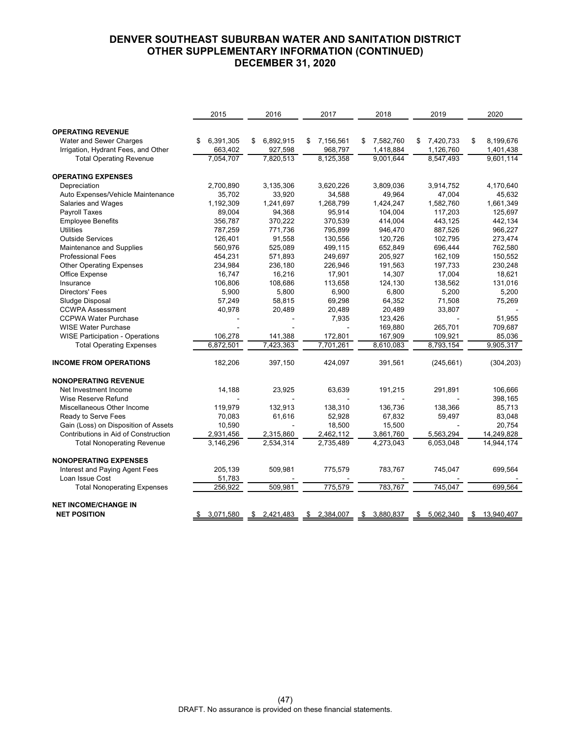# DENVER SOUTHEAST SUBURBAN WATER AND SANITATION DISTRICT
## OTHER SUPPLEMENTARY INFORMATION (CONTINUED)
## DECEMBER 31, 2020

| | 2015 | 2016 | 2017 | 2018 | 2019 | 2020 |
|---|---|---|---|---|---|---|
| **OPERATING REVENUE** | | | | | | |
| Water and Sewer Charges | $ 6,391,305 | $ 6,892,915 | $ 7,156,561 | $ 7,582,760 | $ 7,420,733 | $ 8,199,676 |
| Irrigation, Hydrant Fees, and Other | 663,402 | 927,598 | 968,797 | 1,418,884 | 1,126,760 | 1,401,438 |
| Total Operating Revenue | 7,054,707 | 7,820,513 | 8,125,358 | 9,001,644 | 8,547,493 | 9,601,114 |
| **OPERATING EXPENSES** | | | | | | |
| Depreciation | 2,700,890 | 3,135,306 | 3,620,226 | 3,809,036 | 3,914,752 | 4,170,640 |
| Auto Expenses/Vehicle Maintenance | 35,702 | 33,920 | 34,588 | 49,964 | 47,004 | 45,632 |
| Salaries and Wages | 1,192,309 | 1,241,697 | 1,268,799 | 1,424,247 | 1,582,760 | 1,661,349 |
| Payroll Taxes | 89,004 | 94,368 | 95,914 | 104,004 | 117,203 | 125,697 |
| Employee Benefits | 356,787 | 370,222 | 370,539 | 414,004 | 443,125 | 442,134 |
| Utilities | 787,259 | 771,736 | 795,899 | 946,470 | 887,526 | 966,227 |
| Outside Services | 126,401 | 91,558 | 130,556 | 120,726 | 102,795 | 273,474 |
| Maintenance and Supplies | 560,976 | 525,089 | 499,115 | 652,849 | 696,444 | 762,580 |
| Professional Fees | 454,231 | 571,893 | 249,697 | 205,927 | 162,109 | 150,552 |
| Other Operating Expenses | 234,984 | 236,180 | 226,946 | 191,563 | 197,733 | 230,248 |
| Office Expense | 16,747 | 16,216 | 17,901 | 14,307 | 17,004 | 18,621 |
| Insurance | 106,806 | 108,686 | 113,658 | 124,130 | 138,562 | 131,016 |
| Directors' Fees | 5,900 | 5,800 | 6,900 | 6,800 | 5,200 | 5,200 |
| Sludge Disposal | 57,249 | 58,815 | 69,298 | 64,352 | 71,508 | 75,269 |
| CCWPA Assessment | 40,978 | 20,489 | 20,489 | 20,489 | 33,807 | - |
| CCPWA Water Purchase | - | - | 7,935 | 123,426 | - | 51,955 |
| WISE Water Purchase | - | - | - | 169,880 | 265,701 | 709,687 |
| WISE Participation - Operations | 106,278 | 141,388 | 172,801 | 167,909 | 109,921 | 85,036 |
| Total Operating Expenses | 6,872,501 | 7,423,363 | 7,701,261 | 8,610,083 | 8,793,154 | 9,905,317 |
| **INCOME FROM OPERATIONS** | 182,206 | 397,150 | 424,097 | 391,561 | (245,661) | (304,203) |
| **NONOPERATING REVENUE** | | | | | | |
| Net Investment Income | 14,188 | 23,925 | 63,639 | 191,215 | 291,891 | 106,666 |
| Wise Reserve Refund | - | - | - | - | - | 398,165 |
| Miscellaneous Other Income | 119,979 | 132,913 | 138,310 | 136,736 | 138,366 | 85,713 |
| Ready to Serve Fees | 70,083 | 61,616 | 52,928 | 67,832 | 59,497 | 83,048 |
| Gain (Loss) on Disposition of Assets | 10,590 | - | 18,500 | 15,500 | - | 20,754 |
| Contributions in Aid of Construction | 2,931,456 | 2,315,860 | 2,462,112 | 3,861,760 | 5,563,294 | 14,249,828 |
| Total Nonoperating Revenue | 3,146,296 | 2,534,314 | 2,735,489 | 4,273,043 | 6,053,048 | 14,944,174 |
| **NONOPERATING EXPENSES** | | | | | | |
| Interest and Paying Agent Fees | 205,139 | 509,981 | 775,579 | 783,767 | 745,047 | 699,564 |
| Loan Issue Cost | 51,783 | - | - | - | - | - |
| Total Nonoperating Expenses | 256,922 | 509,981 | 775,579 | 783,767 | 745,047 | 699,564 |
| **NET INCOME/CHANGE IN NET POSITION** | $ 3,071,580 | $ 2,421,483 | $ 2,384,007 | $ 3,880,837 | $ 5,062,340 | $ 13,940,407 |

DRAFT. No assurance is provided on these financial statements.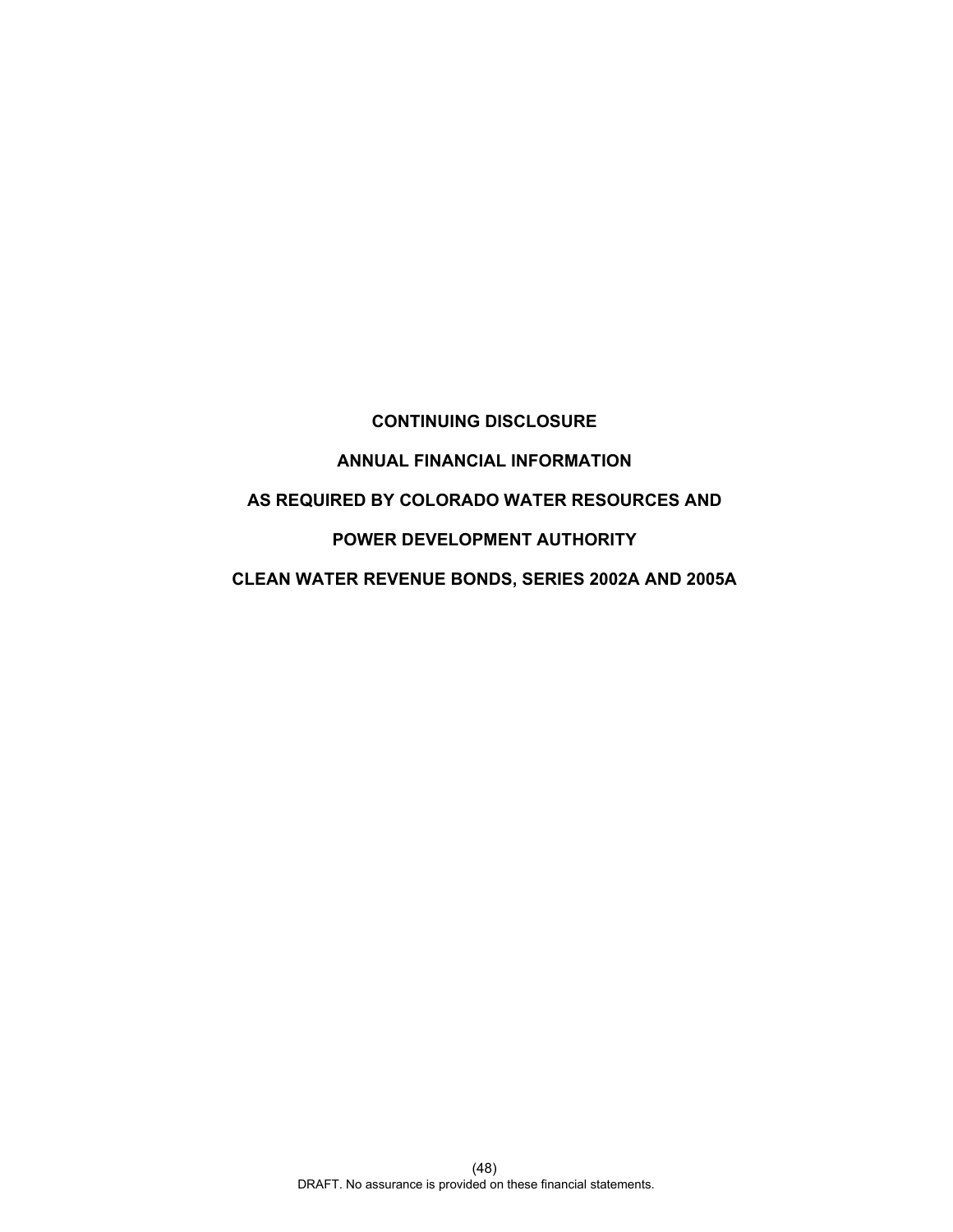# CONTINUING DISCLOSURE

# ANNUAL FINANCIAL INFORMATION

# AS REQUIRED BY COLORADO WATER RESOURCES AND

# POWER DEVELOPMENT AUTHORITY

# CLEAN WATER REVENUE BONDS, SERIES 2002A AND 2005A

DRAFT. No assurance is provided on these financial statements.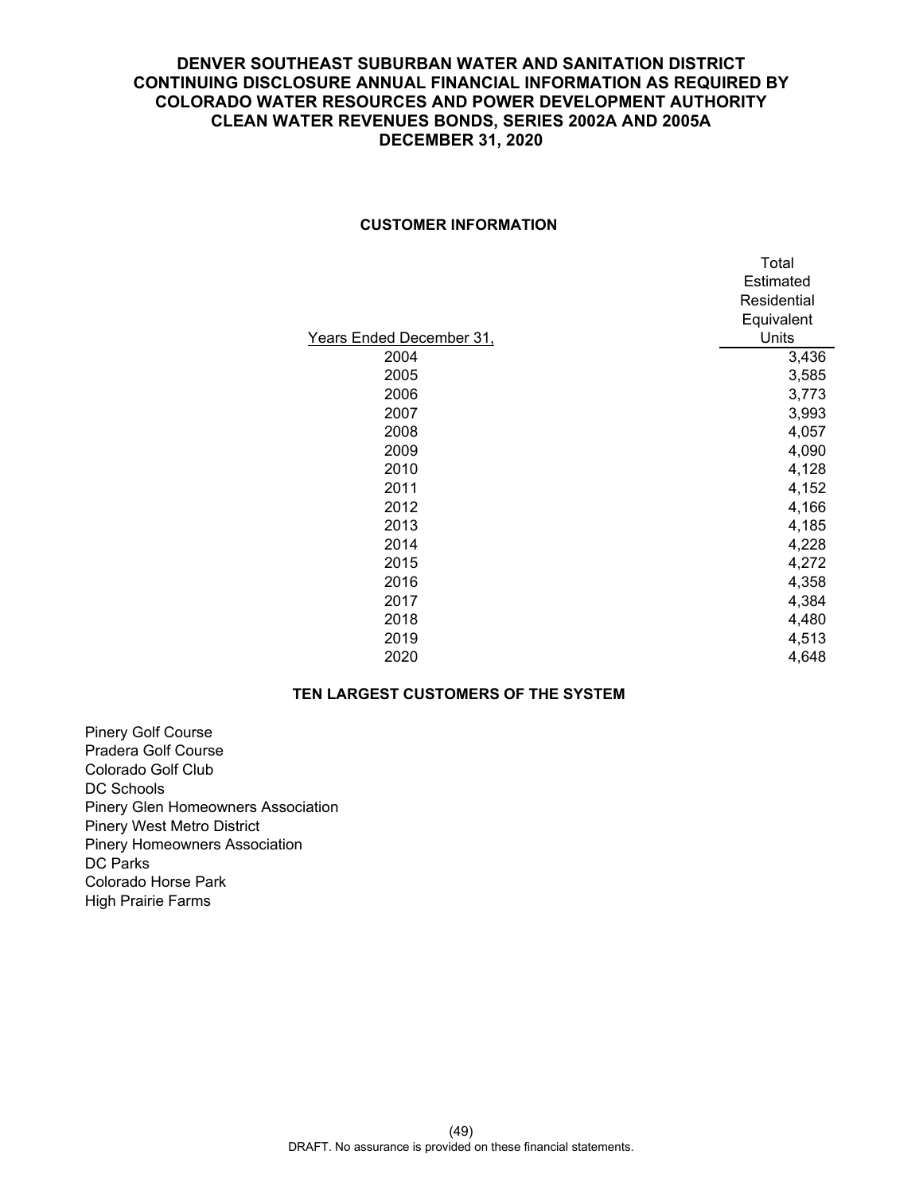**DENVER SOUTHEAST SUBURBAN WATER AND SANITATION DISTRICT**
**CONTINUING DISCLOSURE ANNUAL FINANCIAL INFORMATION AS REQUIRED BY COLORADO WATER RESOURCES AND POWER DEVELOPMENT AUTHORITY CLEAN WATER REVENUES BONDS, SERIES 2002A AND 2005A**
**DECEMBER 31, 2020**

## CUSTOMER INFORMATION

| Years Ended December 31, | Total Estimated Residential Equivalent Units |
|---|---|
| 2004 | 3,436 |
| 2005 | 3,585 |
| 2006 | 3,773 |
| 2007 | 3,993 |
| 2008 | 4,057 |
| 2009 | 4,090 |
| 2010 | 4,128 |
| 2011 | 4,152 |
| 2012 | 4,166 |
| 2013 | 4,185 |
| 2014 | 4,228 |
| 2015 | 4,272 |
| 2016 | 4,358 |
| 2017 | 4,384 |
| 2018 | 4,480 |
| 2019 | 4,513 |
| 2020 | 4,648 |

## TEN LARGEST CUSTOMERS OF THE SYSTEM

Pinery Golf Course
Pradera Golf Course
Colorado Golf Club
DC Schools
Pinery Glen Homeowners Association
Pinery West Metro District
Pinery Homeowners Association
DC Parks
Colorado Horse Park
High Prairie Farms

DRAFT. No assurance is provided on these financial statements.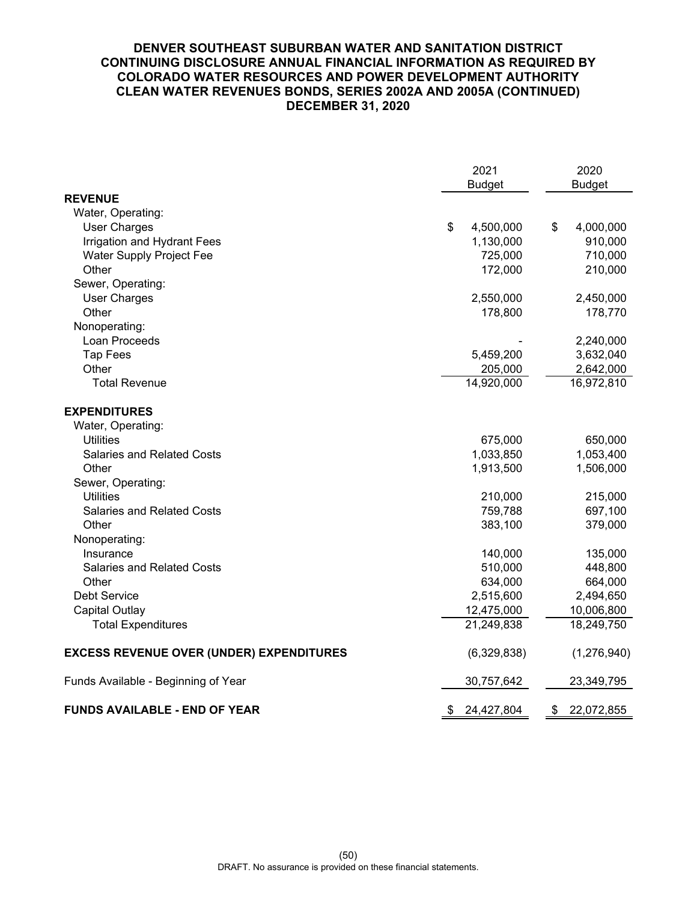**DENVER SOUTHEAST SUBURBAN WATER AND SANITATION DISTRICT**
**CONTINUING DISCLOSURE ANNUAL FINANCIAL INFORMATION AS REQUIRED BY COLORADO WATER RESOURCES AND POWER DEVELOPMENT AUTHORITY CLEAN WATER REVENUES BONDS, SERIES 2002A AND 2005A (CONTINUED)**
**DECEMBER 31, 2020**

| | 2021 Budget | 2020 Budget |
|---|---|---|
| **REVENUE** | | |
| Water, Operating: | | |
| User Charges | $ 4,500,000 | $ 4,000,000 |
| Irrigation and Hydrant Fees | 1,130,000 | 910,000 |
| Water Supply Project Fee | 725,000 | 710,000 |
| Other | 172,000 | 210,000 |
| Sewer, Operating: | | |
| User Charges | 2,550,000 | 2,450,000 |
| Other | 178,800 | 178,770 |
| Nonoperating: | | |
| Loan Proceeds | - | 2,240,000 |
| Tap Fees | 5,459,200 | 3,632,040 |
| Other | 205,000 | 2,642,000 |
| Total Revenue | 14,920,000 | 16,972,810 |
| **EXPENDITURES** | | |
| Water, Operating: | | |
| Utilities | 675,000 | 650,000 |
| Salaries and Related Costs | 1,033,850 | 1,053,400 |
| Other | 1,913,500 | 1,506,000 |
| Sewer, Operating: | | |
| Utilities | 210,000 | 215,000 |
| Salaries and Related Costs | 759,788 | 697,100 |
| Other | 383,100 | 379,000 |
| Nonoperating: | | |
| Insurance | 140,000 | 135,000 |
| Salaries and Related Costs | 510,000 | 448,800 |
| Other | 634,000 | 664,000 |
| Debt Service | 2,515,600 | 2,494,650 |
| Capital Outlay | 12,475,000 | 10,006,800 |
| Total Expenditures | 21,249,838 | 18,249,750 |
| **EXCESS REVENUE OVER (UNDER) EXPENDITURES** | (6,329,838) | (1,276,940) |
| Funds Available - Beginning of Year | 30,757,642 | 23,349,795 |
| **FUNDS AVAILABLE - END OF YEAR** | $ 24,427,804 | $ 22,072,855 |

DRAFT. No assurance is provided on these financial statements.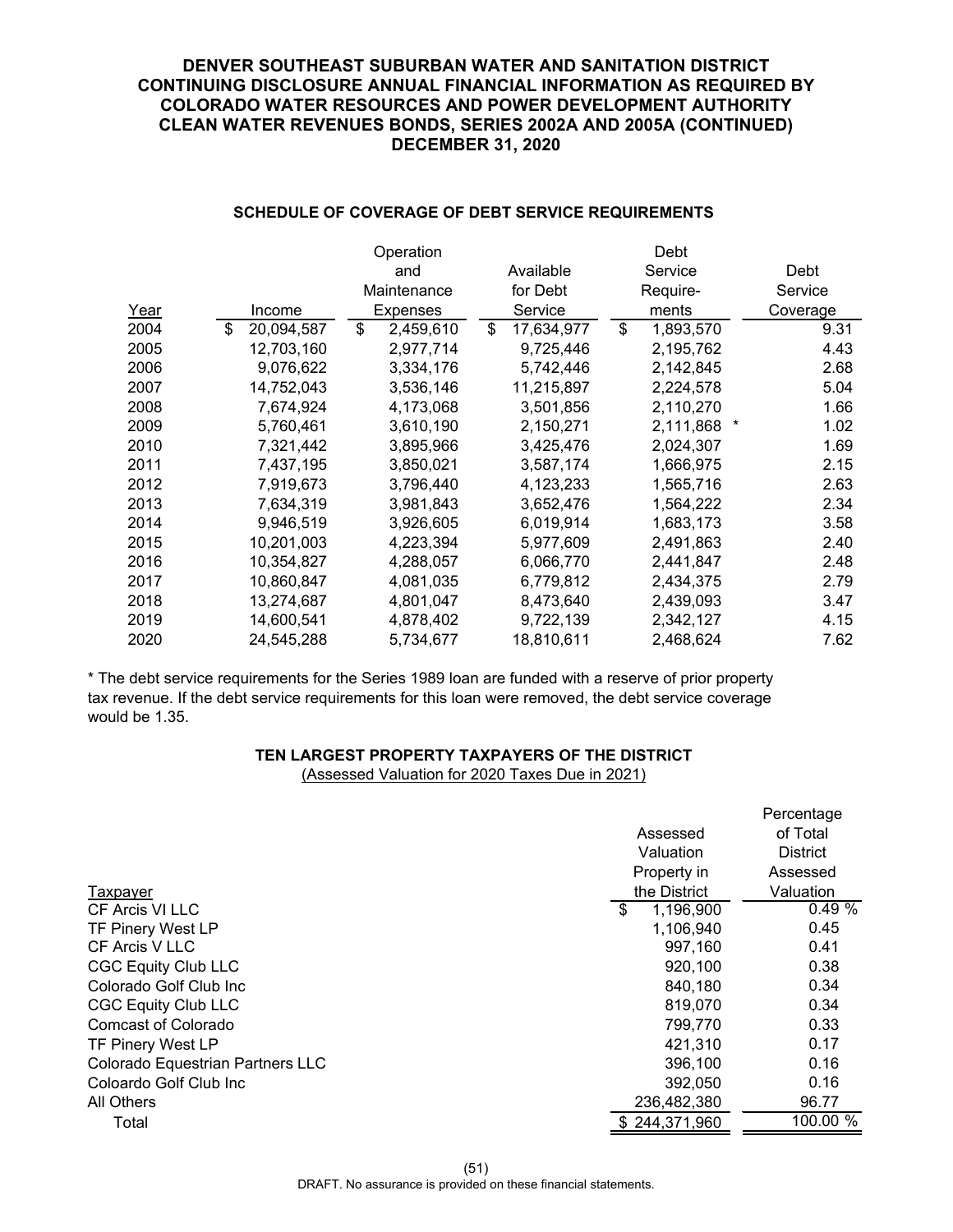**DENVER SOUTHEAST SUBURBAN WATER AND SANITATION DISTRICT CONTINUING DISCLOSURE ANNUAL FINANCIAL INFORMATION AS REQUIRED BY COLORADO WATER RESOURCES AND POWER DEVELOPMENT AUTHORITY CLEAN WATER REVENUES BONDS, SERIES 2002A AND 2005A (CONTINUED) DECEMBER 31, 2020**

**SCHEDULE OF COVERAGE OF DEBT SERVICE REQUIREMENTS**

| Year | Income | Operation and Maintenance Expenses | Available for Debt Service | Debt Service Require-ments | Debt Service Coverage |
|---|---|---|---|---|---|
| 2004 | $ 20,094,587 | $ 2,459,610 | $ 17,634,977 | $ 1,893,570 | 9.31 |
| 2005 | 12,703,160 | 2,977,714 | 9,725,446 | 2,195,762 | 4.43 |
| 2006 | 9,076,622 | 3,334,176 | 5,742,446 | 2,142,845 | 2.68 |
| 2007 | 14,752,043 | 3,536,146 | 11,215,897 | 2,224,578 | 5.04 |
| 2008 | 7,674,924 | 4,173,068 | 3,501,856 | 2,110,270 | 1.66 |
| 2009 | 5,760,461 | 3,610,190 | 2,150,271 | 2,111,868 * | 1.02 |
| 2010 | 7,321,442 | 3,895,966 | 3,425,476 | 2,024,307 | 1.69 |
| 2011 | 7,437,195 | 3,850,021 | 3,587,174 | 1,666,975 | 2.15 |
| 2012 | 7,919,673 | 3,796,440 | 4,123,233 | 1,565,716 | 2.63 |
| 2013 | 7,634,319 | 3,981,843 | 3,652,476 | 1,564,222 | 2.34 |
| 2014 | 9,946,519 | 3,926,605 | 6,019,914 | 1,683,173 | 3.58 |
| 2015 | 10,201,003 | 4,223,394 | 5,977,609 | 2,491,863 | 2.40 |
| 2016 | 10,354,827 | 4,288,057 | 6,066,770 | 2,441,847 | 2.48 |
| 2017 | 10,860,847 | 4,081,035 | 6,779,812 | 2,434,375 | 2.79 |
| 2018 | 13,274,687 | 4,801,047 | 8,473,640 | 2,439,093 | 3.47 |
| 2019 | 14,600,541 | 4,878,402 | 9,722,139 | 2,342,127 | 4.15 |
| 2020 | 24,545,288 | 5,734,677 | 18,810,611 | 2,468,624 | 7.62 |

\* The debt service requirements for the Series 1989 loan are funded with a reserve of prior property tax revenue. If the debt service requirements for this loan were removed, the debt service coverage would be 1.35.

**TEN LARGEST PROPERTY TAXPAYERS OF THE DISTRICT**

(Assessed Valuation for 2020 Taxes Due in 2021)

| Taxpayer | Assessed Valuation Property in the District | Percentage of Total District Assessed Valuation |
|---|---|---|
| CF Arcis VI LLC | $ 1,196,900 | 0.49 % |
| TF Pinery West LP | 1,106,940 | 0.45 |
| CF Arcis V LLC | 997,160 | 0.41 |
| CGC Equity Club LLC | 920,100 | 0.38 |
| Colorado Golf Club Inc | 840,180 | 0.34 |
| CGC Equity Club LLC | 819,070 | 0.34 |
| Comcast of Colorado | 799,770 | 0.33 |
| TF Pinery West LP | 421,310 | 0.17 |
| Colorado Equestrian Partners LLC | 396,100 | 0.16 |
| Coloardo Golf Club Inc | 392,050 | 0.16 |
| All Others | 236,482,380 | 96.77 |
| Total | $ 244,371,960 | 100.00 % |

DRAFT. No assurance is provided on these financial statements.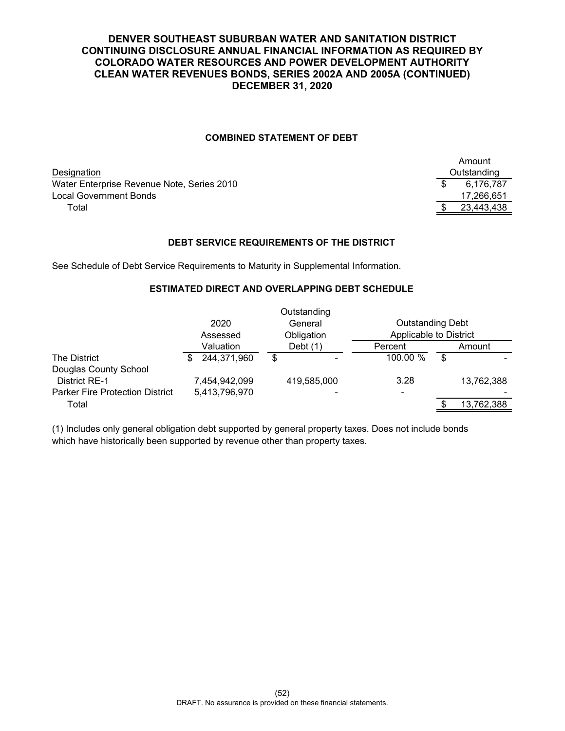# DENVER SOUTHEAST SUBURBAN WATER AND SANITATION DISTRICT CONTINUING DISCLOSURE ANNUAL FINANCIAL INFORMATION AS REQUIRED BY COLORADO WATER RESOURCES AND POWER DEVELOPMENT AUTHORITY CLEAN WATER REVENUES BONDS, SERIES 2002A AND 2005A (CONTINUED) DECEMBER 31, 2020

## COMBINED STATEMENT OF DEBT

| Designation | Amount Outstanding |
|---|---|
| Water Enterprise Revenue Note, Series 2010 | $ 6,176,787 |
| Local Government Bonds | 17,266,651 |
| Total | $ 23,443,438 |

## DEBT SERVICE REQUIREMENTS OF THE DISTRICT

See Schedule of Debt Service Requirements to Maturity in Supplemental Information.

## ESTIMATED DIRECT AND OVERLAPPING DEBT SCHEDULE

| | 2020 Assessed Valuation | Outstanding General Obligation Debt (1) | Outstanding Debt Applicable to District | |
|---|---|---|---|---|
| | | | Percent | Amount |
| The District | $ 244,371,960 | $ - | 100.00 % | $ - |
| Douglas County School District RE-1 | 7,454,942,099 | 419,585,000 | 3.28 | 13,762,388 |
| Parker Fire Protection District | 5,413,796,970 | - | - | - |
| Total | | | | $ 13,762,388 |

(1) Includes only general obligation debt supported by general property taxes. Does not include bonds which have historically been supported by revenue other than property taxes.

DRAFT. No assurance is provided on these financial statements.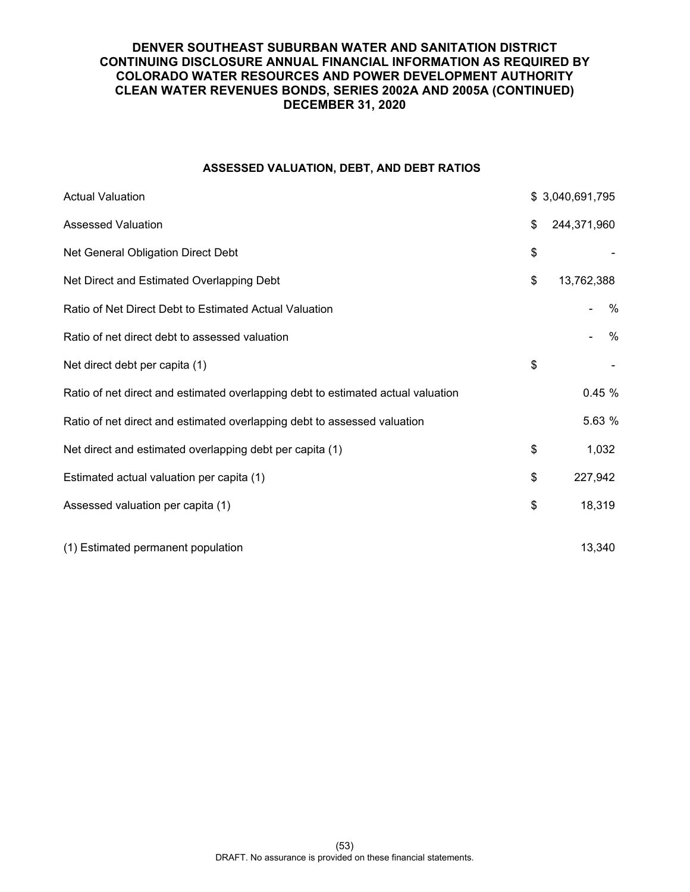# DENVER SOUTHEAST SUBURBAN WATER AND SANITATION DISTRICT
# CONTINUING DISCLOSURE ANNUAL FINANCIAL INFORMATION AS REQUIRED BY COLORADO WATER RESOURCES AND POWER DEVELOPMENT AUTHORITY CLEAN WATER REVENUES BONDS, SERIES 2002A AND 2005A (CONTINUED)
# DECEMBER 31, 2020

## ASSESSED VALUATION, DEBT, AND DEBT RATIOS

| | |
|---|---|
| Actual Valuation | $ 3,040,691,795 |
| Assessed Valuation | $ 244,371,960 |
| Net General Obligation Direct Debt | $ - |
| Net Direct and Estimated Overlapping Debt | $ 13,762,388 |
| Ratio of Net Direct Debt to Estimated Actual Valuation | - % |
| Ratio of net direct debt to assessed valuation | - % |
| Net direct debt per capita (1) | $ - |
| Ratio of net direct and estimated overlapping debt to estimated actual valuation | 0.45 % |
| Ratio of net direct and estimated overlapping debt to assessed valuation | 5.63 % |
| Net direct and estimated overlapping debt per capita (1) | $ 1,032 |
| Estimated actual valuation per capita (1) | $ 227,942 |
| Assessed valuation per capita (1) | $ 18,319 |
| | |
| (1) Estimated permanent population | 13,340 |

DRAFT. No assurance is provided on these financial statements.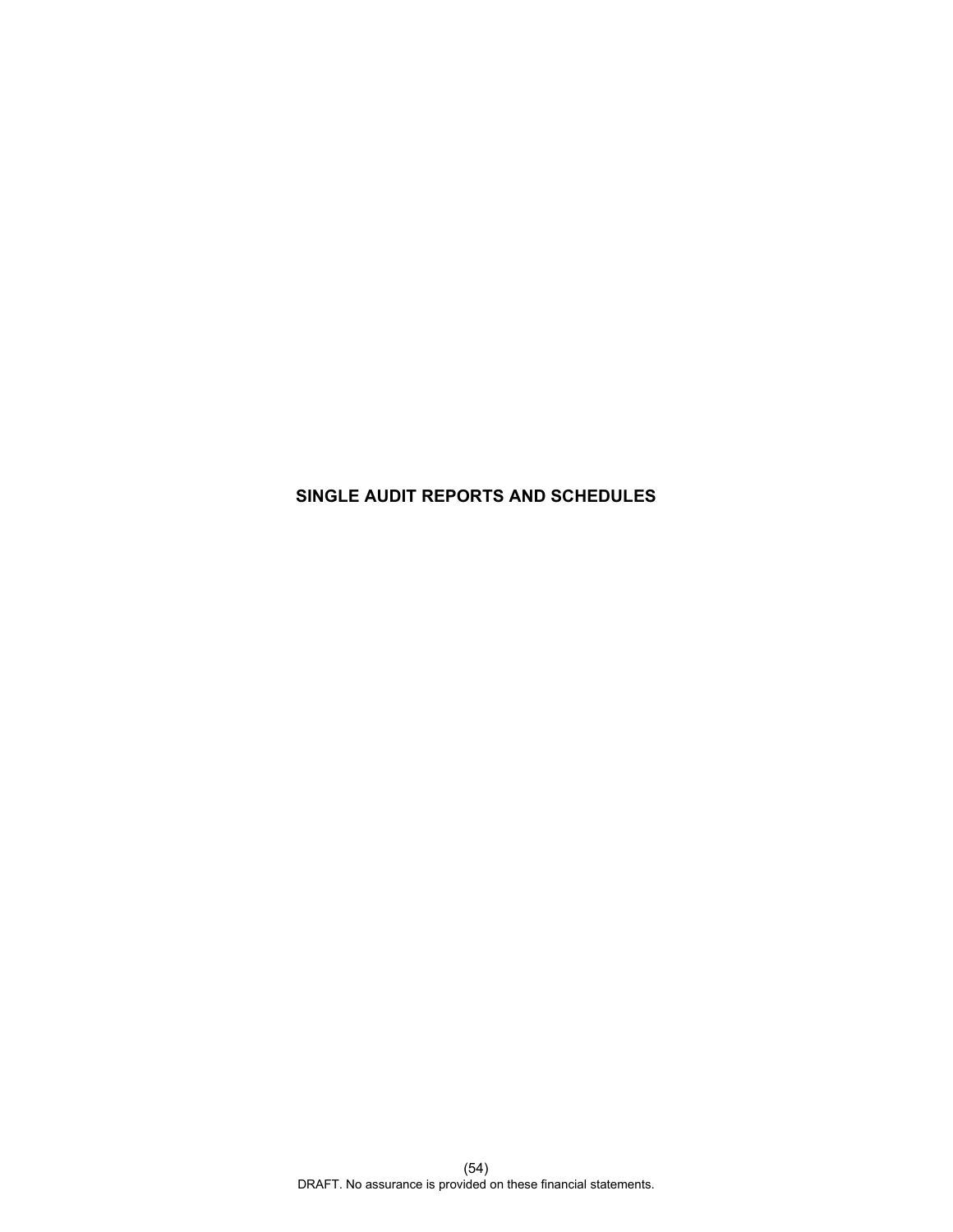# SINGLE AUDIT REPORTS AND SCHEDULES

DRAFT. No assurance is provided on these financial statements.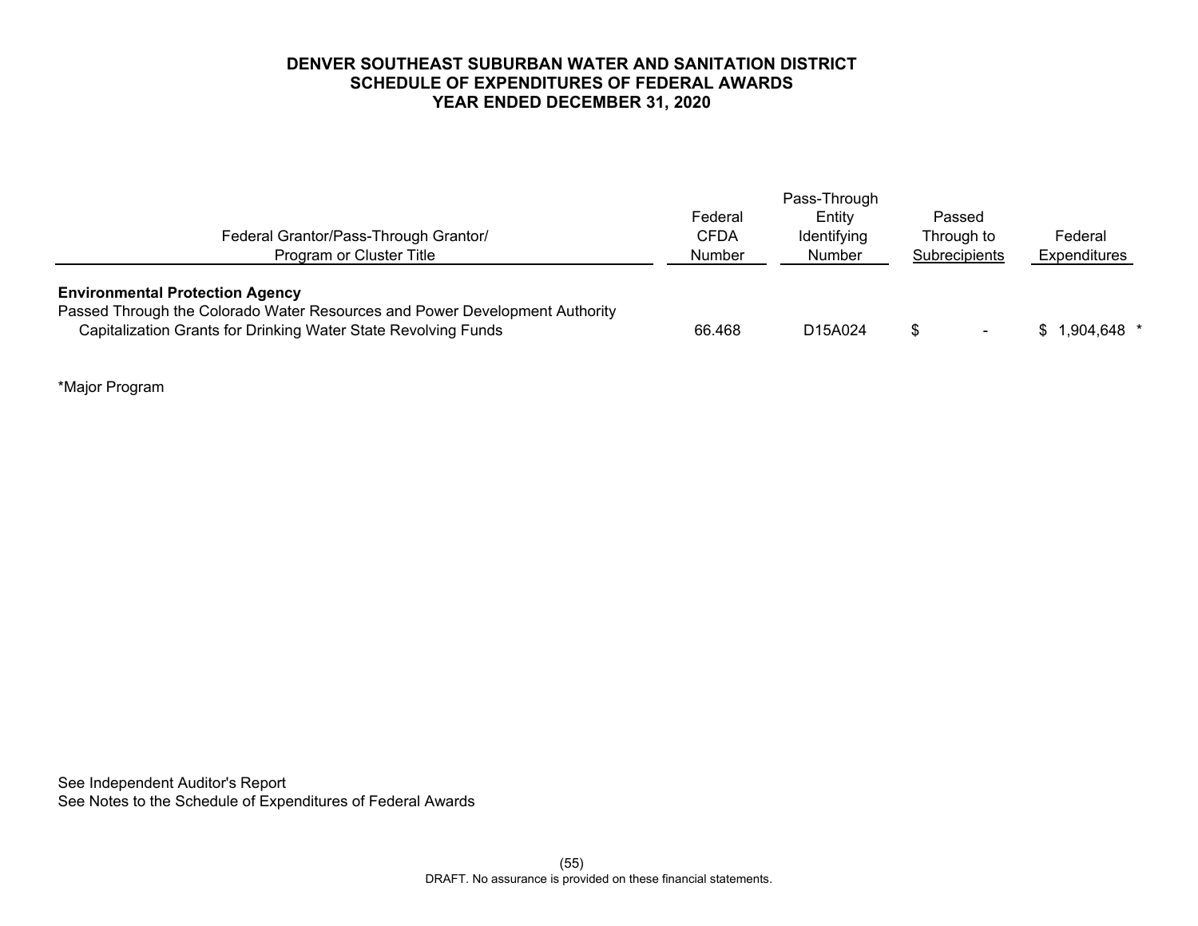**DENVER SOUTHEAST SUBURBAN WATER AND SANITATION DISTRICT**
**SCHEDULE OF EXPENDITURES OF FEDERAL AWARDS**
**YEAR ENDED DECEMBER 31, 2020**

| Federal Grantor/Pass-Through Grantor/ Program or Cluster Title | Federal CFDA Number | Pass-Through Entity Identifying Number | Passed Through to Subrecipients | Federal Expenditures |
|---|---|---|---|---|
| **Environmental Protection Agency** | | | | |
| Passed Through the Colorado Water Resources and Power Development Authority | | | | |
| Capitalization Grants for Drinking Water State Revolving Funds | 66.468 | D15A024 | $ - | $ 1,904,648 * |

*Major Program

See Independent Auditor's Report
See Notes to the Schedule of Expenditures of Federal Awards

DRAFT. No assurance is provided on these financial statements.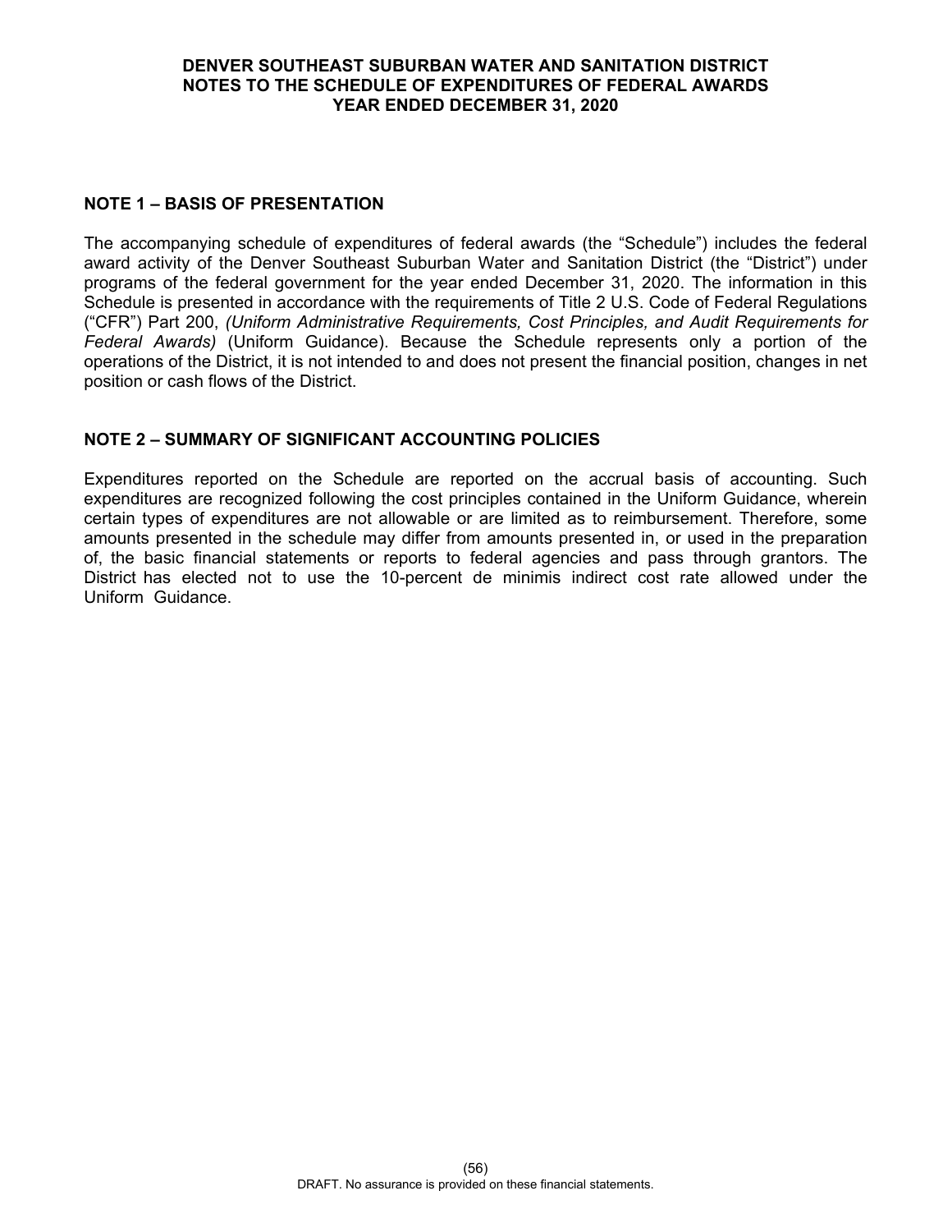# DENVER SOUTHEAST SUBURBAN WATER AND SANITATION DISTRICT
## NOTES TO THE SCHEDULE OF EXPENDITURES OF FEDERAL AWARDS
## YEAR ENDED DECEMBER 31, 2020

### NOTE 1 – BASIS OF PRESENTATION

The accompanying schedule of expenditures of federal awards (the "Schedule") includes the federal award activity of the Denver Southeast Suburban Water and Sanitation District (the "District") under programs of the federal government for the year ended December 31, 2020. The information in this Schedule is presented in accordance with the requirements of Title 2 U.S. Code of Federal Regulations ("CFR") Part 200, *(Uniform Administrative Requirements, Cost Principles, and Audit Requirements for Federal Awards)* (Uniform Guidance). Because the Schedule represents only a portion of the operations of the District, it is not intended to and does not present the financial position, changes in net position or cash flows of the District.

### NOTE 2 – SUMMARY OF SIGNIFICANT ACCOUNTING POLICIES

Expenditures reported on the Schedule are reported on the accrual basis of accounting. Such expenditures are recognized following the cost principles contained in the Uniform Guidance, wherein certain types of expenditures are not allowable or are limited as to reimbursement. Therefore, some amounts presented in the schedule may differ from amounts presented in, or used in the preparation of, the basic financial statements or reports to federal agencies and pass through grantors. The District has elected not to use the 10-percent de minimis indirect cost rate allowed under the Uniform Guidance.

DRAFT. No assurance is provided on these financial statements.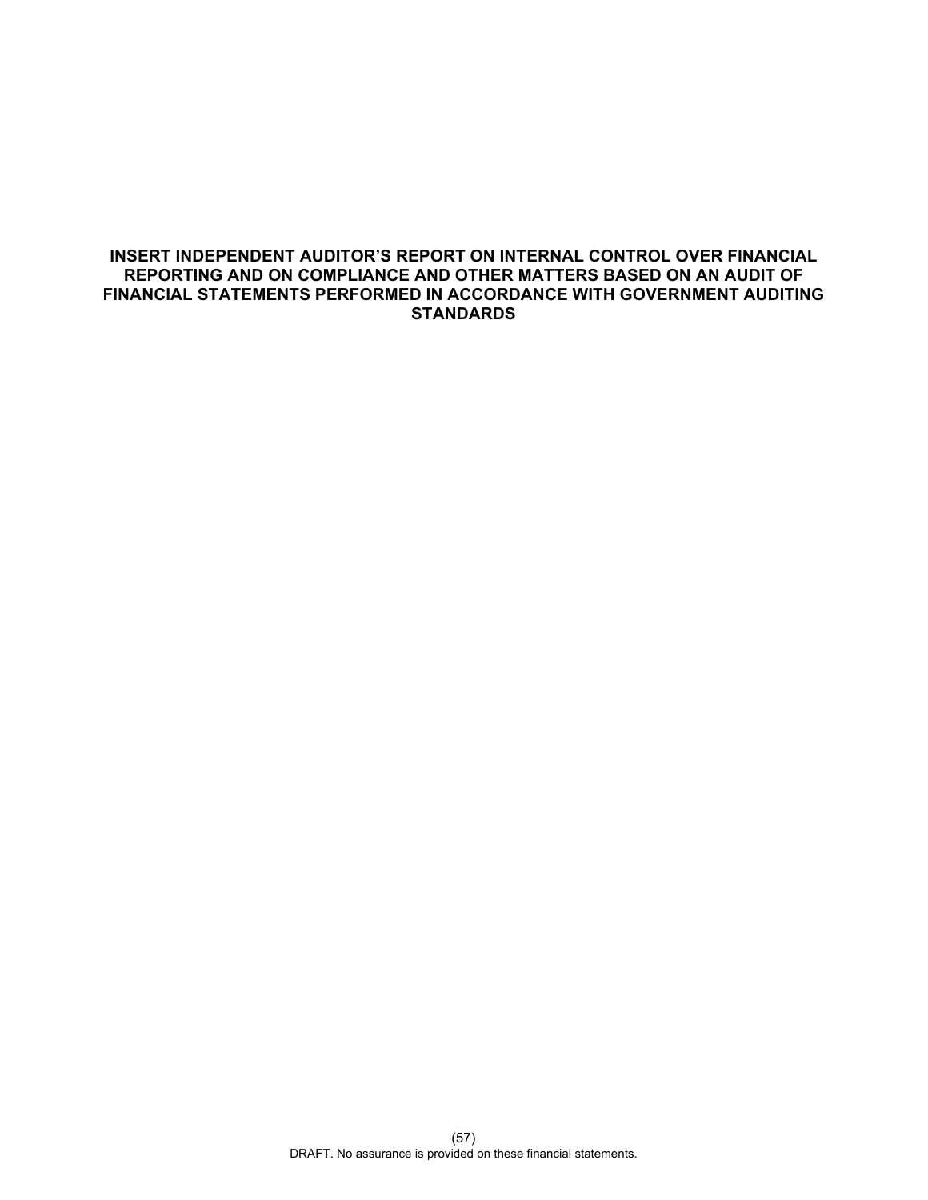**INSERT INDEPENDENT AUDITOR'S REPORT ON INTERNAL CONTROL OVER FINANCIAL REPORTING AND ON COMPLIANCE AND OTHER MATTERS BASED ON AN AUDIT OF FINANCIAL STATEMENTS PERFORMED IN ACCORDANCE WITH GOVERNMENT AUDITING STANDARDS**

DRAFT. No assurance is provided on these financial statements.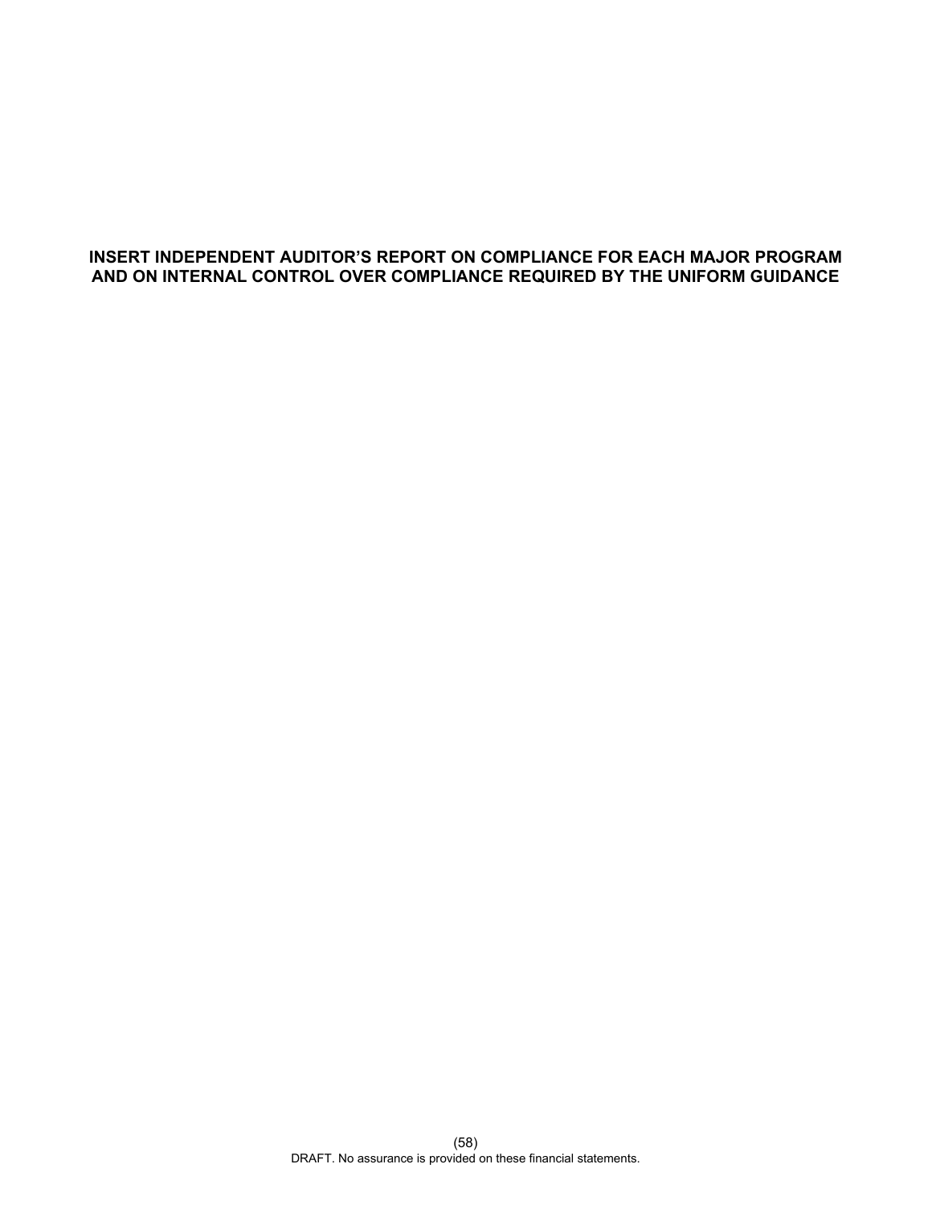**INSERT INDEPENDENT AUDITOR'S REPORT ON COMPLIANCE FOR EACH MAJOR PROGRAM AND ON INTERNAL CONTROL OVER COMPLIANCE REQUIRED BY THE UNIFORM GUIDANCE**

DRAFT. No assurance is provided on these financial statements.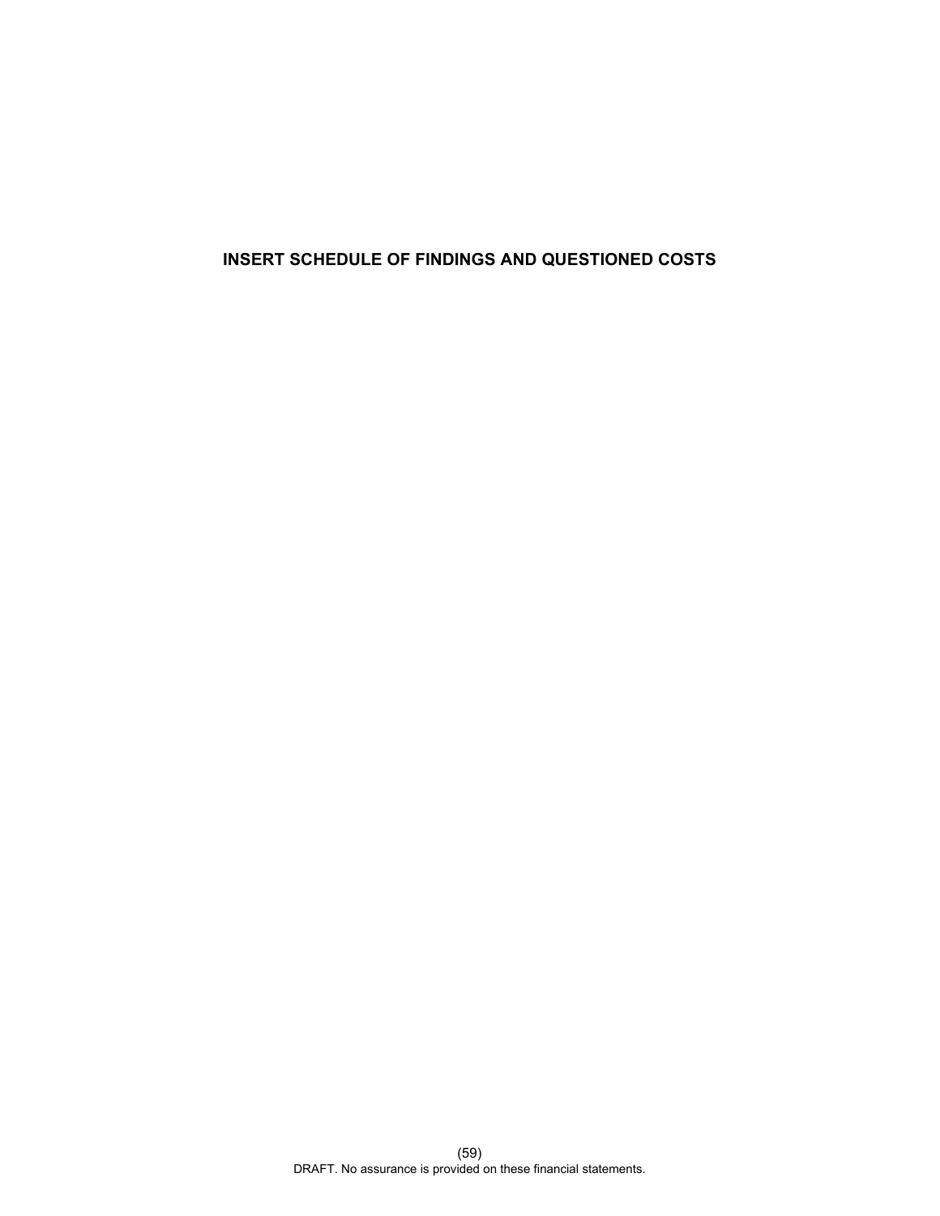**INSERT SCHEDULE OF FINDINGS AND QUESTIONED COSTS**

DRAFT. No assurance is provided on these financial statements.